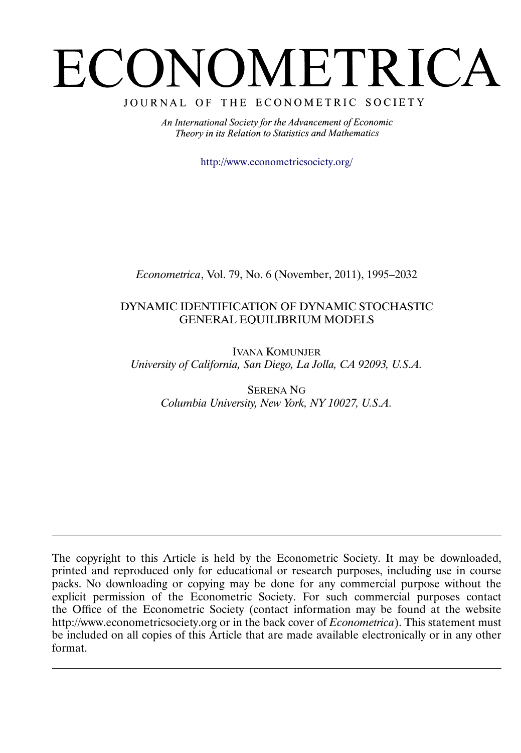# ECONOMETRICA

JOURNAL OF THE ECONOMETRIC SOCIETY

*An International Society for the Advancement of Economic Theory in its Relation to Statistics and Mathematics*

http://www.econometricsociety.org/

*Econometrica*, Vol. 79, No. 6 (November, 2011), 1995–2032

## DYNAMIC IDENTIFICATION OF DYNAMIC STOCHASTIC GENERAL EQUILIBRIUM MODELS

IVANA KOMUNJER
*University of California, San Diego, La Jolla, CA 92093, U.S.A.*

SERENA NG
*Columbia University, New York, NY 10027, U.S.A.*

---

The copyright to this Article is held by the Econometric Society. It may be downloaded, printed and reproduced only for educational or research purposes, including use in course packs. No downloading or copying may be done for any commercial purpose without the explicit permission of the Econometric Society. For such commercial purposes contact the Office of the Econometric Society (contact information may be found at the website http://www.econometricsociety.org or in the back cover of *Econometrica*). This statement must be included on all copies of this Article that are made available electronically or in any other format.

---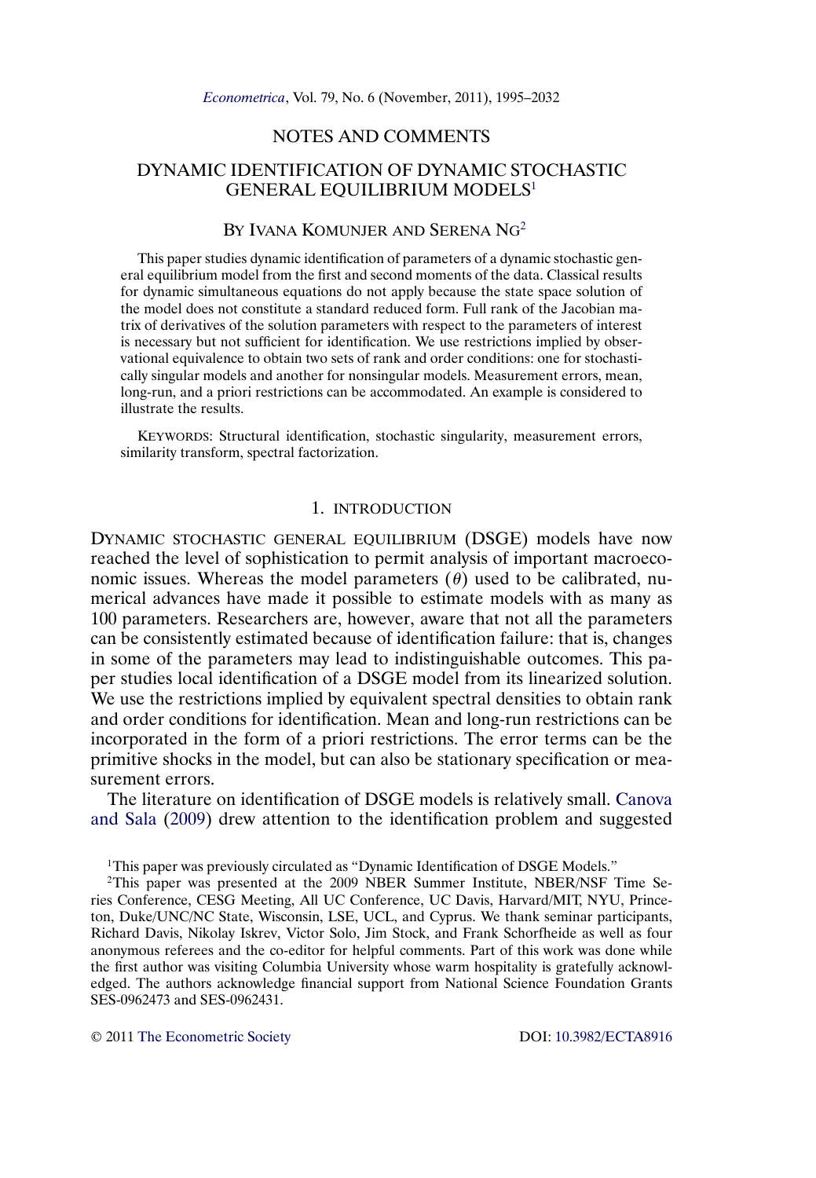NOTES AND COMMENTS

# DYNAMIC IDENTIFICATION OF DYNAMIC STOCHASTIC GENERAL EQUILIBRIUM MODELS[1]

By Ivana Komunjer and Serena Ng[2]

This paper studies dynamic identification of parameters of a dynamic stochastic general equilibrium model from the first and second moments of the data. Classical results for dynamic simultaneous equations do not apply because the state space solution of the model does not constitute a standard reduced form. Full rank of the Jacobian matrix of derivatives of the solution parameters with respect to the parameters of interest is necessary but not sufficient for identification. We use restrictions implied by observational equivalence to obtain two sets of rank and order conditions: one for stochastically singular models and another for nonsingular models. Measurement errors, mean, long-run, and a priori restrictions can be accommodated. An example is considered to illustrate the results.

KEYWORDS: Structural identification, stochastic singularity, measurement errors, similarity transform, spectral factorization.

## 1. INTRODUCTION

DYNAMIC STOCHASTIC GENERAL EQUILIBRIUM (DSGE) models have now reached the level of sophistication to permit analysis of important macroeconomic issues. Whereas the model parameters ($\theta$) used to be calibrated, numerical advances have made it possible to estimate models with as many as 100 parameters. Researchers are, however, aware that not all the parameters can be consistently estimated because of identification failure: that is, changes in some of the parameters may lead to indistinguishable outcomes. This paper studies local identification of a DSGE model from its linearized solution. We use the restrictions implied by equivalent spectral densities to obtain rank and order conditions for identification. Mean and long-run restrictions can be incorporated in the form of a priori restrictions. The error terms can be the primitive shocks in the model, but can also be stationary specification or measurement errors.

The literature on identification of DSGE models is relatively small. Canova and Sala (2009) drew attention to the identification problem and suggested

[1]This paper was previously circulated as "Dynamic Identification of DSGE Models."

[2]This paper was presented at the 2009 NBER Summer Institute, NBER/NSF Time Series Conference, CESG Meeting, All UC Conference, UC Davis, Harvard/MIT, NYU, Princeton, Duke/UNC/NC State, Wisconsin, LSE, UCL, and Cyprus. We thank seminar participants, Richard Davis, Nikolay Iskrev, Victor Solo, Jim Stock, and Frank Schorfheide as well as four anonymous referees and the co-editor for helpful comments. Part of this work was done while the first author was visiting Columbia University whose warm hospitality is gratefully acknowledged. The authors acknowledge financial support from National Science Foundation Grants SES-0962473 and SES-0962431.

© 2011 The Econometric Society DOI: 10.3982/ECTA8916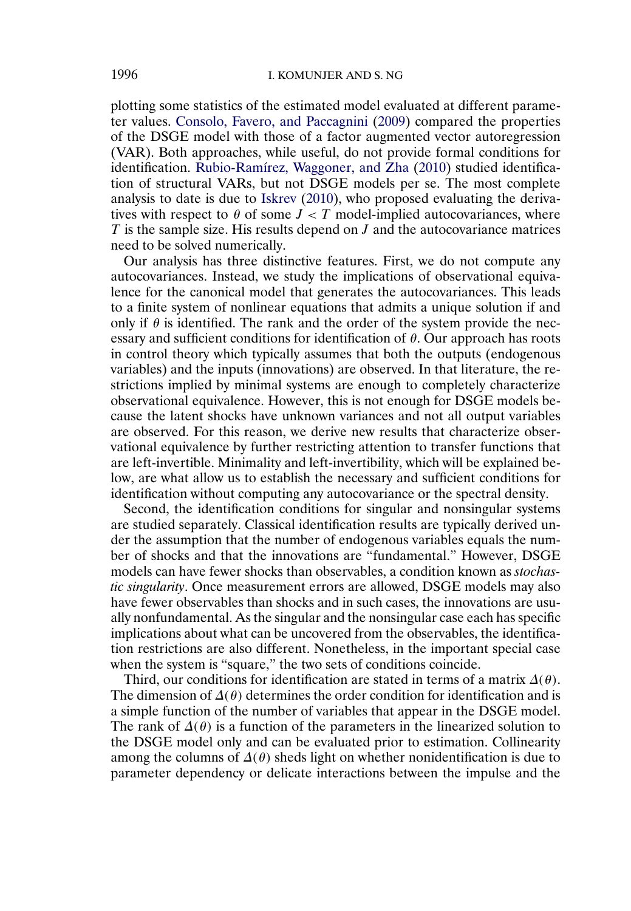plotting some statistics of the estimated model evaluated at different parameter values. Consolo, Favero, and Paccagnini (2009) compared the properties of the DSGE model with those of a factor augmented vector autoregression (VAR). Both approaches, while useful, do not provide formal conditions for identification. Rubio-Ramírez, Waggoner, and Zha (2010) studied identification of structural VARs, but not DSGE models per se. The most complete analysis to date is due to Iskrev (2010), who proposed evaluating the derivatives with respect to $\theta$ of some $J < T$ model-implied autocovariances, where $T$ is the sample size. His results depend on $J$ and the autocovariance matrices need to be solved numerically.

Our analysis has three distinctive features. First, we do not compute any autocovariances. Instead, we study the implications of observational equivalence for the canonical model that generates the autocovariances. This leads to a finite system of nonlinear equations that admits a unique solution if and only if $\theta$ is identified. The rank and the order of the system provide the necessary and sufficient conditions for identification of $\theta$. Our approach has roots in control theory which typically assumes that both the outputs (endogenous variables) and the inputs (innovations) are observed. In that literature, the restrictions implied by minimal systems are enough to completely characterize observational equivalence. However, this is not enough for DSGE models because the latent shocks have unknown variances and not all output variables are observed. For this reason, we derive new results that characterize observational equivalence by further restricting attention to transfer functions that are left-invertible. Minimality and left-invertibility, which will be explained below, are what allow us to establish the necessary and sufficient conditions for identification without computing any autocovariance or the spectral density.

Second, the identification conditions for singular and nonsingular systems are studied separately. Classical identification results are typically derived under the assumption that the number of endogenous variables equals the number of shocks and that the innovations are "fundamental." However, DSGE models can have fewer shocks than observables, a condition known as *stochastic singularity*. Once measurement errors are allowed, DSGE models may also have fewer observables than shocks and in such cases, the innovations are usually nonfundamental. As the singular and the nonsingular case each has specific implications about what can be uncovered from the observables, the identification restrictions are also different. Nonetheless, in the important special case when the system is "square," the two sets of conditions coincide.

Third, our conditions for identification are stated in terms of a matrix $\Delta(\theta)$. The dimension of $\Delta(\theta)$ determines the order condition for identification and is a simple function of the number of variables that appear in the DSGE model. The rank of $\Delta(\theta)$ is a function of the parameters in the linearized solution to the DSGE model only and can be evaluated prior to estimation. Collinearity among the columns of $\Delta(\theta)$ sheds light on whether nonidentification is due to parameter dependency or delicate interactions between the impulse and the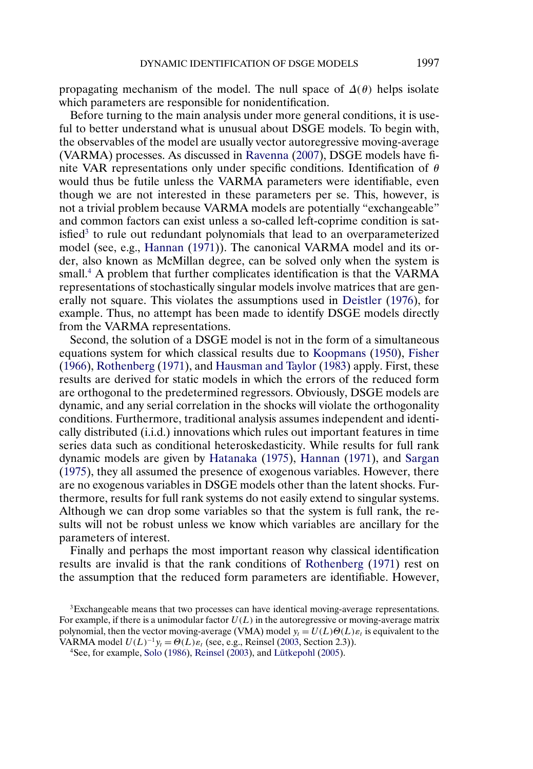propagating mechanism of the model. The null space of $\Delta(\theta)$ helps isolate which parameters are responsible for nonidentification.

Before turning to the main analysis under more general conditions, it is useful to better understand what is unusual about DSGE models. To begin with, the observables of the model are usually vector autoregressive moving-average (VARMA) processes. As discussed in Ravenna (2007), DSGE models have finite VAR representations only under specific conditions. Identification of $\theta$ would thus be futile unless the VARMA parameters were identifiable, even though we are not interested in these parameters per se. This, however, is not a trivial problem because VARMA models are potentially "exchangeable" and common factors can exist unless a so-called left-coprime condition is satisfied[3] to rule out redundant polynomials that lead to an overparameterized model (see, e.g., Hannan (1971)). The canonical VARMA model and its order, also known as McMillan degree, can be solved only when the system is small.[4] A problem that further complicates identification is that the VARMA representations of stochastically singular models involve matrices that are generally not square. This violates the assumptions used in Deistler (1976), for example. Thus, no attempt has been made to identify DSGE models directly from the VARMA representations.

Second, the solution of a DSGE model is not in the form of a simultaneous equations system for which classical results due to Koopmans (1950), Fisher (1966), Rothenberg (1971), and Hausman and Taylor (1983) apply. First, these results are derived for static models in which the errors of the reduced form are orthogonal to the predetermined regressors. Obviously, DSGE models are dynamic, and any serial correlation in the shocks will violate the orthogonality conditions. Furthermore, traditional analysis assumes independent and identically distributed (i.i.d.) innovations which rules out important features in time series data such as conditional heteroskedasticity. While results for full rank dynamic models are given by Hatanaka (1975), Hannan (1971), and Sargan (1975), they all assumed the presence of exogenous variables. However, there are no exogenous variables in DSGE models other than the latent shocks. Furthermore, results for full rank systems do not easily extend to singular systems. Although we can drop some variables so that the system is full rank, the results will not be robust unless we know which variables are ancillary for the parameters of interest.

Finally and perhaps the most important reason why classical identification results are invalid is that the rank conditions of Rothenberg (1971) rest on the assumption that the reduced form parameters are identifiable. However,

[3]Exchangeable means that two processes can have identical moving-average representations. For example, if there is a unimodular factor $U(L)$ in the autoregressive or moving-average matrix polynomial, then the vector moving-average (VMA) model $y_t = U(L)\Theta(L)\varepsilon_t$ is equivalent to the VARMA model $U(L)^{-1}y_t = \Theta(L)\varepsilon_t$ (see, e.g., Reinsel (2003, Section 2.3)).

[4]See, for example, Solo (1986), Reinsel (2003), and Lütkepohl (2005).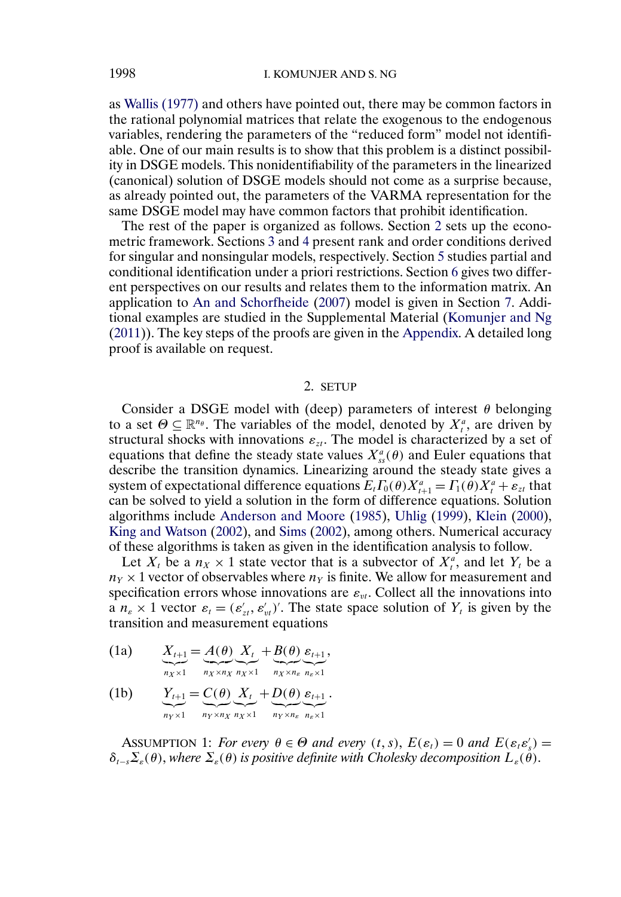as Wallis (1977) and others have pointed out, there may be common factors in the rational polynomial matrices that relate the exogenous to the endogenous variables, rendering the parameters of the "reduced form" model not identifiable. One of our main results is to show that this problem is a distinct possibility in DSGE models. This nonidentifiability of the parameters in the linearized (canonical) solution of DSGE models should not come as a surprise because, as already pointed out, the parameters of the VARMA representation for the same DSGE model may have common factors that prohibit identification.

The rest of the paper is organized as follows. Section 2 sets up the econometric framework. Sections 3 and 4 present rank and order conditions derived for singular and nonsingular models, respectively. Section 5 studies partial and conditional identification under a priori restrictions. Section 6 gives two different perspectives on our results and relates them to the information matrix. An application to An and Schorfheide (2007) model is given in Section 7. Additional examples are studied in the Supplemental Material (Komunjer and Ng (2011)). The key steps of the proofs are given in the Appendix. A detailed long proof is available on request.

## 2. SETUP

Consider a DSGE model with (deep) parameters of interest $\theta$ belonging to a set $\Theta \subseteq \mathbb{R}^{n_\theta}$. The variables of the model, denoted by $X_t^a$, are driven by structural shocks with innovations $\varepsilon_{zt}$. The model is characterized by a set of equations that define the steady state values $X_{ss}^a(\theta)$ and Euler equations that describe the transition dynamics. Linearizing around the steady state gives a system of expectational difference equations $E_t \Gamma_0(\theta) X_{t+1}^a = \Gamma_1(\theta) X_t^a + \varepsilon_{zt}$ that can be solved to yield a solution in the form of difference equations. Solution algorithms include Anderson and Moore (1985), Uhlig (1999), Klein (2000), King and Watson (2002), and Sims (2002), among others. Numerical accuracy of these algorithms is taken as given in the identification analysis to follow.

Let $X_t$ be a $n_X \times 1$ state vector that is a subvector of $X_t^a$, and let $Y_t$ be a $n_Y \times 1$ vector of observables where $n_Y$ is finite. We allow for measurement and specification errors whose innovations are $\varepsilon_{vt}$. Collect all the innovations into a $n_\varepsilon \times 1$ vector $\varepsilon_t = (\varepsilon_{zt}', \varepsilon_{vt}')'$. The state space solution of $Y_t$ is given by the transition and measurement equations

$$
\text{(1a)} \qquad \underbrace{X_{t+1}}_{n_X \times 1} = \underbrace{A(\theta)}_{n_X \times n_X} \underbrace{X_t}_{n_X \times 1} + \underbrace{B(\theta)}_{n_X \times n_\varepsilon} \underbrace{\varepsilon_{t+1}}_{n_\varepsilon \times 1},
$$

$$
\text{(1b)} \qquad \underbrace{Y_{t+1}}_{n_Y \times 1} = \underbrace{C(\theta)}_{n_Y \times n_X} \underbrace{X_t}_{n_X \times 1} + \underbrace{D(\theta)}_{n_Y \times n_\varepsilon} \underbrace{\varepsilon_{t+1}}_{n_\varepsilon \times 1}.
$$

ASSUMPTION 1: *For every $\theta \in \Theta$ and every $(t,s)$, $E(\varepsilon_t) = 0$ and $E(\varepsilon_t \varepsilon_s') = \delta_{t-s} \Sigma_\varepsilon(\theta)$, where $\Sigma_\varepsilon(\theta)$ is positive definite with Cholesky decomposition $L_\varepsilon(\theta)$.*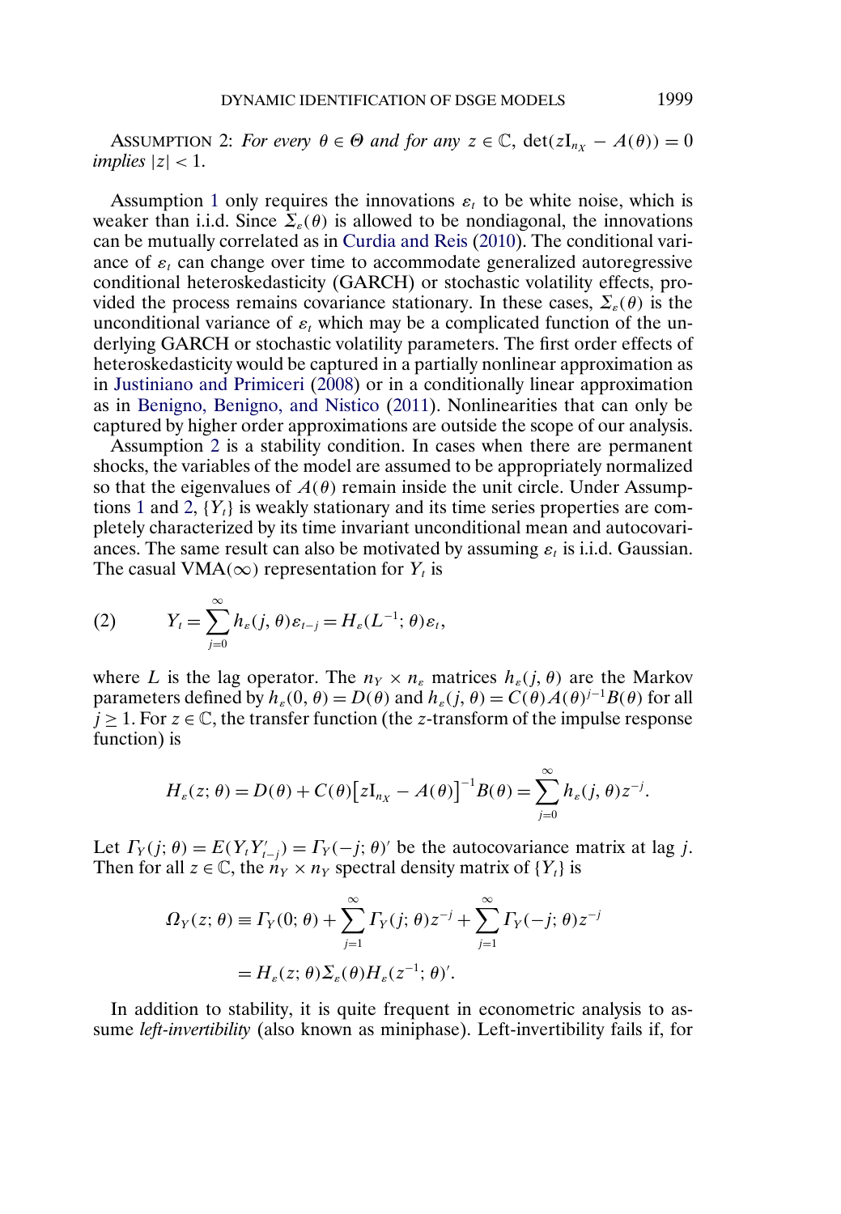ASSUMPTION 2: *For every $\theta \in \Theta$ and for any $z \in \mathbb{C}$, $\det(z\mathrm{I}_{n_X} - A(\theta)) = 0$ implies $|z| < 1$.*

Assumption 1 only requires the innovations $\varepsilon_t$ to be white noise, which is weaker than i.i.d. Since $\Sigma_\varepsilon(\theta)$ is allowed to be nondiagonal, the innovations can be mutually correlated as in Curdia and Reis (2010). The conditional variance of $\varepsilon_t$ can change over time to accommodate generalized autoregressive conditional heteroskedasticity (GARCH) or stochastic volatility effects, provided the process remains covariance stationary. In these cases, $\Sigma_\varepsilon(\theta)$ is the unconditional variance of $\varepsilon_t$ which may be a complicated function of the underlying GARCH or stochastic volatility parameters. The first order effects of heteroskedasticity would be captured in a partially nonlinear approximation as in Justiniano and Primiceri (2008) or in a conditionally linear approximation as in Benigno, Benigno, and Nistico (2011). Nonlinearities that can only be captured by higher order approximations are outside the scope of our analysis.

Assumption 2 is a stability condition. In cases when there are permanent shocks, the variables of the model are assumed to be appropriately normalized so that the eigenvalues of $A(\theta)$ remain inside the unit circle. Under Assumptions 1 and 2, $\{Y_t\}$ is weakly stationary and its time series properties are completely characterized by its time invariant unconditional mean and autocovariances. The same result can also be motivated by assuming $\varepsilon_t$ is i.i.d. Gaussian. The casual VMA($\infty$) representation for $Y_t$ is

$$Y_t = \sum_{j=0}^{\infty} h_\varepsilon(j, \theta)\varepsilon_{t-j} = H_\varepsilon(L^{-1}; \theta)\varepsilon_t, \tag{2}$$

where $L$ is the lag operator. The $n_Y \times n_\varepsilon$ matrices $h_\varepsilon(j, \theta)$ are the Markov parameters defined by $h_\varepsilon(0, \theta) = D(\theta)$ and $h_\varepsilon(j, \theta) = C(\theta)A(\theta)^{j-1}B(\theta)$ for all $j \geq 1$. For $z \in \mathbb{C}$, the transfer function (the $z$-transform of the impulse response function) is

$$H_\varepsilon(z; \theta) = D(\theta) + C(\theta)\big[z\mathrm{I}_{n_X} - A(\theta)\big]^{-1}B(\theta) = \sum_{j=0}^{\infty} h_\varepsilon(j, \theta)z^{-j}.$$

Let $\Gamma_Y(j; \theta) = E(Y_t Y_{t-j}') = \Gamma_Y(-j; \theta)'$ be the autocovariance matrix at lag $j$. Then for all $z \in \mathbb{C}$, the $n_Y \times n_Y$ spectral density matrix of $\{Y_t\}$ is

$$\begin{aligned}
\Omega_Y(z; \theta) &\equiv \Gamma_Y(0; \theta) + \sum_{j=1}^{\infty}\Gamma_Y(j; \theta)z^{-j} + \sum_{j=1}^{\infty}\Gamma_Y(-j; \theta)z^{-j} \\
&= H_\varepsilon(z; \theta)\Sigma_\varepsilon(\theta)H_\varepsilon(z^{-1}; \theta)'.
\end{aligned}$$

In addition to stability, it is quite frequent in econometric analysis to assume *left-invertibility* (also known as miniphase). Left-invertibility fails if, for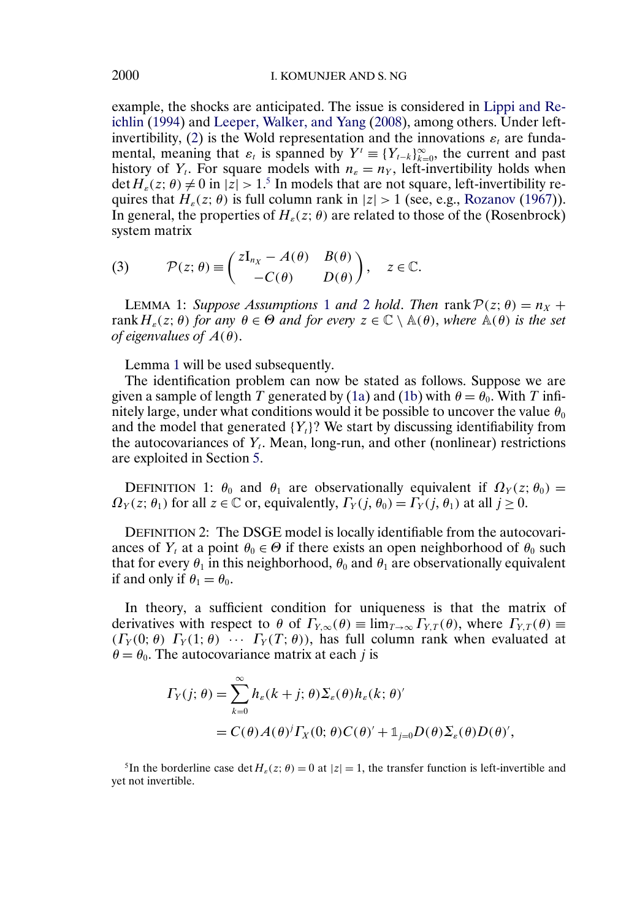example, the shocks are anticipated. The issue is considered in Lippi and Reichlin (1994) and Leeper, Walker, and Yang (2008), among others. Under left-invertibility, (2) is the Wold representation and the innovations $\varepsilon_t$ are fundamental, meaning that $\varepsilon_t$ is spanned by $Y^t \equiv \{Y_{t-k}\}_{k=0}^{\infty}$, the current and past history of $Y_t$. For square models with $n_\varepsilon = n_Y$, left-invertibility holds when $\det H_\varepsilon(z;\theta) \neq 0$ in $|z| > 1$.[5] In models that are not square, left-invertibility requires that $H_\varepsilon(z;\theta)$ is full column rank in $|z| > 1$ (see, e.g., Rozanov (1967)). In general, the properties of $H_\varepsilon(z;\theta)$ are related to those of the (Rosenbrock) system matrix

$$\mathcal{P}(z;\theta) \equiv \begin{pmatrix} z\mathrm{I}_{n_X} - A(\theta) & B(\theta) \\ -C(\theta) & D(\theta) \end{pmatrix}, \quad z \in \mathbb{C}. \tag{3}$$

LEMMA 1: *Suppose Assumptions 1 and 2 hold. Then* $\operatorname{rank} \mathcal{P}(z;\theta) = n_X + \operatorname{rank} H_\varepsilon(z;\theta)$ *for any* $\theta \in \Theta$ *and for every* $z \in \mathbb{C} \setminus \mathbb{A}(\theta)$, *where* $\mathbb{A}(\theta)$ *is the set of eigenvalues of* $A(\theta)$.

Lemma 1 will be used subsequently.

The identification problem can now be stated as follows. Suppose we are given a sample of length $T$ generated by (1a) and (1b) with $\theta = \theta_0$. With $T$ infinitely large, under what conditions would it be possible to uncover the value $\theta_0$ and the model that generated $\{Y_t\}$? We start by discussing identifiability from the autocovariances of $Y_t$. Mean, long-run, and other (nonlinear) restrictions are exploited in Section 5.

DEFINITION 1: $\theta_0$ and $\theta_1$ are observationally equivalent if $\Omega_Y(z;\theta_0) = \Omega_Y(z;\theta_1)$ for all $z \in \mathbb{C}$ or, equivalently, $\Gamma_Y(j,\theta_0) = \Gamma_Y(j,\theta_1)$ at all $j \geq 0$.

DEFINITION 2: The DSGE model is locally identifiable from the autocovariances of $Y_t$ at a point $\theta_0 \in \Theta$ if there exists an open neighborhood of $\theta_0$ such that for every $\theta_1$ in this neighborhood, $\theta_0$ and $\theta_1$ are observationally equivalent if and only if $\theta_1 = \theta_0$.

In theory, a sufficient condition for uniqueness is that the matrix of derivatives with respect to $\theta$ of $\Gamma_{Y,\infty}(\theta) \equiv \lim_{T\to\infty} \Gamma_{Y,T}(\theta)$, where $\Gamma_{Y,T}(\theta) \equiv (\Gamma_Y(0;\theta) \;\; \Gamma_Y(1;\theta) \;\; \cdots \;\; \Gamma_Y(T;\theta))$, has full column rank when evaluated at $\theta = \theta_0$. The autocovariance matrix at each $j$ is

$$\begin{aligned} \Gamma_Y(j;\theta) &= \sum_{k=0}^{\infty} h_\varepsilon(k+j;\theta)\Sigma_\varepsilon(\theta)h_\varepsilon(k;\theta)' \\ &= C(\theta)A(\theta)^j \Gamma_X(0;\theta)C(\theta)' + \mathbb{1}_{j=0} D(\theta)\Sigma_\varepsilon(\theta)D(\theta)', \end{aligned}$$

[5] In the borderline case $\det H_\varepsilon(z;\theta) = 0$ at $|z| = 1$, the transfer function is left-invertible and yet not invertible.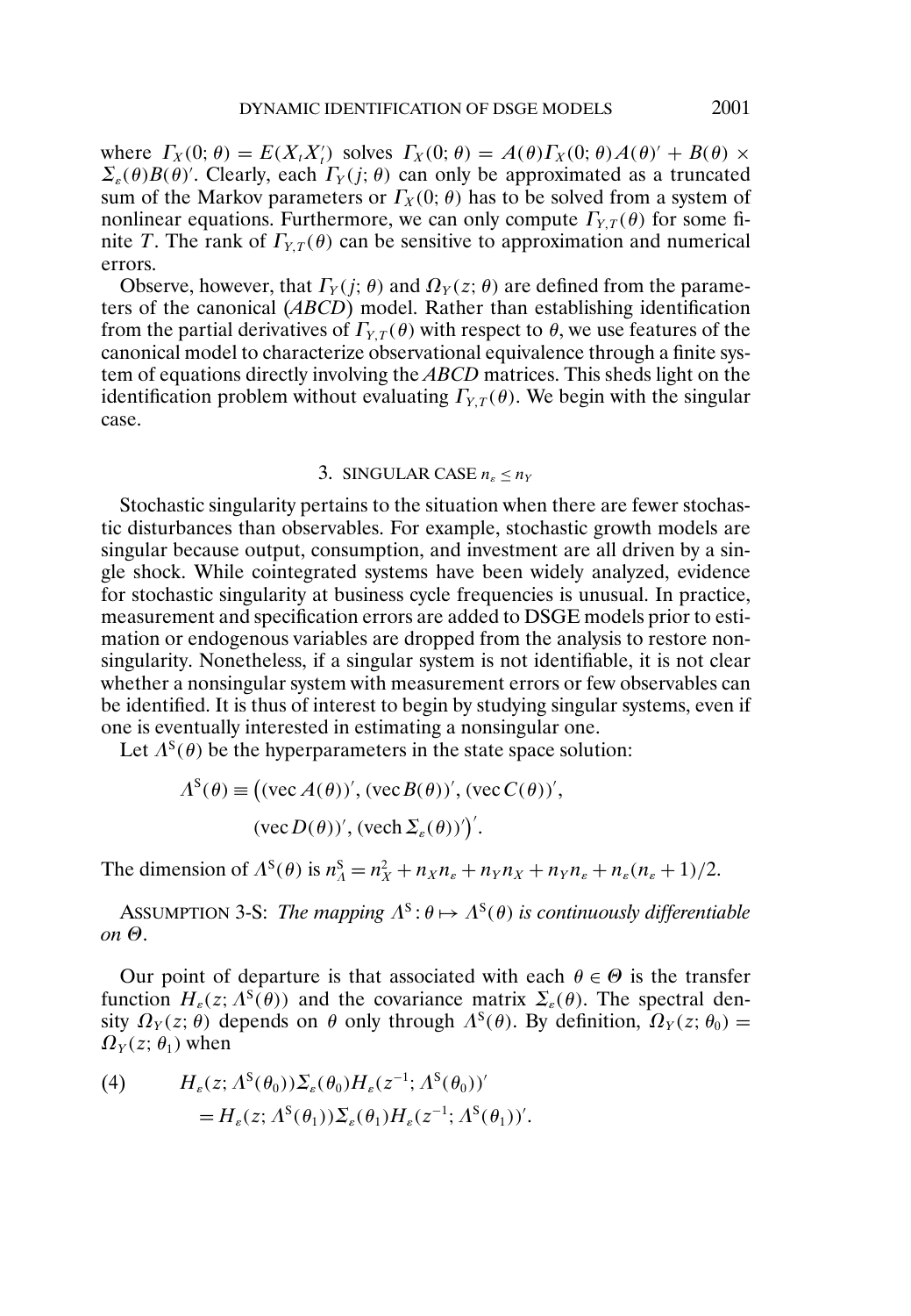where $\Gamma_X(0;\theta) = E(X_t X_t')$ solves $\Gamma_X(0;\theta) = A(\theta)\Gamma_X(0;\theta)A(\theta)' + B(\theta) \times \Sigma_\varepsilon(\theta)B(\theta)'$. Clearly, each $\Gamma_Y(j;\theta)$ can only be approximated as a truncated sum of the Markov parameters or $\Gamma_X(0;\theta)$ has to be solved from a system of nonlinear equations. Furthermore, we can only compute $\Gamma_{Y,T}(\theta)$ for some finite $T$. The rank of $\Gamma_{Y,T}(\theta)$ can be sensitive to approximation and numerical errors.

Observe, however, that $\Gamma_Y(j;\theta)$ and $\Omega_Y(z;\theta)$ are defined from the parameters of the canonical (*ABCD*) model. Rather than establishing identification from the partial derivatives of $\Gamma_{Y,T}(\theta)$ with respect to $\theta$, we use features of the canonical model to characterize observational equivalence through a finite system of equations directly involving the *ABCD* matrices. This sheds light on the identification problem without evaluating $\Gamma_{Y,T}(\theta)$. We begin with the singular case.

## 3. SINGULAR CASE $n_\varepsilon \leq n_Y$

Stochastic singularity pertains to the situation when there are fewer stochastic disturbances than observables. For example, stochastic growth models are singular because output, consumption, and investment are all driven by a single shock. While cointegrated systems have been widely analyzed, evidence for stochastic singularity at business cycle frequencies is unusual. In practice, measurement and specification errors are added to DSGE models prior to estimation or endogenous variables are dropped from the analysis to restore nonsingularity. Nonetheless, if a singular system is not identifiable, it is not clear whether a nonsingular system with measurement errors or few observables can be identified. It is thus of interest to begin by studying singular systems, even if one is eventually interested in estimating a nonsingular one.

Let $\Lambda^S(\theta)$ be the hyperparameters in the state space solution:

$$\Lambda^S(\theta) \equiv \big((\operatorname{vec} A(\theta))', (\operatorname{vec} B(\theta))', (\operatorname{vec} C(\theta))',$$
$$(\operatorname{vec} D(\theta))', (\operatorname{vech} \Sigma_\varepsilon(\theta))'\big)'.$$

The dimension of $\Lambda^S(\theta)$ is $n_\Lambda^S = n_X^2 + n_X n_\varepsilon + n_Y n_X + n_Y n_\varepsilon + n_\varepsilon(n_\varepsilon+1)/2$.

ASSUMPTION 3-S: *The mapping $\Lambda^S : \theta \mapsto \Lambda^S(\theta)$ is continuously differentiable on $\Theta$.*

Our point of departure is that associated with each $\theta \in \Theta$ is the transfer function $H_\varepsilon(z;\Lambda^S(\theta))$ and the covariance matrix $\Sigma_\varepsilon(\theta)$. The spectral density $\Omega_Y(z;\theta)$ depends on $\theta$ only through $\Lambda^S(\theta)$. By definition, $\Omega_Y(z;\theta_0) = \Omega_Y(z;\theta_1)$ when

$$\begin{aligned}(4) \qquad & H_\varepsilon(z;\Lambda^S(\theta_0))\Sigma_\varepsilon(\theta_0)H_\varepsilon(z^{-1};\Lambda^S(\theta_0))' \\ & = H_\varepsilon(z;\Lambda^S(\theta_1))\Sigma_\varepsilon(\theta_1)H_\varepsilon(z^{-1};\Lambda^S(\theta_1))'.\end{aligned}$$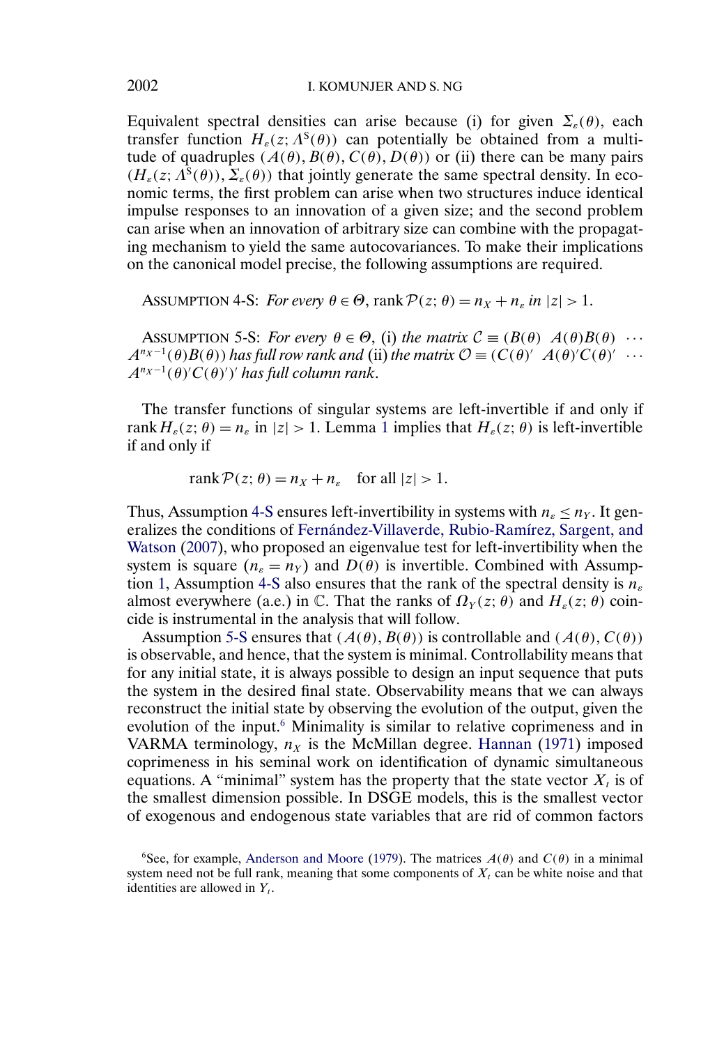Equivalent spectral densities can arise because (i) for given $\Sigma_\varepsilon(\theta)$, each transfer function $H_\varepsilon(z; \Lambda^S(\theta))$ can potentially be obtained from a multitude of quadruples $(A(\theta), B(\theta), C(\theta), D(\theta))$ or (ii) there can be many pairs $(H_\varepsilon(z; \Lambda^S(\theta)), \Sigma_\varepsilon(\theta))$ that jointly generate the same spectral density. In economic terms, the first problem can arise when two structures induce identical impulse responses to an innovation of a given size; and the second problem can arise when an innovation of arbitrary size can combine with the propagating mechanism to yield the same autocovariances. To make their implications on the canonical model precise, the following assumptions are required.

ASSUMPTION 4-S: *For every* $\theta \in \Theta$, $\operatorname{rank} \mathcal{P}(z; \theta) = n_X + n_\varepsilon$ *in* $|z| > 1$.

ASSUMPTION 5-S: *For every* $\theta \in \Theta$, (i) *the matrix* $\mathcal{C} \equiv (B(\theta) \;\; A(\theta)B(\theta) \;\; \cdots \;\; A^{n_X-1}(\theta)B(\theta))$ *has full row rank and* (ii) *the matrix* $\mathcal{O} \equiv (C(\theta)' \;\; A(\theta)'C(\theta)' \;\; \cdots \;\; A^{n_X-1}(\theta)'C(\theta)')'$ *has full column rank.*

The transfer functions of singular systems are left-invertible if and only if $\operatorname{rank} H_\varepsilon(z; \theta) = n_\varepsilon$ in $|z| > 1$. Lemma 1 implies that $H_\varepsilon(z; \theta)$ is left-invertible if and only if

$$\operatorname{rank} \mathcal{P}(z; \theta) = n_X + n_\varepsilon \quad \text{for all } |z| > 1.$$

Thus, Assumption 4-S ensures left-invertibility in systems with $n_\varepsilon \leq n_Y$. It generalizes the conditions of Fernández-Villaverde, Rubio-Ramírez, Sargent, and Watson (2007), who proposed an eigenvalue test for left-invertibility when the system is square ($n_\varepsilon = n_Y$) and $D(\theta)$ is invertible. Combined with Assumption 1, Assumption 4-S also ensures that the rank of the spectral density is $n_\varepsilon$ almost everywhere (a.e.) in $\mathbb{C}$. That the ranks of $\Omega_Y(z; \theta)$ and $H_\varepsilon(z; \theta)$ coincide is instrumental in the analysis that will follow.

Assumption 5-S ensures that $(A(\theta), B(\theta))$ is controllable and $(A(\theta), C(\theta))$ is observable, and hence, that the system is minimal. Controllability means that for any initial state, it is always possible to design an input sequence that puts the system in the desired final state. Observability means that we can always reconstruct the initial state by observing the evolution of the output, given the evolution of the input.[6] Minimality is similar to relative coprimeness and in VARMA terminology, $n_X$ is the McMillan degree. Hannan (1971) imposed coprimeness in his seminal work on identification of dynamic simultaneous equations. A "minimal" system has the property that the state vector $X_t$ is of the smallest dimension possible. In DSGE models, this is the smallest vector of exogenous and endogenous state variables that are rid of common factors

[6]See, for example, Anderson and Moore (1979). The matrices $A(\theta)$ and $C(\theta)$ in a minimal system need not be full rank, meaning that some components of $X_t$ can be white noise and that identities are allowed in $Y_t$.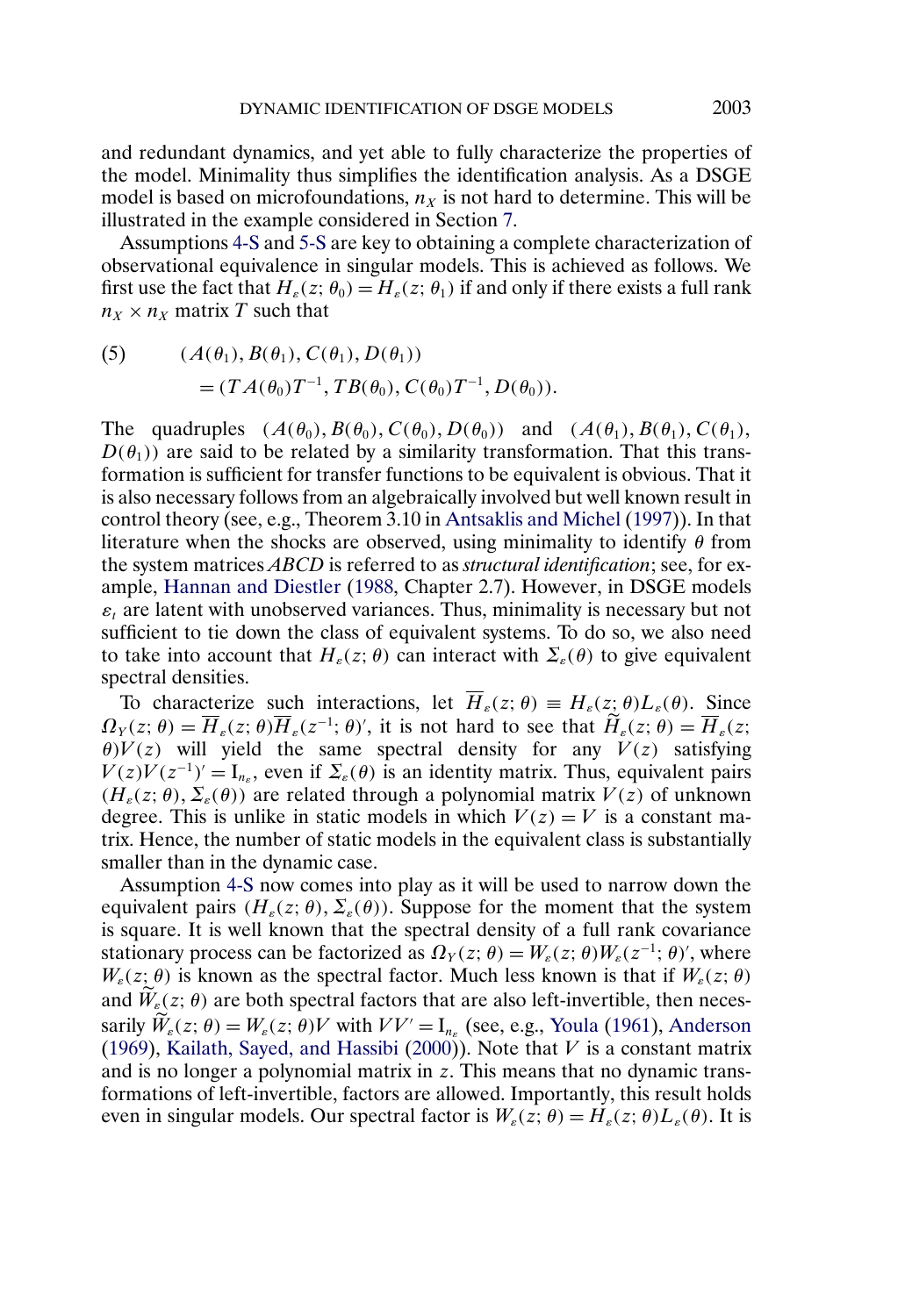and redundant dynamics, and yet able to fully characterize the properties of the model. Minimality thus simplifies the identification analysis. As a DSGE model is based on microfoundations, $n_X$ is not hard to determine. This will be illustrated in the example considered in Section 7.

Assumptions 4-S and 5-S are key to obtaining a complete characterization of observational equivalence in singular models. This is achieved as follows. We first use the fact that $H_\varepsilon(z;\theta_0) = H_\varepsilon(z;\theta_1)$ if and only if there exists a full rank $n_X \times n_X$ matrix $T$ such that

$$
\begin{aligned}
\text{(5)}\qquad & (A(\theta_1), B(\theta_1), C(\theta_1), D(\theta_1)) \\
& \quad = (TA(\theta_0)T^{-1}, TB(\theta_0), C(\theta_0)T^{-1}, D(\theta_0)).
\end{aligned}
$$

The quadruples $(A(\theta_0), B(\theta_0), C(\theta_0), D(\theta_0))$ and $(A(\theta_1), B(\theta_1), C(\theta_1), D(\theta_1))$ are said to be related by a similarity transformation. That this transformation is sufficient for transfer functions to be equivalent is obvious. That it is also necessary follows from an algebraically involved but well known result in control theory (see, e.g., Theorem 3.10 in Antsaklis and Michel (1997)). In that literature when the shocks are observed, using minimality to identify $\theta$ from the system matrices *ABCD* is referred to as *structural identification*; see, for example, Hannan and Diestler (1988, Chapter 2.7). However, in DSGE models $\varepsilon_t$ are latent with unobserved variances. Thus, minimality is necessary but not sufficient to tie down the class of equivalent systems. To do so, we also need to take into account that $H_\varepsilon(z;\theta)$ can interact with $\Sigma_\varepsilon(\theta)$ to give equivalent spectral densities.

To characterize such interactions, let $\overline{H}_\varepsilon(z;\theta) \equiv H_\varepsilon(z;\theta)L_\varepsilon(\theta)$. Since $\Omega_Y(z;\theta) = \overline{H}_\varepsilon(z;\theta)\overline{H}_\varepsilon(z^{-1};\theta)'$, it is not hard to see that $\widetilde{H}_\varepsilon(z;\theta) = \overline{H}_\varepsilon(z;\theta)V(z)$ will yield the same spectral density for any $V(z)$ satisfying $V(z)V(z^{-1})' = \mathrm{I}_{n_\varepsilon}$, even if $\Sigma_\varepsilon(\theta)$ is an identity matrix. Thus, equivalent pairs $(H_\varepsilon(z;\theta), \Sigma_\varepsilon(\theta))$ are related through a polynomial matrix $V(z)$ of unknown degree. This is unlike in static models in which $V(z) = V$ is a constant matrix. Hence, the number of static models in the equivalent class is substantially smaller than in the dynamic case.

Assumption 4-S now comes into play as it will be used to narrow down the equivalent pairs $(H_\varepsilon(z;\theta), \Sigma_\varepsilon(\theta))$. Suppose for the moment that the system is square. It is well known that the spectral density of a full rank covariance stationary process can be factorized as $\Omega_Y(z;\theta) = W_\varepsilon(z;\theta)W_\varepsilon(z^{-1};\theta)'$, where $W_\varepsilon(z;\theta)$ is known as the spectral factor. Much less known is that if $W_\varepsilon(z;\theta)$ and $\widetilde{W}_\varepsilon(z;\theta)$ are both spectral factors that are also left-invertible, then necessarily $\widetilde{W}_\varepsilon(z;\theta) = W_\varepsilon(z;\theta)V$ with $VV' = \mathrm{I}_{n_\varepsilon}$ (see, e.g., Youla (1961), Anderson (1969), Kailath, Sayed, and Hassibi (2000)). Note that $V$ is a constant matrix and is no longer a polynomial matrix in $z$. This means that no dynamic transformations of left-invertible, factors are allowed. Importantly, this result holds even in singular models. Our spectral factor is $W_\varepsilon(z;\theta) = H_\varepsilon(z;\theta)L_\varepsilon(\theta)$. It is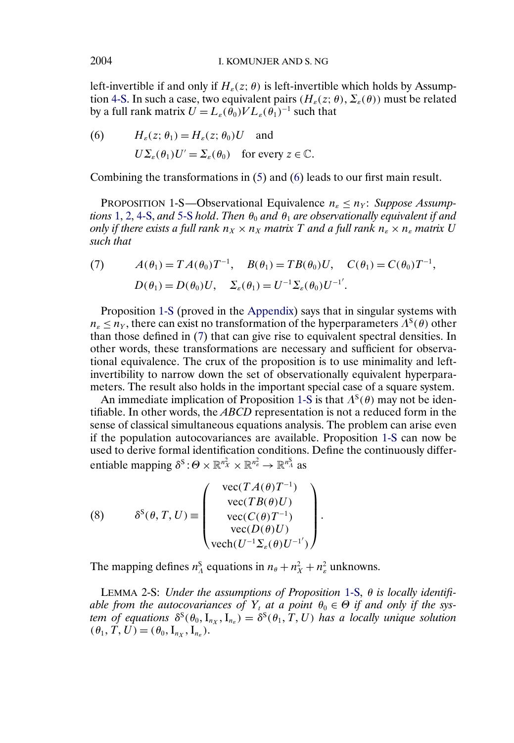left-invertible if and only if $H_\varepsilon(z;\theta)$ is left-invertible which holds by Assumption 4-S. In such a case, two equivalent pairs $(H_\varepsilon(z;\theta), \Sigma_\varepsilon(\theta))$ must be related by a full rank matrix $U = L_\varepsilon(\theta_0)VL_\varepsilon(\theta_1)^{-1}$ such that

$$
\begin{aligned}
(6) \qquad & H_\varepsilon(z;\theta_1) = H_\varepsilon(z;\theta_0)U \quad \text{and} \\
& U\Sigma_\varepsilon(\theta_1)U' = \Sigma_\varepsilon(\theta_0) \quad \text{for every } z \in \mathbb{C}.
\end{aligned}
$$

Combining the transformations in (5) and (6) leads to our first main result.

PROPOSITION 1-S—Observational Equivalence $n_\varepsilon \leq n_Y$: *Suppose Assumptions 1, 2, 4-S, and 5-S hold. Then $\theta_0$ and $\theta_1$ are observationally equivalent if and only if there exists a full rank $n_X \times n_X$ matrix $T$ and a full rank $n_\varepsilon \times n_\varepsilon$ matrix $U$ such that*

$$
\begin{aligned}
(7) \qquad & A(\theta_1) = TA(\theta_0)T^{-1}, \quad B(\theta_1) = TB(\theta_0)U, \quad C(\theta_1) = C(\theta_0)T^{-1}, \\
& D(\theta_1) = D(\theta_0)U, \quad \Sigma_\varepsilon(\theta_1) = U^{-1}\Sigma_\varepsilon(\theta_0)U^{-1'}.
\end{aligned}
$$

Proposition 1-S (proved in the Appendix) says that in singular systems with $n_\varepsilon \leq n_Y$, there can exist no transformation of the hyperparameters $\Lambda^{\mathrm{S}}(\theta)$ other than those defined in (7) that can give rise to equivalent spectral densities. In other words, these transformations are necessary and sufficient for observational equivalence. The crux of the proposition is to use minimality and left-invertibility to narrow down the set of observationally equivalent hyperparameters. The result also holds in the important special case of a square system.

An immediate implication of Proposition 1-S is that $\Lambda^{\mathrm{S}}(\theta)$ may not be identifiable. In other words, the *ABCD* representation is not a reduced form in the sense of classical simultaneous equations analysis. The problem can arise even if the population autocovariances are available. Proposition 1-S can now be used to derive formal identification conditions. Define the continuously differentiable mapping $\delta^{\mathrm{S}}: \Theta \times \mathbb{R}^{n_X^2} \times \mathbb{R}^{n_\varepsilon^2} \to \mathbb{R}^{n_\Lambda^{\mathrm{S}}}$ as

$$
(8) \qquad \delta^{\mathrm{S}}(\theta, T, U) \equiv \begin{pmatrix} \operatorname{vec}(TA(\theta)T^{-1}) \\ \operatorname{vec}(TB(\theta)U) \\ \operatorname{vec}(C(\theta)T^{-1}) \\ \operatorname{vec}(D(\theta)U) \\ \operatorname{vech}(U^{-1}\Sigma_\varepsilon(\theta)U^{-1'}) \end{pmatrix}.
$$

The mapping defines $n_\Lambda^{\mathrm{S}}$ equations in $n_\theta + n_X^2 + n_\varepsilon^2$ unknowns.

LEMMA 2-S: *Under the assumptions of Proposition 1-S, $\theta$ is locally identifiable from the autocovariances of $Y_t$ at a point $\theta_0 \in \Theta$ if and only if the system of equations $\delta^{\mathrm{S}}(\theta_0, \mathrm{I}_{n_X}, \mathrm{I}_{n_\varepsilon}) = \delta^{\mathrm{S}}(\theta_1, T, U)$ has a locally unique solution $(\theta_1, T, U) = (\theta_0, \mathrm{I}_{n_X}, \mathrm{I}_{n_\varepsilon})$.*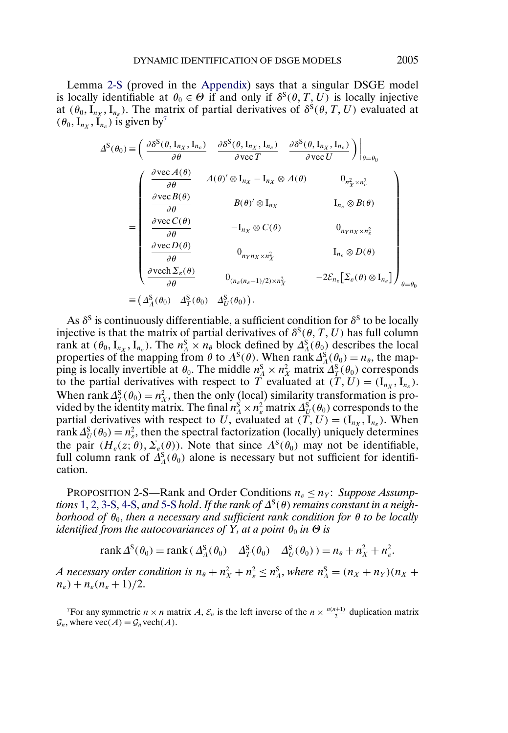Lemma 2-S (proved in the Appendix) says that a singular DSGE model is locally identifiable at $\theta_0 \in \Theta$ if and only if $\delta^{\mathrm{S}}(\theta, T, U)$ is locally injective at $(\theta_0, \mathrm{I}_{n_X}, \mathrm{I}_{n_\varepsilon})$. The matrix of partial derivatives of $\delta^{\mathrm{S}}(\theta, T, U)$ evaluated at $(\theta_0, \mathrm{I}_{n_X}, \mathrm{I}_{n_\varepsilon})$ is given by[7]

$$
\begin{aligned}
\Delta^{\mathrm{S}}(\theta_0) &\equiv \left( \frac{\partial \delta^{\mathrm{S}}(\theta, \mathrm{I}_{n_X}, \mathrm{I}_{n_\varepsilon})}{\partial \theta} \quad \frac{\partial \delta^{\mathrm{S}}(\theta, \mathrm{I}_{n_X}, \mathrm{I}_{n_\varepsilon})}{\partial \operatorname{vec} T} \quad \frac{\partial \delta^{\mathrm{S}}(\theta, \mathrm{I}_{n_X}, \mathrm{I}_{n_\varepsilon})}{\partial \operatorname{vec} U} \right)\Bigg|_{\theta=\theta_0} \\
&= \begin{pmatrix}
\dfrac{\partial \operatorname{vec} A(\theta)}{\partial \theta} & A(\theta)' \otimes \mathrm{I}_{n_X} - \mathrm{I}_{n_X} \otimes A(\theta) & 0_{n_X^2 \times n_\varepsilon^2} \\
\dfrac{\partial \operatorname{vec} B(\theta)}{\partial \theta} & B(\theta)' \otimes \mathrm{I}_{n_X} & \mathrm{I}_{n_\varepsilon} \otimes B(\theta) \\
\dfrac{\partial \operatorname{vec} C(\theta)}{\partial \theta} & -\mathrm{I}_{n_X} \otimes C(\theta) & 0_{n_Y n_X \times n_\varepsilon^2} \\
\dfrac{\partial \operatorname{vec} D(\theta)}{\partial \theta} & 0_{n_Y n_X \times n_X^2} & \mathrm{I}_{n_\varepsilon} \otimes D(\theta) \\
\dfrac{\partial \operatorname{vech} \Sigma_\varepsilon(\theta)}{\partial \theta} & 0_{(n_\varepsilon(n_\varepsilon+1)/2) \times n_X^2} & -2\mathcal{E}_{n_\varepsilon}\left[\Sigma_\varepsilon(\theta) \otimes \mathrm{I}_{n_\varepsilon}\right]
\end{pmatrix}_{\theta=\theta_0} \\
&\equiv \left( \Delta^{\mathrm{S}}_\Lambda(\theta_0) \quad \Delta^{\mathrm{S}}_T(\theta_0) \quad \Delta^{\mathrm{S}}_U(\theta_0) \right).
\end{aligned}
$$

As $\delta^{\mathrm{S}}$ is continuously differentiable, a sufficient condition for $\delta^{\mathrm{S}}$ to be locally injective is that the matrix of partial derivatives of $\delta^{\mathrm{S}}(\theta, T, U)$ has full column rank at $(\theta_0, \mathrm{I}_{n_X}, \mathrm{I}_{n_\varepsilon})$. The $n^{\mathrm{S}}_\Lambda \times n_\theta$ block defined by $\Delta^{\mathrm{S}}_\Lambda(\theta_0)$ describes the local properties of the mapping from $\theta$ to $\Lambda^{\mathrm{S}}(\theta)$. When $\operatorname{rank} \Delta^{\mathrm{S}}_\Lambda(\theta_0) = n_\theta$, the mapping is locally invertible at $\theta_0$. The middle $n^{\mathrm{S}}_\Lambda \times n_X^2$ matrix $\Delta^{\mathrm{S}}_T(\theta_0)$ corresponds to the partial derivatives with respect to $T$ evaluated at $(T, U) = (\mathrm{I}_{n_X}, \mathrm{I}_{n_\varepsilon})$. When $\operatorname{rank} \Delta^{\mathrm{S}}_T(\theta_0) = n_X^2$, then the only (local) similarity transformation is provided by the identity matrix. The final $n^{\mathrm{S}}_\Lambda \times n_\varepsilon^2$ matrix $\Delta^{\mathrm{S}}_U(\theta_0)$ corresponds to the partial derivatives with respect to $U$, evaluated at $(T, U) = (\mathrm{I}_{n_X}, \mathrm{I}_{n_\varepsilon})$. When $\operatorname{rank} \Delta^{\mathrm{S}}_U(\theta_0) = n_\varepsilon^2$, then the spectral factorization (locally) uniquely determines the pair $(H_\varepsilon(z; \theta), \Sigma_\varepsilon(\theta))$. Note that since $\Lambda^{\mathrm{S}}(\theta_0)$ may not be identifiable, full column rank of $\Delta^{\mathrm{S}}_\Lambda(\theta_0)$ alone is necessary but not sufficient for identification.

PROPOSITION 2-S—Rank and Order Conditions $n_\varepsilon \leq n_Y$: *Suppose Assumptions 1, 2, 3-S, 4-S, and 5-S hold. If the rank of $\Delta^{\mathrm{S}}(\theta)$ remains constant in a neighborhood of $\theta_0$, then a necessary and sufficient rank condition for $\theta$ to be locally identified from the autocovariances of $Y_t$ at a point $\theta_0$ in $\Theta$ is*

$$
\operatorname{rank} \Delta^{\mathrm{S}}(\theta_0) = \operatorname{rank} \left( \Delta^{\mathrm{S}}_\Lambda(\theta_0) \quad \Delta^{\mathrm{S}}_T(\theta_0) \quad \Delta^{\mathrm{S}}_U(\theta_0) \right) = n_\theta + n_X^2 + n_\varepsilon^2.
$$

*A necessary order condition is $n_\theta + n_X^2 + n_\varepsilon^2 \leq n^{\mathrm{S}}_\Lambda$, where $n^{\mathrm{S}}_\Lambda = (n_X + n_Y)(n_X + n_\varepsilon) + n_\varepsilon(n_\varepsilon + 1)/2$.*

[7] For any symmetric $n \times n$ matrix $A$, $\mathcal{E}_n$ is the left inverse of the $n \times \frac{n(n+1)}{2}$ duplication matrix $\mathcal{G}_n$, where $\operatorname{vec}(A) = \mathcal{G}_n \operatorname{vech}(A)$.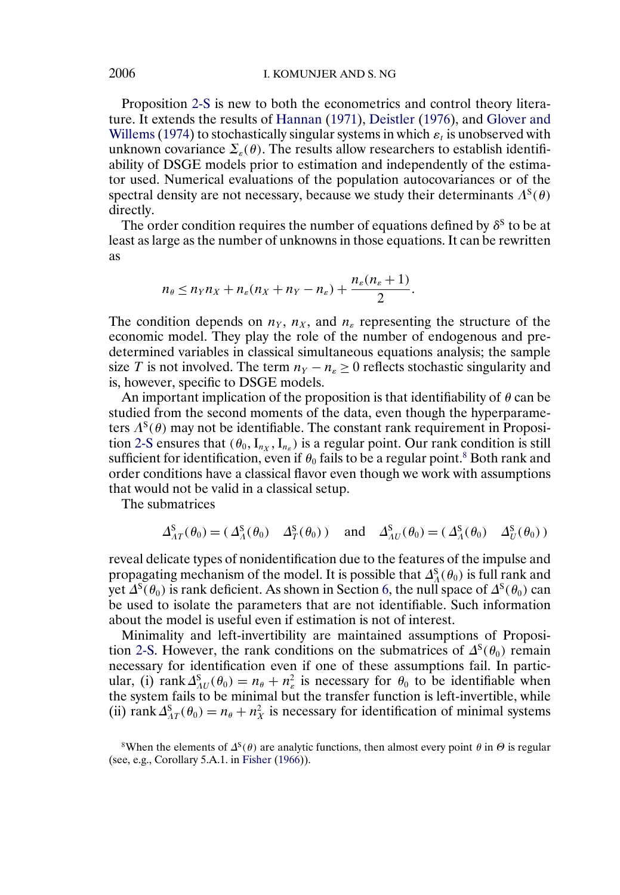Proposition 2-S is new to both the econometrics and control theory literature. It extends the results of Hannan (1971), Deistler (1976), and Glover and Willems (1974) to stochastically singular systems in which $\varepsilon_t$ is unobserved with unknown covariance $\Sigma_\varepsilon(\theta)$. The results allow researchers to establish identifiability of DSGE models prior to estimation and independently of the estimator used. Numerical evaluations of the population autocovariances or of the spectral density are not necessary, because we study their determinants $\Lambda^{\mathrm{S}}(\theta)$ directly.

The order condition requires the number of equations defined by $\delta^{\mathrm{S}}$ to be at least as large as the number of unknowns in those equations. It can be rewritten as

$$n_\theta \leq n_Y n_X + n_\varepsilon(n_X + n_Y - n_\varepsilon) + \frac{n_\varepsilon(n_\varepsilon + 1)}{2}.$$

The condition depends on $n_Y$, $n_X$, and $n_\varepsilon$ representing the structure of the economic model. They play the role of the number of endogenous and predetermined variables in classical simultaneous equations analysis; the sample size $T$ is not involved. The term $n_Y - n_\varepsilon \geq 0$ reflects stochastic singularity and is, however, specific to DSGE models.

An important implication of the proposition is that identifiability of $\theta$ can be studied from the second moments of the data, even though the hyperparameters $\Lambda^{\mathrm{S}}(\theta)$ may not be identifiable. The constant rank requirement in Proposition 2-S ensures that $(\theta_0, \mathrm{I}_{n_X}, \mathrm{I}_{n_\varepsilon})$ is a regular point. Our rank condition is still sufficient for identification, even if $\theta_0$ fails to be a regular point.[8] Both rank and order conditions have a classical flavor even though we work with assumptions that would not be valid in a classical setup.

The submatrices

$$\Delta^{\mathrm{S}}_{\Lambda T}(\theta_0) = (\,\Delta^{\mathrm{S}}_{\Lambda}(\theta_0) \quad \Delta^{\mathrm{S}}_{T}(\theta_0)\,) \quad \text{and} \quad \Delta^{\mathrm{S}}_{\Lambda U}(\theta_0) = (\,\Delta^{\mathrm{S}}_{\Lambda}(\theta_0) \quad \Delta^{\mathrm{S}}_{U}(\theta_0)\,)$$

reveal delicate types of nonidentification due to the features of the impulse and propagating mechanism of the model. It is possible that $\Delta^{\mathrm{S}}_{\Lambda}(\theta_0)$ is full rank and yet $\Delta^{\mathrm{S}}(\theta_0)$ is rank deficient. As shown in Section 6, the null space of $\Delta^{\mathrm{S}}(\theta_0)$ can be used to isolate the parameters that are not identifiable. Such information about the model is useful even if estimation is not of interest.

Minimality and left-invertibility are maintained assumptions of Proposition 2-S. However, the rank conditions on the submatrices of $\Delta^{\mathrm{S}}(\theta_0)$ remain necessary for identification even if one of these assumptions fail. In particular, (i) $\operatorname{rank} \Delta^{\mathrm{S}}_{\Lambda U}(\theta_0) = n_\theta + n_\varepsilon^2$ is necessary for $\theta_0$ to be identifiable when the system fails to be minimal but the transfer function is left-invertible, while (ii) $\operatorname{rank} \Delta^{\mathrm{S}}_{\Lambda T}(\theta_0) = n_\theta + n_X^2$ is necessary for identification of minimal systems

[8] When the elements of $\Delta^{\mathrm{S}}(\theta)$ are analytic functions, then almost every point $\theta$ in $\Theta$ is regular (see, e.g., Corollary 5.A.1. in Fisher (1966)).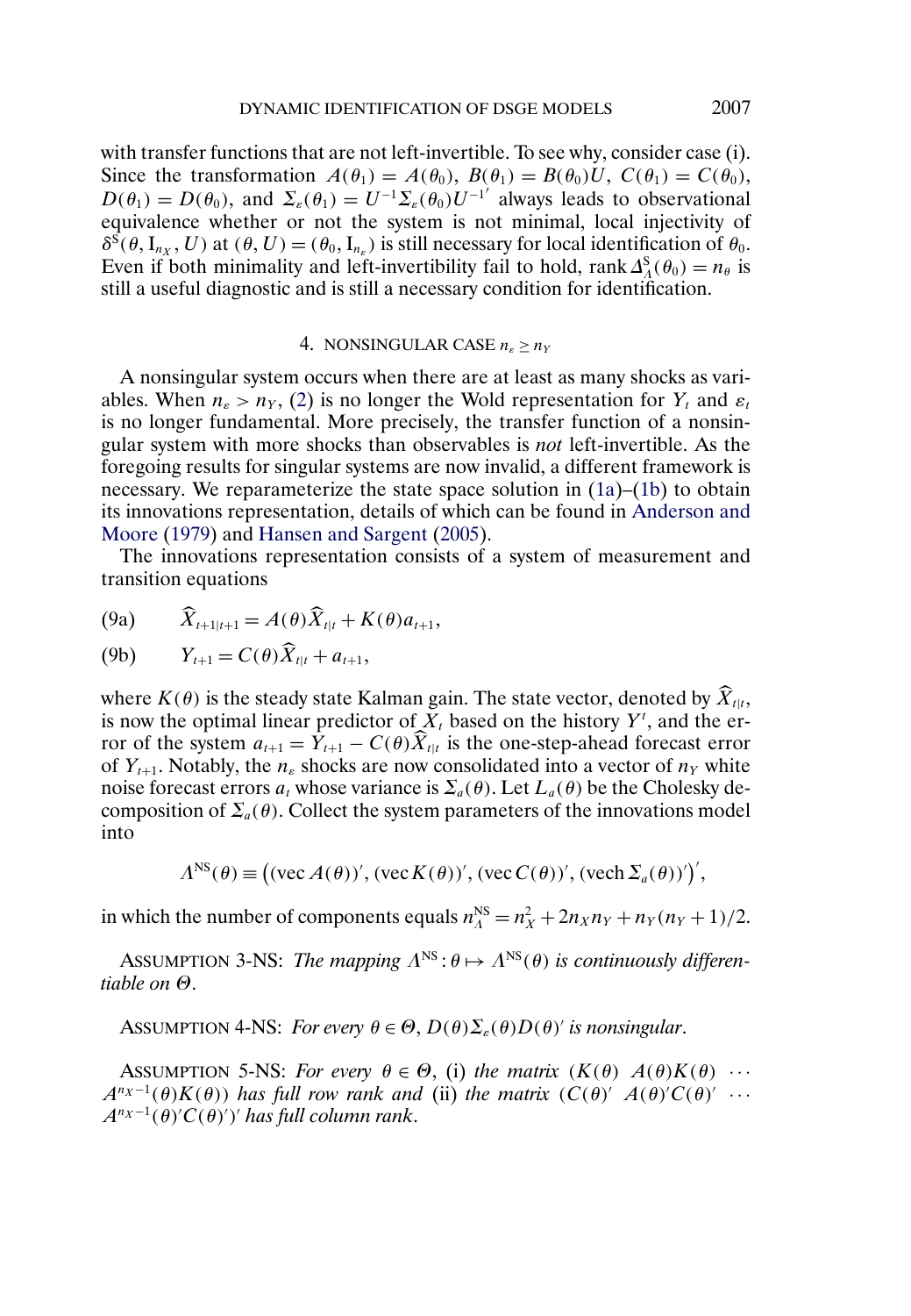with transfer functions that are not left-invertible. To see why, consider case (i). Since the transformation $A(\theta_1) = A(\theta_0)$, $B(\theta_1) = B(\theta_0)U$, $C(\theta_1) = C(\theta_0)$, $D(\theta_1) = D(\theta_0)$, and $\Sigma_\varepsilon(\theta_1) = U^{-1}\Sigma_\varepsilon(\theta_0)U^{-1'}$ always leads to observational equivalence whether or not the system is not minimal, local injectivity of $\delta^{\mathrm{S}}(\theta, \mathrm{I}_{n_X}, U)$ at $(\theta, U) = (\theta_0, \mathrm{I}_{n_\varepsilon})$ is still necessary for local identification of $\theta_0$. Even if both minimality and left-invertibility fail to hold, $\operatorname{rank} \Delta^{\mathrm{S}}_\Lambda(\theta_0) = n_\theta$ is still a useful diagnostic and is still a necessary condition for identification.

## 4. NONSINGULAR CASE $n_\varepsilon \geq n_Y$

A nonsingular system occurs when there are at least as many shocks as variables. When $n_\varepsilon > n_Y$, (2) is no longer the Wold representation for $Y_t$ and $\varepsilon_t$ is no longer fundamental. More precisely, the transfer function of a nonsingular system with more shocks than observables is *not* left-invertible. As the foregoing results for singular systems are now invalid, a different framework is necessary. We reparameterize the state space solution in (1a)–(1b) to obtain its innovations representation, details of which can be found in Anderson and Moore (1979) and Hansen and Sargent (2005).

The innovations representation consists of a system of measurement and transition equations

$$\widehat{X}_{t+1|t+1} = A(\theta)\widehat{X}_{t|t} + K(\theta)a_{t+1}, \tag{9a}$$

$$Y_{t+1} = C(\theta)\widehat{X}_{t|t} + a_{t+1}, \tag{9b}$$

where $K(\theta)$ is the steady state Kalman gain. The state vector, denoted by $\widehat{X}_{t|t}$, is now the optimal linear predictor of $X_t$ based on the history $Y^t$, and the error of the system $a_{t+1} = Y_{t+1} - C(\theta)\widehat{X}_{t|t}$ is the one-step-ahead forecast error of $Y_{t+1}$. Notably, the $n_\varepsilon$ shocks are now consolidated into a vector of $n_Y$ white noise forecast errors $a_t$ whose variance is $\Sigma_a(\theta)$. Let $L_a(\theta)$ be the Cholesky decomposition of $\Sigma_a(\theta)$. Collect the system parameters of the innovations model into

$$\Lambda^{\mathrm{NS}}(\theta) \equiv \left((\operatorname{vec} A(\theta))', (\operatorname{vec} K(\theta))', (\operatorname{vec} C(\theta))', (\operatorname{vech} \Sigma_a(\theta))'\right)',$$

in which the number of components equals $n^{\mathrm{NS}}_\Lambda = n_X^2 + 2n_X n_Y + n_Y(n_Y + 1)/2$.

ASSUMPTION 3-NS: *The mapping* $\Lambda^{\mathrm{NS}} : \theta \mapsto \Lambda^{\mathrm{NS}}(\theta)$ *is continuously differentiable on* $\Theta$.

ASSUMPTION 4-NS: *For every* $\theta \in \Theta$, $D(\theta)\Sigma_\varepsilon(\theta)D(\theta)'$ *is nonsingular*.

ASSUMPTION 5-NS: *For every* $\theta \in \Theta$, (i) *the matrix* $(K(\theta)\;\; A(\theta)K(\theta)\;\; \cdots\;\; A^{n_X-1}(\theta)K(\theta))$ *has full row rank and* (ii) *the matrix* $(C(\theta)'\;\; A(\theta)'C(\theta)'\;\; \cdots\;\; A^{n_X-1}(\theta)'C(\theta)')'$ *has full column rank*.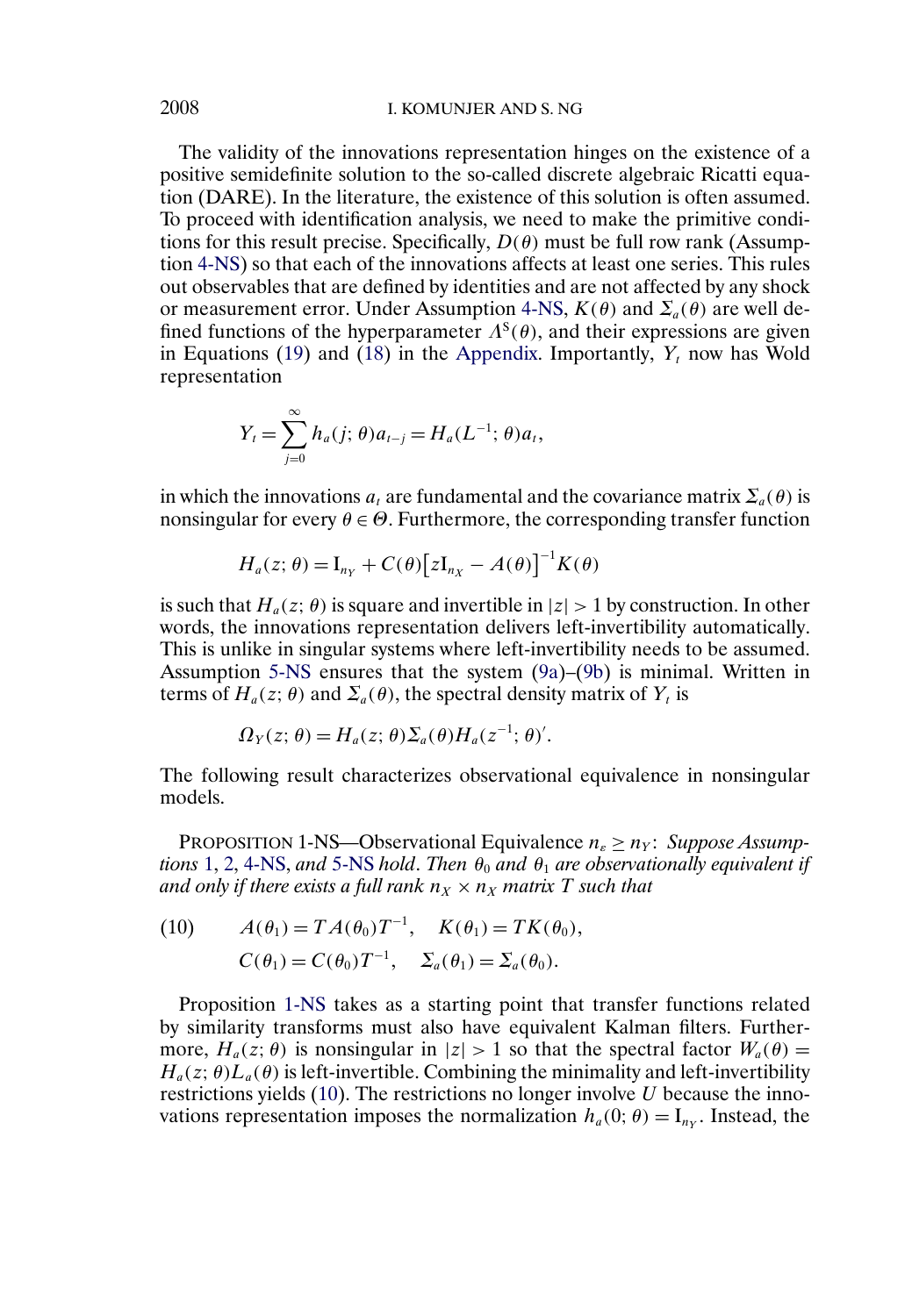The validity of the innovations representation hinges on the existence of a positive semidefinite solution to the so-called discrete algebraic Ricatti equation (DARE). In the literature, the existence of this solution is often assumed. To proceed with identification analysis, we need to make the primitive conditions for this result precise. Specifically, $D(\theta)$ must be full row rank (Assumption 4-NS) so that each of the innovations affects at least one series. This rules out observables that are defined by identities and are not affected by any shock or measurement error. Under Assumption 4-NS, $K(\theta)$ and $\Sigma_a(\theta)$ are well defined functions of the hyperparameter $\Lambda^S(\theta)$, and their expressions are given in Equations (19) and (18) in the Appendix. Importantly, $Y_t$ now has Wold representation

$$Y_t = \sum_{j=0}^{\infty} h_a(j;\theta) a_{t-j} = H_a(L^{-1};\theta) a_t,$$

in which the innovations $a_t$ are fundamental and the covariance matrix $\Sigma_a(\theta)$ is nonsingular for every $\theta \in \Theta$. Furthermore, the corresponding transfer function

$$H_a(z;\theta) = \mathrm{I}_{n_Y} + C(\theta)\big[z\mathrm{I}_{n_X} - A(\theta)\big]^{-1} K(\theta)$$

is such that $H_a(z;\theta)$ is square and invertible in $|z| > 1$ by construction. In other words, the innovations representation delivers left-invertibility automatically. This is unlike in singular systems where left-invertibility needs to be assumed. Assumption 5-NS ensures that the system (9a)–(9b) is minimal. Written in terms of $H_a(z;\theta)$ and $\Sigma_a(\theta)$, the spectral density matrix of $Y_t$ is

$$\Omega_Y(z;\theta) = H_a(z;\theta)\Sigma_a(\theta)H_a(z^{-1};\theta)'.$$

The following result characterizes observational equivalence in nonsingular models.

PROPOSITION 1-NS—Observational Equivalence $n_\varepsilon \geq n_Y$: *Suppose Assumptions 1, 2, 4-NS, and 5-NS hold. Then $\theta_0$ and $\theta_1$ are observationally equivalent if and only if there exists a full rank $n_X \times n_X$ matrix $T$ such that*

$$A(\theta_1) = TA(\theta_0)T^{-1}, \quad K(\theta_1) = TK(\theta_0), \tag{10}$$
$$C(\theta_1) = C(\theta_0)T^{-1}, \quad \Sigma_a(\theta_1) = \Sigma_a(\theta_0).$$

Proposition 1-NS takes as a starting point that transfer functions related by similarity transforms must also have equivalent Kalman filters. Furthermore, $H_a(z;\theta)$ is nonsingular in $|z| > 1$ so that the spectral factor $W_a(\theta) = H_a(z;\theta)L_a(\theta)$ is left-invertible. Combining the minimality and left-invertibility restrictions yields (10). The restrictions no longer involve $U$ because the innovations representation imposes the normalization $h_a(0;\theta) = \mathrm{I}_{n_Y}$. Instead, the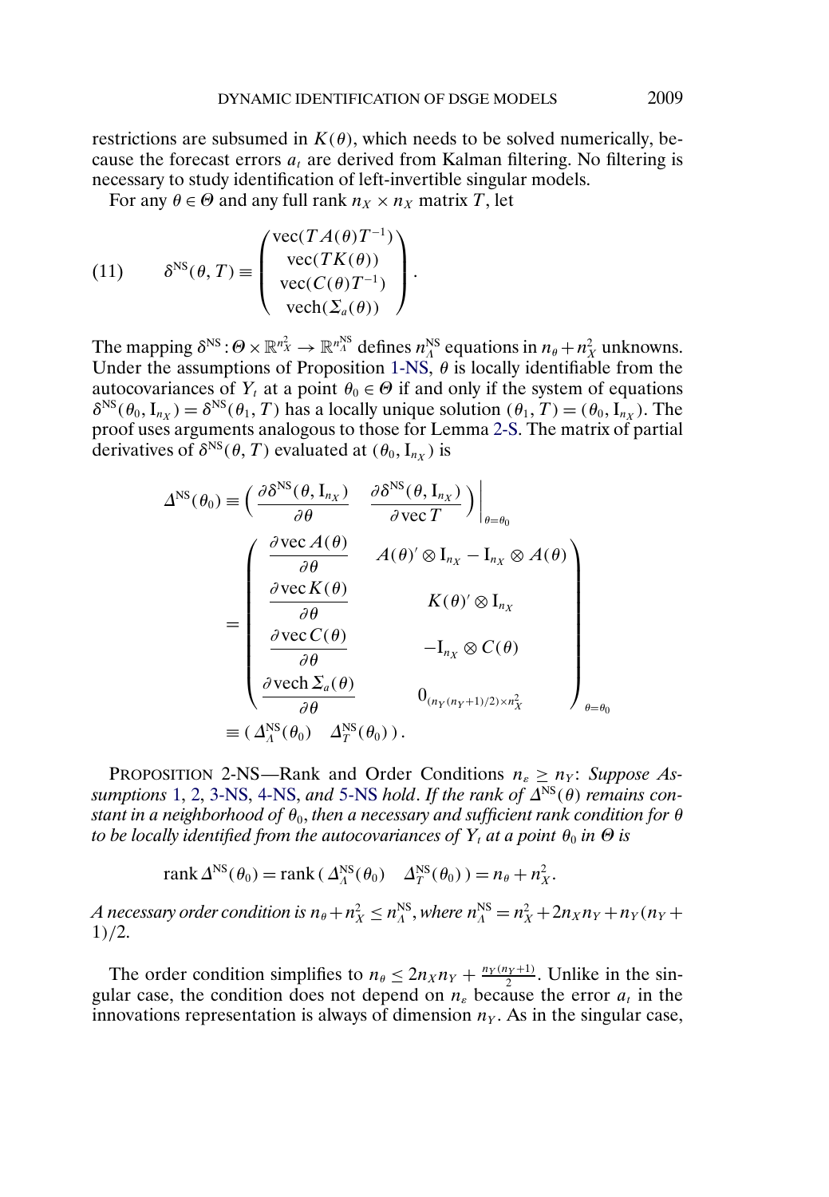restrictions are subsumed in $K(\theta)$, which needs to be solved numerically, because the forecast errors $a_t$ are derived from Kalman filtering. No filtering is necessary to study identification of left-invertible singular models.

For any $\theta \in \Theta$ and any full rank $n_X \times n_X$ matrix $T$, let

$$\delta^{\text{NS}}(\theta, T) \equiv \begin{pmatrix} \operatorname{vec}(TA(\theta)T^{-1}) \\ \operatorname{vec}(TK(\theta)) \\ \operatorname{vec}(C(\theta)T^{-1}) \\ \operatorname{vech}(\Sigma_a(\theta)) \end{pmatrix}. \tag{11}$$

The mapping $\delta^{\text{NS}} : \Theta \times \mathbb{R}^{n_X^2} \to \mathbb{R}^{n_\Lambda^{\text{NS}}}$ defines $n_\Lambda^{\text{NS}}$ equations in $n_\theta + n_X^2$ unknowns. Under the assumptions of Proposition 1-NS, $\theta$ is locally identifiable from the autocovariances of $Y_t$ at a point $\theta_0 \in \Theta$ if and only if the system of equations $\delta^{\text{NS}}(\theta_0, \mathrm{I}_{n_X}) = \delta^{\text{NS}}(\theta_1, T)$ has a locally unique solution $(\theta_1, T) = (\theta_0, \mathrm{I}_{n_X})$. The proof uses arguments analogous to those for Lemma 2-S. The matrix of partial derivatives of $\delta^{\text{NS}}(\theta, T)$ evaluated at $(\theta_0, \mathrm{I}_{n_X})$ is

$$\begin{aligned}
\Delta^{\text{NS}}(\theta_0) &\equiv \left( \frac{\partial \delta^{\text{NS}}(\theta, \mathrm{I}_{n_X})}{\partial \theta} \quad \frac{\partial \delta^{\text{NS}}(\theta, \mathrm{I}_{n_X})}{\partial \operatorname{vec} T} \right) \Bigg|_{\theta=\theta_0} \\
&= \begin{pmatrix} \dfrac{\partial \operatorname{vec} A(\theta)}{\partial \theta} & A(\theta)' \otimes \mathrm{I}_{n_X} - \mathrm{I}_{n_X} \otimes A(\theta) \\ \dfrac{\partial \operatorname{vec} K(\theta)}{\partial \theta} & K(\theta)' \otimes \mathrm{I}_{n_X} \\ \dfrac{\partial \operatorname{vec} C(\theta)}{\partial \theta} & -\mathrm{I}_{n_X} \otimes C(\theta) \\ \dfrac{\partial \operatorname{vech} \Sigma_a(\theta)}{\partial \theta} & 0_{(n_Y(n_Y+1)/2) \times n_X^2} \end{pmatrix}_{\theta=\theta_0} \\
&\equiv \left( \Delta_\Lambda^{\text{NS}}(\theta_0) \quad \Delta_T^{\text{NS}}(\theta_0) \right).
\end{aligned}$$

PROPOSITION 2-NS—Rank and Order Conditions $n_\varepsilon \geq n_Y$: *Suppose Assumptions 1, 2, 3-NS, 4-NS, and 5-NS hold. If the rank of $\Delta^{\text{NS}}(\theta)$ remains constant in a neighborhood of $\theta_0$, then a necessary and sufficient rank condition for $\theta$ to be locally identified from the autocovariances of $Y_t$ at a point $\theta_0$ in $\Theta$ is*

$$\operatorname{rank} \Delta^{\text{NS}}(\theta_0) = \operatorname{rank} \left( \Delta_\Lambda^{\text{NS}}(\theta_0) \quad \Delta_T^{\text{NS}}(\theta_0) \right) = n_\theta + n_X^2.$$

*A necessary order condition is $n_\theta + n_X^2 \leq n_\Lambda^{\text{NS}}$, where $n_\Lambda^{\text{NS}} = n_X^2 + 2n_X n_Y + n_Y(n_Y + 1)/2$.*

The order condition simplifies to $n_\theta \leq 2n_X n_Y + \frac{n_Y(n_Y+1)}{2}$. Unlike in the singular case, the condition does not depend on $n_\varepsilon$ because the error $a_t$ in the innovations representation is always of dimension $n_Y$. As in the singular case,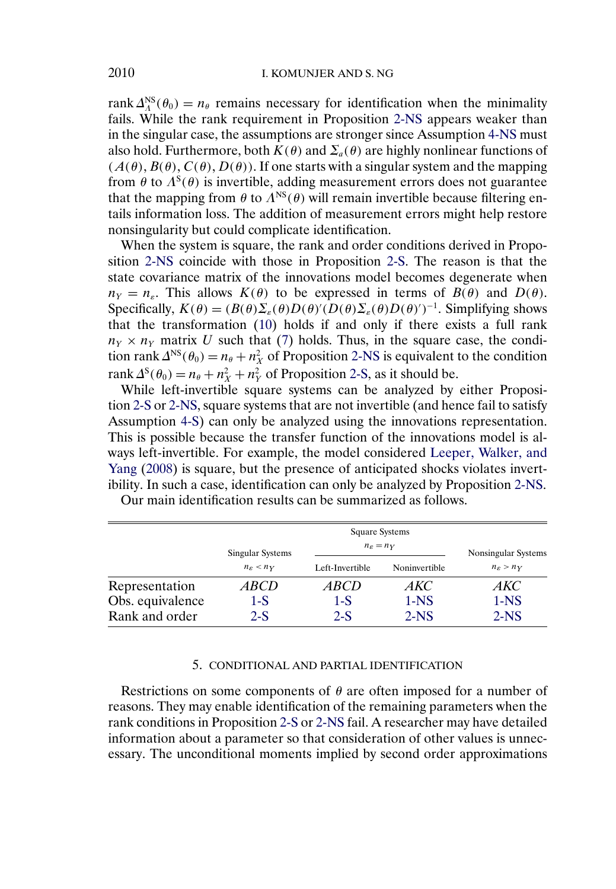rank $\Delta_{\Lambda}^{\text{NS}}(\theta_0) = n_\theta$ remains necessary for identification when the minimality fails. While the rank requirement in Proposition 2-NS appears weaker than in the singular case, the assumptions are stronger since Assumption 4-NS must also hold. Furthermore, both $K(\theta)$ and $\Sigma_a(\theta)$ are highly nonlinear functions of $(A(\theta), B(\theta), C(\theta), D(\theta))$. If one starts with a singular system and the mapping from $\theta$ to $\Lambda^{\text{S}}(\theta)$ is invertible, adding measurement errors does not guarantee that the mapping from $\theta$ to $\Lambda^{\text{NS}}(\theta)$ will remain invertible because filtering entails information loss. The addition of measurement errors might help restore nonsingularity but could complicate identification.

When the system is square, the rank and order conditions derived in Proposition 2-NS coincide with those in Proposition 2-S. The reason is that the state covariance matrix of the innovations model becomes degenerate when $n_Y = n_\varepsilon$. This allows $K(\theta)$ to be expressed in terms of $B(\theta)$ and $D(\theta)$. Specifically, $K(\theta) = (B(\theta)\Sigma_\varepsilon(\theta)D(\theta)'(D(\theta)\Sigma_\varepsilon(\theta)D(\theta)')^{-1}$. Simplifying shows that the transformation (10) holds if and only if there exists a full rank $n_Y \times n_Y$ matrix $U$ such that (7) holds. Thus, in the square case, the condition rank $\Delta^{\text{NS}}(\theta_0) = n_\theta + n_X^2$ of Proposition 2-NS is equivalent to the condition rank $\Delta^{\text{S}}(\theta_0) = n_\theta + n_X^2 + n_Y^2$ of Proposition 2-S, as it should be.

While left-invertible square systems can be analyzed by either Proposition 2-S or 2-NS, square systems that are not invertible (and hence fail to satisfy Assumption 4-S) can only be analyzed using the innovations representation. This is possible because the transfer function of the innovations model is always left-invertible. For example, the model considered Leeper, Walker, and Yang (2008) is square, but the presence of anticipated shocks violates invertibility. In such a case, identification can only be analyzed by Proposition 2-NS.

Our main identification results can be summarized as follows.

| | Singular Systems $n_\varepsilon < n_Y$ | Square Systems $n_\varepsilon = n_Y$ Left-Invertible | Square Systems $n_\varepsilon = n_Y$ Noninvertible | Nonsingular Systems $n_\varepsilon > n_Y$ |
|---|---|---|---|---|
| Representation | *ABCD* | *ABCD* | *AKC* | *AKC* |
| Obs. equivalence | 1-S | 1-S | 1-NS | 1-NS |
| Rank and order | 2-S | 2-S | 2-NS | 2-NS |

## 5. CONDITIONAL AND PARTIAL IDENTIFICATION

Restrictions on some components of $\theta$ are often imposed for a number of reasons. They may enable identification of the remaining parameters when the rank conditions in Proposition 2-S or 2-NS fail. A researcher may have detailed information about a parameter so that consideration of other values is unnecessary. The unconditional moments implied by second order approximations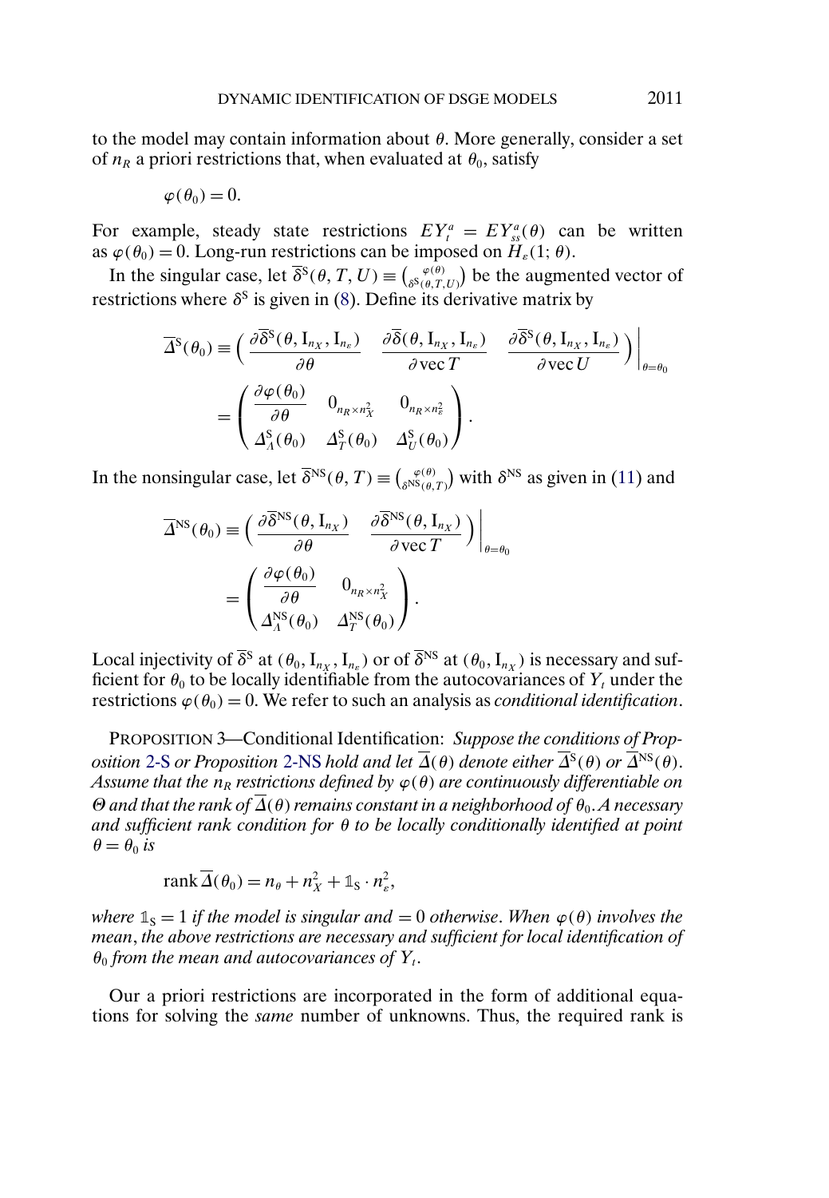to the model may contain information about $\theta$. More generally, consider a set of $n_R$ a priori restrictions that, when evaluated at $\theta_0$, satisfy

$$\varphi(\theta_0) = 0.$$

For example, steady state restrictions $EY_t^a = EY_{ss}^a(\theta)$ can be written as $\varphi(\theta_0) = 0$. Long-run restrictions can be imposed on $H_\varepsilon(1; \theta)$.

In the singular case, let $\overline{\delta}^{\mathrm{S}}(\theta, T, U) \equiv \binom{\varphi(\theta)}{\delta^{\mathrm{S}}(\theta, T, U)}$ be the augmented vector of restrictions where $\delta^{\mathrm{S}}$ is given in (8). Define its derivative matrix by

$$\begin{aligned}
\overline{\Delta}^{\mathrm{S}}(\theta_0) &\equiv \left( \frac{\partial \overline{\delta}^{\mathrm{S}}(\theta, \mathrm{I}_{n_X}, \mathrm{I}_{n_\varepsilon})}{\partial \theta} \quad \frac{\partial \overline{\delta}(\theta, \mathrm{I}_{n_X}, \mathrm{I}_{n_\varepsilon})}{\partial \operatorname{vec} T} \quad \frac{\partial \overline{\delta}^{\mathrm{S}}(\theta, \mathrm{I}_{n_X}, \mathrm{I}_{n_\varepsilon})}{\partial \operatorname{vec} U} \right) \Bigg|_{\theta=\theta_0} \\
&= \begin{pmatrix} \dfrac{\partial \varphi(\theta_0)}{\partial \theta} & 0_{n_R \times n_X^2} & 0_{n_R \times n_\varepsilon^2} \\ \Delta_\Lambda^{\mathrm{S}}(\theta_0) & \Delta_T^{\mathrm{S}}(\theta_0) & \Delta_U^{\mathrm{S}}(\theta_0) \end{pmatrix}.
\end{aligned}$$

In the nonsingular case, let $\overline{\delta}^{\mathrm{NS}}(\theta, T) \equiv \binom{\varphi(\theta)}{\delta^{\mathrm{NS}}(\theta, T)}$ with $\delta^{\mathrm{NS}}$ as given in (11) and

$$\begin{aligned}
\overline{\Delta}^{\mathrm{NS}}(\theta_0) &\equiv \left( \frac{\partial \overline{\delta}^{\mathrm{NS}}(\theta, \mathrm{I}_{n_X})}{\partial \theta} \quad \frac{\partial \overline{\delta}^{\mathrm{NS}}(\theta, \mathrm{I}_{n_X})}{\partial \operatorname{vec} T} \right) \Bigg|_{\theta=\theta_0} \\
&= \begin{pmatrix} \dfrac{\partial \varphi(\theta_0)}{\partial \theta} & 0_{n_R \times n_X^2} \\ \Delta_\Lambda^{\mathrm{NS}}(\theta_0) & \Delta_T^{\mathrm{NS}}(\theta_0) \end{pmatrix}.
\end{aligned}$$

Local injectivity of $\overline{\delta}^{\mathrm{S}}$ at $(\theta_0, \mathrm{I}_{n_X}, \mathrm{I}_{n_\varepsilon})$ or of $\overline{\delta}^{\mathrm{NS}}$ at $(\theta_0, \mathrm{I}_{n_X})$ is necessary and sufficient for $\theta_0$ to be locally identifiable from the autocovariances of $Y_t$ under the restrictions $\varphi(\theta_0) = 0$. We refer to such an analysis as *conditional identification*.

PROPOSITION 3—Conditional Identification: *Suppose the conditions of Proposition 2-S or Proposition 2-NS hold and let $\overline{\Delta}(\theta)$ denote either $\overline{\Delta}^{\mathrm{S}}(\theta)$ or $\overline{\Delta}^{\mathrm{NS}}(\theta)$. Assume that the $n_R$ restrictions defined by $\varphi(\theta)$ are continuously differentiable on $\Theta$ and that the rank of $\overline{\Delta}(\theta)$ remains constant in a neighborhood of $\theta_0$. A necessary and sufficient rank condition for $\theta$ to be locally conditionally identified at point $\theta = \theta_0$ is*

$$\operatorname{rank} \overline{\Delta}(\theta_0) = n_\theta + n_X^2 + \mathbb{1}_{\mathrm{S}} \cdot n_\varepsilon^2,$$

*where $\mathbb{1}_{\mathrm{S}} = 1$ if the model is singular and $= 0$ otherwise. When $\varphi(\theta)$ involves the mean, the above restrictions are necessary and sufficient for local identification of $\theta_0$ from the mean and autocovariances of $Y_t$.*

Our a priori restrictions are incorporated in the form of additional equations for solving the *same* number of unknowns. Thus, the required rank is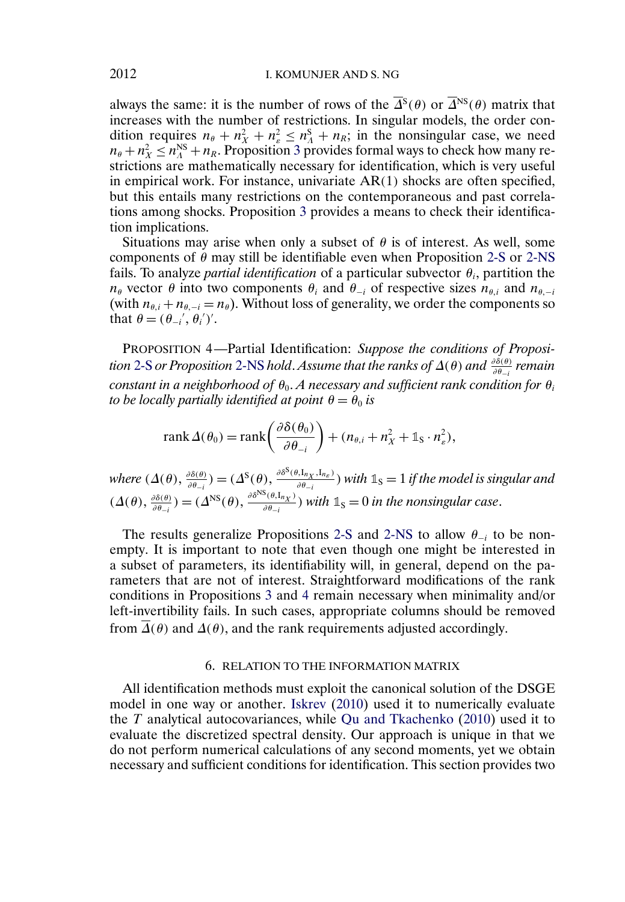always the same: it is the number of rows of the $\overline{\Delta}^{\mathrm{S}}(\theta)$ or $\overline{\Delta}^{\mathrm{NS}}(\theta)$ matrix that increases with the number of restrictions. In singular models, the order condition requires $n_\theta + n_X^2 + n_\varepsilon^2 \leq n_\Lambda^{\mathrm{S}} + n_R$; in the nonsingular case, we need $n_\theta + n_X^2 \leq n_\Lambda^{\mathrm{NS}} + n_R$. Proposition 3 provides formal ways to check how many restrictions are mathematically necessary for identification, which is very useful in empirical work. For instance, univariate AR(1) shocks are often specified, but this entails many restrictions on the contemporaneous and past correlations among shocks. Proposition 3 provides a means to check their identification implications.

Situations may arise when only a subset of $\theta$ is of interest. As well, some components of $\theta$ may still be identifiable even when Proposition 2-S or 2-NS fails. To analyze *partial identification* of a particular subvector $\theta_i$, partition the $n_\theta$ vector $\theta$ into two components $\theta_i$ and $\theta_{-i}$ of respective sizes $n_{\theta,i}$ and $n_{\theta,-i}$ (with $n_{\theta,i} + n_{\theta,-i} = n_\theta$). Without loss of generality, we order the components so that $\theta = (\theta_{-i}{}', \theta_i{}')'$.

PROPOSITION 4—Partial Identification: *Suppose the conditions of Proposition 2-S or Proposition 2-NS hold. Assume that the ranks of $\Delta(\theta)$ and $\frac{\partial \delta(\theta)}{\partial \theta_{-i}}$ remain constant in a neighborhood of $\theta_0$. A necessary and sufficient rank condition for $\theta_i$ to be locally partially identified at point $\theta = \theta_0$ is*

$$\operatorname{rank} \Delta(\theta_0) = \operatorname{rank}\left(\frac{\partial \delta(\theta_0)}{\partial \theta_{-i}}\right) + (n_{\theta,i} + n_X^2 + \mathbb{1}_{\mathrm{S}} \cdot n_\varepsilon^2),$$

*where $(\Delta(\theta), \frac{\partial \delta(\theta)}{\partial \theta_{-i}}) = (\Delta^{\mathrm{S}}(\theta), \frac{\partial \delta^{\mathrm{S}}(\theta, \mathrm{I}_{n_X}, \mathrm{I}_{n_\varepsilon})}{\partial \theta_{-i}})$ with $\mathbb{1}_{\mathrm{S}} = 1$ if the model is singular and $(\Delta(\theta), \frac{\partial \delta(\theta)}{\partial \theta_{-i}}) = (\Delta^{\mathrm{NS}}(\theta), \frac{\partial \delta^{\mathrm{NS}}(\theta, \mathrm{I}_{n_X})}{\partial \theta_{-i}})$ with $\mathbb{1}_{\mathrm{S}} = 0$ in the nonsingular case.*

The results generalize Propositions 2-S and 2-NS to allow $\theta_{-i}$ to be nonempty. It is important to note that even though one might be interested in a subset of parameters, its identifiability will, in general, depend on the parameters that are not of interest. Straightforward modifications of the rank conditions in Propositions 3 and 4 remain necessary when minimality and/or left-invertibility fails. In such cases, appropriate columns should be removed from $\overline{\Delta}(\theta)$ and $\Delta(\theta)$, and the rank requirements adjusted accordingly.

## 6. RELATION TO THE INFORMATION MATRIX

All identification methods must exploit the canonical solution of the DSGE model in one way or another. Iskrev (2010) used it to numerically evaluate the $T$ analytical autocovariances, while Qu and Tkachenko (2010) used it to evaluate the discretized spectral density. Our approach is unique in that we do not perform numerical calculations of any second moments, yet we obtain necessary and sufficient conditions for identification. This section provides two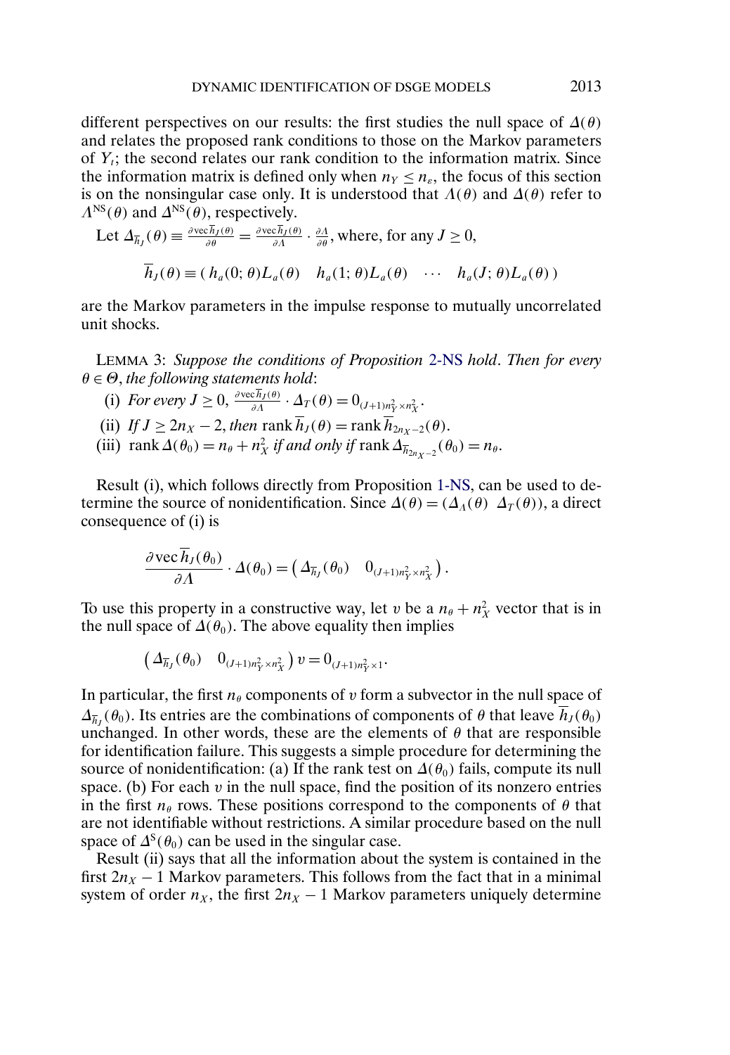different perspectives on our results: the first studies the null space of $\Delta(\theta)$ and relates the proposed rank conditions to those on the Markov parameters of $Y_t$; the second relates our rank condition to the information matrix. Since the information matrix is defined only when $n_Y \leq n_\varepsilon$, the focus of this section is on the nonsingular case only. It is understood that $\Lambda(\theta)$ and $\Delta(\theta)$ refer to $\Lambda^{\mathrm{NS}}(\theta)$ and $\Delta^{\mathrm{NS}}(\theta)$, respectively.

Let $\Delta_{\overline{h}_J}(\theta) \equiv \frac{\partial \operatorname{vec} \overline{h}_J(\theta)}{\partial \theta} = \frac{\partial \operatorname{vec} \overline{h}_J(\theta)}{\partial \Lambda} \cdot \frac{\partial \Lambda}{\partial \theta}$, where, for any $J \geq 0$,

$$\overline{h}_J(\theta) \equiv (\, h_a(0;\theta)L_a(\theta) \quad h_a(1;\theta)L_a(\theta) \quad \cdots \quad h_a(J;\theta)L_a(\theta)\,)$$

are the Markov parameters in the impulse response to mutually uncorrelated unit shocks.

LEMMA 3: *Suppose the conditions of Proposition 2-NS hold. Then for every $\theta \in \Theta$, the following statements hold*:

(i) *For every $J \geq 0$, $\frac{\partial \operatorname{vec} \overline{h}_J(\theta)}{\partial \Lambda} \cdot \Delta_T(\theta) = 0_{(J+1)n_Y^2 \times n_X^2}$.*

(ii) *If $J \geq 2n_X - 2$, then $\operatorname{rank} \overline{h}_J(\theta) = \operatorname{rank} \overline{h}_{2n_X-2}(\theta)$.*

(iii) *$\operatorname{rank} \Delta(\theta_0) = n_\theta + n_X^2$ if and only if $\operatorname{rank} \Delta_{\overline{h}_{2n_X-2}}(\theta_0) = n_\theta$.*

Result (i), which follows directly from Proposition 1-NS, can be used to determine the source of nonidentification. Since $\Delta(\theta) = (\Delta_\Lambda(\theta) \;\; \Delta_T(\theta))$, a direct consequence of (i) is

$$\frac{\partial \operatorname{vec} \overline{h}_J(\theta_0)}{\partial \Lambda} \cdot \Delta(\theta_0) = \left( \Delta_{\overline{h}_J}(\theta_0) \quad 0_{(J+1)n_Y^2 \times n_X^2} \right).$$

To use this property in a constructive way, let $v$ be a $n_\theta + n_X^2$ vector that is in the null space of $\Delta(\theta_0)$. The above equality then implies

$$\left( \Delta_{\overline{h}_J}(\theta_0) \quad 0_{(J+1)n_Y^2 \times n_X^2} \right) v = 0_{(J+1)n_Y^2 \times 1}.$$

In particular, the first $n_\theta$ components of $v$ form a subvector in the null space of $\Delta_{\overline{h}_J}(\theta_0)$. Its entries are the combinations of components of $\theta$ that leave $\overline{h}_J(\theta_0)$ unchanged. In other words, these are the elements of $\theta$ that are responsible for identification failure. This suggests a simple procedure for determining the source of nonidentification: (a) If the rank test on $\Delta(\theta_0)$ fails, compute its null space. (b) For each $v$ in the null space, find the position of its nonzero entries in the first $n_\theta$ rows. These positions correspond to the components of $\theta$ that are not identifiable without restrictions. A similar procedure based on the null space of $\Delta^{\mathrm{S}}(\theta_0)$ can be used in the singular case.

Result (ii) says that all the information about the system is contained in the first $2n_X - 1$ Markov parameters. This follows from the fact that in a minimal system of order $n_X$, the first $2n_X - 1$ Markov parameters uniquely determine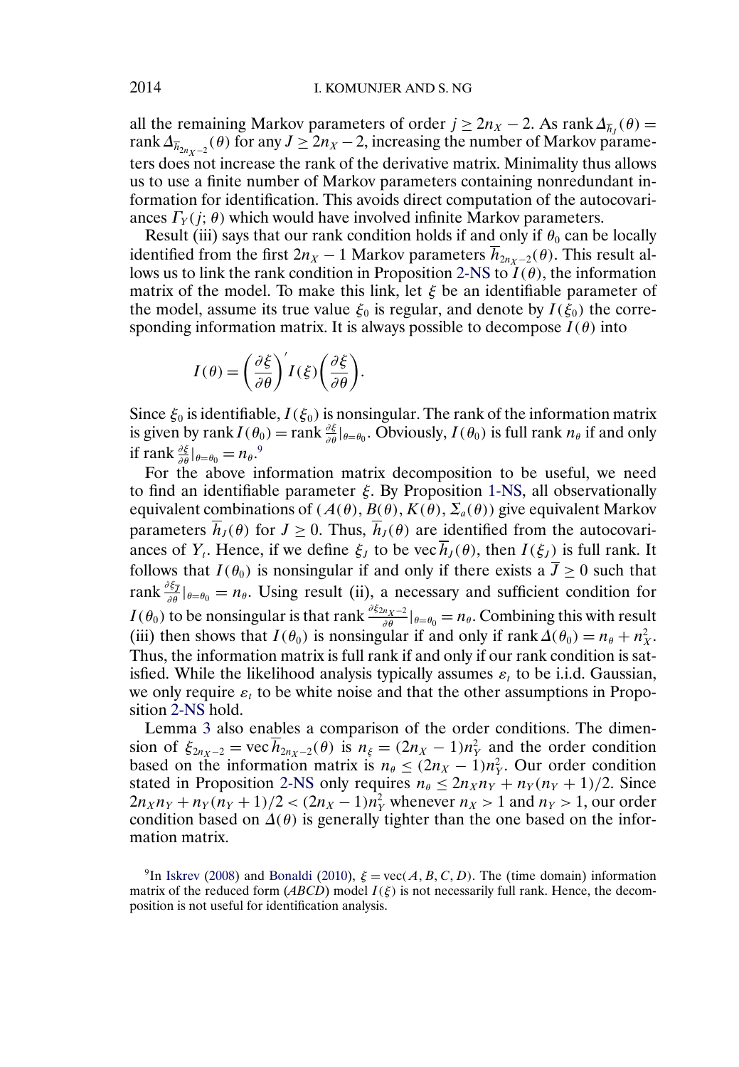all the remaining Markov parameters of order $j \geq 2n_X - 2$. As $\operatorname{rank} \Delta_{\overline{h}_J}(\theta) = \operatorname{rank} \Delta_{\overline{h}_{2n_X-2}}(\theta)$ for any $J \geq 2n_X - 2$, increasing the number of Markov parameters does not increase the rank of the derivative matrix. Minimality thus allows us to use a finite number of Markov parameters containing nonredundant information for identification. This avoids direct computation of the autocovariances $\Gamma_Y(j; \theta)$ which would have involved infinite Markov parameters.

Result (iii) says that our rank condition holds if and only if $\theta_0$ can be locally identified from the first $2n_X - 1$ Markov parameters $\overline{h}_{2n_X-2}(\theta)$. This result allows us to link the rank condition in Proposition 2-NS to $I(\theta)$, the information matrix of the model. To make this link, let $\xi$ be an identifiable parameter of the model, assume its true value $\xi_0$ is regular, and denote by $I(\xi_0)$ the corresponding information matrix. It is always possible to decompose $I(\theta)$ into

$$I(\theta) = \left(\frac{\partial \xi}{\partial \theta}\right)' I(\xi) \left(\frac{\partial \xi}{\partial \theta}\right).$$

Since $\xi_0$ is identifiable, $I(\xi_0)$ is nonsingular. The rank of the information matrix is given by $\operatorname{rank} I(\theta_0) = \operatorname{rank} \frac{\partial \xi}{\partial \theta}|_{\theta=\theta_0}$. Obviously, $I(\theta_0)$ is full rank $n_\theta$ if and only if $\operatorname{rank} \frac{\partial \xi}{\partial \theta}|_{\theta=\theta_0} = n_\theta$.[9]

For the above information matrix decomposition to be useful, we need to find an identifiable parameter $\xi$. By Proposition 1-NS, all observationally equivalent combinations of $(A(\theta), B(\theta), K(\theta), \Sigma_a(\theta))$ give equivalent Markov parameters $\overline{h}_J(\theta)$ for $J \geq 0$. Thus, $\overline{h}_J(\theta)$ are identified from the autocovariances of $Y_t$. Hence, if we define $\xi_J$ to be $\operatorname{vec} \overline{h}_J(\theta)$, then $I(\xi_J)$ is full rank. It follows that $I(\theta_0)$ is nonsingular if and only if there exists a $\overline{J} \geq 0$ such that $\operatorname{rank} \frac{\partial \xi_{\overline{J}}}{\partial \theta}|_{\theta=\theta_0} = n_\theta$. Using result (ii), a necessary and sufficient condition for $I(\theta_0)$ to be nonsingular is that $\operatorname{rank} \frac{\partial \xi_{2n_X-2}}{\partial \theta}|_{\theta=\theta_0} = n_\theta$. Combining this with result (iii) then shows that $I(\theta_0)$ is nonsingular if and only if $\operatorname{rank} \Delta(\theta_0) = n_\theta + n_X^2$. Thus, the information matrix is full rank if and only if our rank condition is satisfied. While the likelihood analysis typically assumes $\varepsilon_t$ to be i.i.d. Gaussian, we only require $\varepsilon_t$ to be white noise and that the other assumptions in Proposition 2-NS hold.

Lemma 3 also enables a comparison of the order conditions. The dimension of $\xi_{2n_X-2} = \operatorname{vec} \overline{h}_{2n_X-2}(\theta)$ is $n_\xi = (2n_X - 1)n_Y^2$ and the order condition based on the information matrix is $n_\theta \leq (2n_X - 1)n_Y^2$. Our order condition stated in Proposition 2-NS only requires $n_\theta \leq 2n_X n_Y + n_Y(n_Y + 1)/2$. Since $2n_X n_Y + n_Y(n_Y + 1)/2 < (2n_X - 1)n_Y^2$ whenever $n_X > 1$ and $n_Y > 1$, our order condition based on $\Delta(\theta)$ is generally tighter than the one based on the information matrix.

[9] In Iskrev (2008) and Bonaldi (2010), $\xi = \operatorname{vec}(A, B, C, D)$. The (time domain) information matrix of the reduced form (*ABCD*) model $I(\xi)$ is not necessarily full rank. Hence, the decomposition is not useful for identification analysis.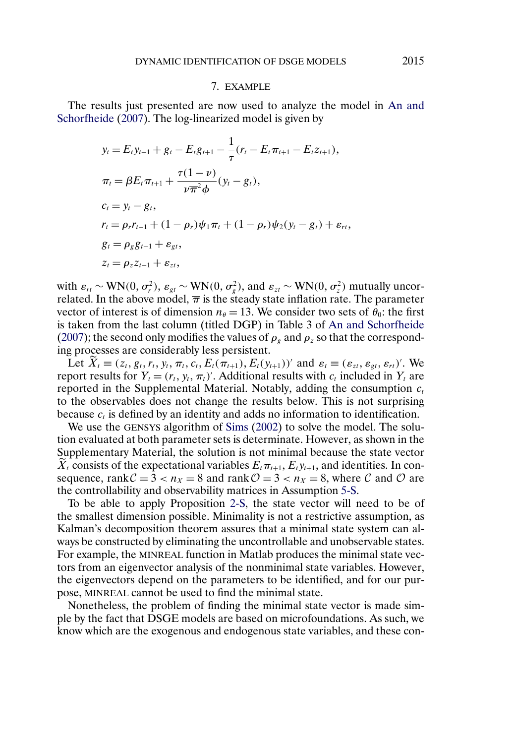## 7. EXAMPLE

The results just presented are now used to analyze the model in An and Schorfheide (2007). The log-linearized model is given by

$$
\begin{aligned}
&y_t = E_t y_{t+1} + g_t - E_t g_{t+1} - \frac{1}{\tau}(r_t - E_t \pi_{t+1} - E_t z_{t+1}),\\
&\pi_t = \beta E_t \pi_{t+1} + \frac{\tau(1-\nu)}{\nu \overline{\pi}^2 \phi}(y_t - g_t),\\
&c_t = y_t - g_t,\\
&r_t = \rho_r r_{t-1} + (1-\rho_r)\psi_1 \pi_t + (1-\rho_r)\psi_2 (y_t - g_t) + \varepsilon_{rt},\\
&g_t = \rho_g g_{t-1} + \varepsilon_{gt},\\
&z_t = \rho_z z_{t-1} + \varepsilon_{zt},
\end{aligned}
$$

with $\varepsilon_{rt} \sim \text{WN}(0, \sigma_r^2)$, $\varepsilon_{gt} \sim \text{WN}(0, \sigma_g^2)$, and $\varepsilon_{zt} \sim \text{WN}(0, \sigma_z^2)$ mutually uncorrelated. In the above model, $\overline{\pi}$ is the steady state inflation rate. The parameter vector of interest is of dimension $n_\theta = 13$. We consider two sets of $\theta_0$: the first is taken from the last column (titled DGP) in Table 3 of An and Schorfheide (2007); the second only modifies the values of $\rho_g$ and $\rho_z$ so that the corresponding processes are considerably less persistent.

Let $\widetilde{X}_t \equiv (z_t, g_t, r_t, y_t, \pi_t, c_t, E_t(\pi_{t+1}), E_t(y_{t+1}))'$ and $\varepsilon_t \equiv (\varepsilon_{zt}, \varepsilon_{gt}, \varepsilon_{rt})'$. We report results for $Y_t = (r_t, y_t, \pi_t)'$. Additional results with $c_t$ included in $Y_t$ are reported in the Supplemental Material. Notably, adding the consumption $c_t$ to the observables does not change the results below. This is not surprising because $c_t$ is defined by an identity and adds no information to identification.

We use the GENSYS algorithm of Sims (2002) to solve the model. The solution evaluated at both parameter sets is determinate. However, as shown in the Supplementary Material, the solution is not minimal because the state vector $\widetilde{X}_t$ consists of the expectational variables $E_t\pi_{t+1}$, $E_t y_{t+1}$, and identities. In consequence, $\operatorname{rank} \mathcal{C} = 3 < n_X = 8$ and $\operatorname{rank} \mathcal{O} = 3 < n_X = 8$, where $\mathcal{C}$ and $\mathcal{O}$ are the controllability and observability matrices in Assumption 5-S.

To be able to apply Proposition 2-S, the state vector will need to be of the smallest dimension possible. Minimality is not a restrictive assumption, as Kalman's decomposition theorem assures that a minimal state system can always be constructed by eliminating the uncontrollable and unobservable states. For example, the MINREAL function in Matlab produces the minimal state vectors from an eigenvector analysis of the nonminimal state variables. However, the eigenvectors depend on the parameters to be identified, and for our purpose, MINREAL cannot be used to find the minimal state.

Nonetheless, the problem of finding the minimal state vector is made simple by the fact that DSGE models are based on microfoundations. As such, we know which are the exogenous and endogenous state variables, and these con-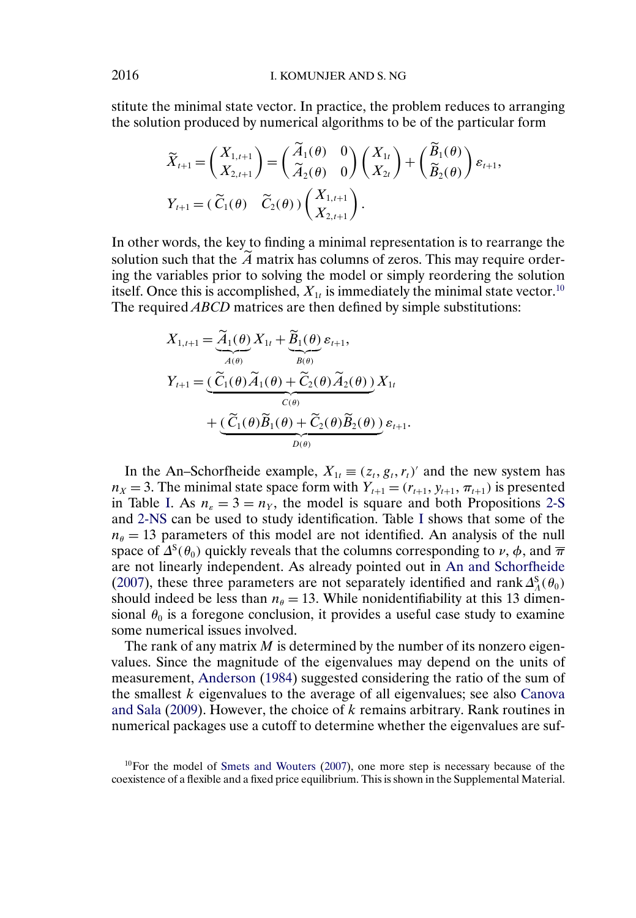stitute the minimal state vector. In practice, the problem reduces to arranging the solution produced by numerical algorithms to be of the particular form

$$\widetilde{X}_{t+1} = \begin{pmatrix} X_{1,t+1} \\ X_{2,t+1} \end{pmatrix} = \begin{pmatrix} \widetilde{A}_1(\theta) & 0 \\ \widetilde{A}_2(\theta) & 0 \end{pmatrix} \begin{pmatrix} X_{1t} \\ X_{2t} \end{pmatrix} + \begin{pmatrix} \widetilde{B}_1(\theta) \\ \widetilde{B}_2(\theta) \end{pmatrix} \varepsilon_{t+1},$$

$$Y_{t+1} = \begin{pmatrix} \widetilde{C}_1(\theta) & \widetilde{C}_2(\theta) \end{pmatrix} \begin{pmatrix} X_{1,t+1} \\ X_{2,t+1} \end{pmatrix}.$$

In other words, the key to finding a minimal representation is to rearrange the solution such that the $\widetilde{A}$ matrix has columns of zeros. This may require ordering the variables prior to solving the model or simply reordering the solution itself. Once this is accomplished, $X_{1t}$ is immediately the minimal state vector.[10] The required *ABCD* matrices are then defined by simple substitutions:

$$X_{1,t+1} = \underbrace{\widetilde{A}_1(\theta)}_{A(\theta)} X_{1t} + \underbrace{\widetilde{B}_1(\theta)}_{B(\theta)} \varepsilon_{t+1},$$

$$Y_{t+1} = \underbrace{(\widetilde{C}_1(\theta)\widetilde{A}_1(\theta) + \widetilde{C}_2(\theta)\widetilde{A}_2(\theta))}_{C(\theta)} X_{1t} + \underbrace{(\widetilde{C}_1(\theta)\widetilde{B}_1(\theta) + \widetilde{C}_2(\theta)\widetilde{B}_2(\theta))}_{D(\theta)} \varepsilon_{t+1}.$$

In the An–Schorfheide example, $X_{1t} \equiv (z_t, g_t, r_t)'$ and the new system has $n_X = 3$. The minimal state space form with $Y_{t+1} = (r_{t+1}, y_{t+1}, \pi_{t+1})$ is presented in Table I. As $n_\varepsilon = 3 = n_Y$, the model is square and both Propositions 2-S and 2-NS can be used to study identification. Table I shows that some of the $n_\theta = 13$ parameters of this model are not identified. An analysis of the null space of $\Delta^{\mathrm{S}}(\theta_0)$ quickly reveals that the columns corresponding to $\nu$, $\phi$, and $\overline{\pi}$ are not linearly independent. As already pointed out in An and Schorfheide (2007), these three parameters are not separately identified and $\operatorname{rank} \Delta^{\mathrm{S}}_{\Lambda}(\theta_0)$ should indeed be less than $n_\theta = 13$. While nonidentifiability at this 13 dimensional $\theta_0$ is a foregone conclusion, it provides a useful case study to examine some numerical issues involved.

The rank of any matrix $M$ is determined by the number of its nonzero eigenvalues. Since the magnitude of the eigenvalues may depend on the units of measurement, Anderson (1984) suggested considering the ratio of the sum of the smallest $k$ eigenvalues to the average of all eigenvalues; see also Canova and Sala (2009). However, the choice of $k$ remains arbitrary. Rank routines in numerical packages use a cutoff to determine whether the eigenvalues are suf-

[10] For the model of Smets and Wouters (2007), one more step is necessary because of the coexistence of a flexible and a fixed price equilibrium. This is shown in the Supplemental Material.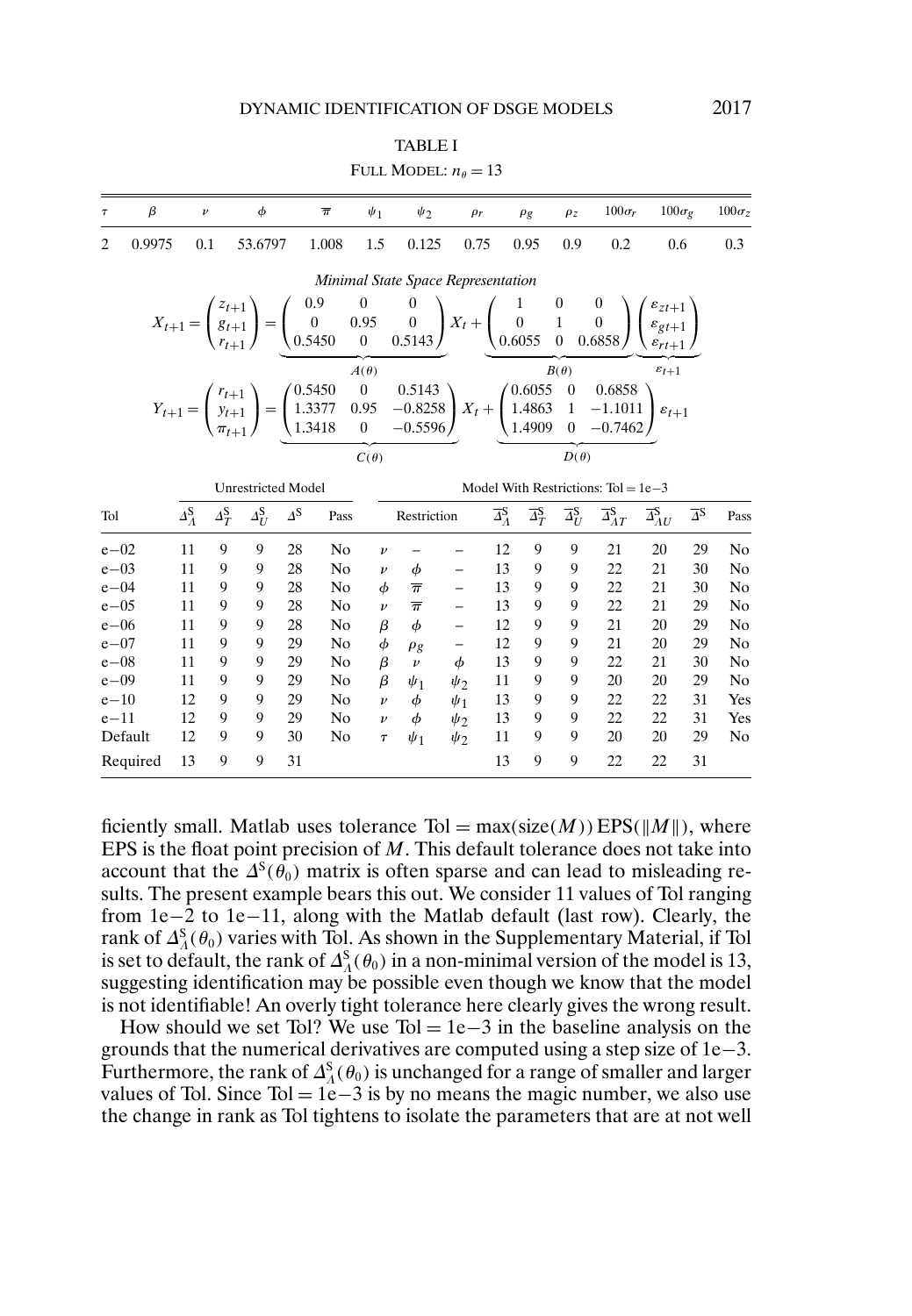TABLE I

FULL MODEL: $n_\theta = 13$

| $\tau$ | $\beta$ | $\nu$ | $\phi$ | $\overline{\pi}$ | $\psi_1$ | $\psi_2$ | $\rho_r$ | $\rho_g$ | $\rho_z$ | $100\sigma_r$ | $100\sigma_g$ | $100\sigma_z$ |
|---|---|---|---|---|---|---|---|---|---|---|---|---|
| 2 | 0.9975 | 0.1 | 53.6797 | 1.008 | 1.5 | 0.125 | 0.75 | 0.95 | 0.9 | 0.2 | 0.6 | 0.3 |

*Minimal State Space Representation*

$$X_{t+1} = \begin{pmatrix} z_{t+1} \\ g_{t+1} \\ r_{t+1} \end{pmatrix} = \underbrace{\begin{pmatrix} 0.9 & 0 & 0 \\ 0 & 0.95 & 0 \\ 0.5450 & 0 & 0.5143 \end{pmatrix}}_{A(\theta)} X_t + \underbrace{\begin{pmatrix} 1 & 0 & 0 \\ 0 & 1 & 0 \\ 0.6055 & 0 & 0.6858 \end{pmatrix}}_{B(\theta)} \underbrace{\begin{pmatrix} \varepsilon_{zt+1} \\ \varepsilon_{gt+1} \\ \varepsilon_{rt+1} \end{pmatrix}}_{\varepsilon_{t+1}}$$

$$Y_{t+1} = \begin{pmatrix} r_{t+1} \\ y_{t+1} \\ \pi_{t+1} \end{pmatrix} = \underbrace{\begin{pmatrix} 0.5450 & 0 & 0.5143 \\ 1.3377 & 0.95 & -0.8258 \\ 1.3418 & 0 & -0.5596 \end{pmatrix}}_{C(\theta)} X_t + \underbrace{\begin{pmatrix} 0.6055 & 0 & 0.6858 \\ 1.4863 & 1 & -1.1011 \\ 1.4909 & 0 & -0.7462 \end{pmatrix}}_{D(\theta)} \varepsilon_{t+1}$$

| | Unrestricted Model | | | | | Model With Restrictions: Tol = 1e−3 | | | | | | | | | |
|---|---|---|---|---|---|---|---|---|---|---|---|---|---|---|---|
| Tol | $\Delta^S_\Lambda$ | $\Delta^S_T$ | $\Delta^S_U$ | $\Delta^S$ | Pass | Restriction | | | $\overline{\Delta}^S_\Lambda$ | $\overline{\Delta}^S_T$ | $\overline{\Delta}^S_U$ | $\overline{\Delta}^S_{\Lambda T}$ | $\overline{\Delta}^S_{\Lambda U}$ | $\overline{\Delta}^S$ | Pass |
| e−02 | 11 | 9 | 9 | 28 | No | $\nu$ | – | – | 12 | 9 | 9 | 21 | 20 | 29 | No |
| e−03 | 11 | 9 | 9 | 28 | No | $\nu$ | $\phi$ | – | 13 | 9 | 9 | 22 | 21 | 30 | No |
| e−04 | 11 | 9 | 9 | 28 | No | $\phi$ | $\overline{\pi}$ | – | 13 | 9 | 9 | 22 | 21 | 30 | No |
| e−05 | 11 | 9 | 9 | 28 | No | $\nu$ | $\overline{\pi}$ | – | 13 | 9 | 9 | 22 | 21 | 29 | No |
| e−06 | 11 | 9 | 9 | 28 | No | $\beta$ | $\phi$ | – | 12 | 9 | 9 | 21 | 20 | 29 | No |
| e−07 | 11 | 9 | 9 | 29 | No | $\phi$ | $\rho_g$ | – | 12 | 9 | 9 | 21 | 20 | 29 | No |
| e−08 | 11 | 9 | 9 | 29 | No | $\beta$ | $\nu$ | $\phi$ | 13 | 9 | 9 | 22 | 21 | 30 | No |
| e−09 | 11 | 9 | 9 | 29 | No | $\beta$ | $\psi_1$ | $\psi_2$ | 11 | 9 | 9 | 20 | 20 | 29 | No |
| e−10 | 12 | 9 | 9 | 29 | No | $\nu$ | $\phi$ | $\psi_1$ | 13 | 9 | 9 | 22 | 22 | 31 | Yes |
| e−11 | 12 | 9 | 9 | 29 | No | $\nu$ | $\phi$ | $\psi_2$ | 13 | 9 | 9 | 22 | 22 | 31 | Yes |
| Default | 12 | 9 | 9 | 30 | No | $\tau$ | $\psi_1$ | $\psi_2$ | 11 | 9 | 9 | 20 | 20 | 29 | No |
| Required | 13 | 9 | 9 | 31 | | | | | 13 | 9 | 9 | 22 | 22 | 31 | |

ficiently small. Matlab uses tolerance $\text{Tol} = \max(\text{size}(M))\,\text{EPS}(\|M\|)$, where EPS is the float point precision of $M$. This default tolerance does not take into account that the $\Delta^S(\theta_0)$ matrix is often sparse and can lead to misleading results. The present example bears this out. We consider 11 values of Tol ranging from 1e−2 to 1e−11, along with the Matlab default (last row). Clearly, the rank of $\Delta^S_\Lambda(\theta_0)$ varies with Tol. As shown in the Supplementary Material, if Tol is set to default, the rank of $\Delta^S_\Lambda(\theta_0)$ in a non-minimal version of the model is 13, suggesting identification may be possible even though we know that the model is not identifiable! An overly tight tolerance here clearly gives the wrong result.

How should we set Tol? We use Tol = 1e−3 in the baseline analysis on the grounds that the numerical derivatives are computed using a step size of 1e−3. Furthermore, the rank of $\Delta^S_\Lambda(\theta_0)$ is unchanged for a range of smaller and larger values of Tol. Since Tol = 1e−3 is by no means the magic number, we also use the change in rank as Tol tightens to isolate the parameters that are at not well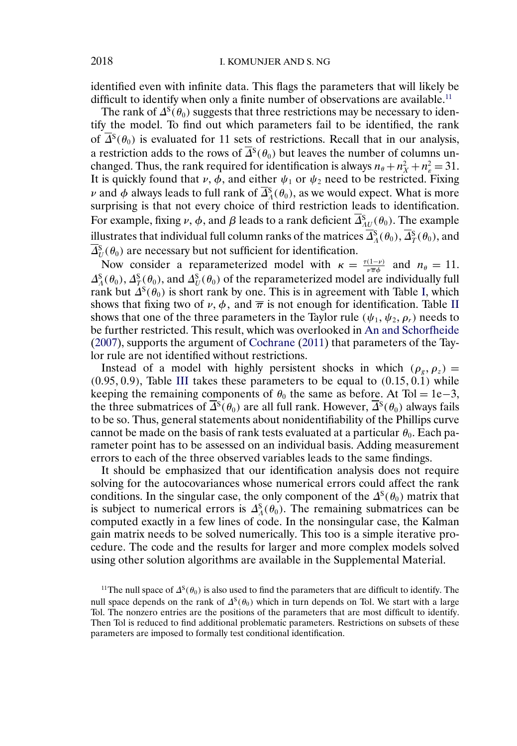identified even with infinite data. This flags the parameters that will likely be difficult to identify when only a finite number of observations are available.[11]

The rank of $\Delta^{\mathrm{S}}(\theta_0)$ suggests that three restrictions may be necessary to identify the model. To find out which parameters fail to be identified, the rank of $\overline{\Delta}^{\mathrm{S}}(\theta_0)$ is evaluated for 11 sets of restrictions. Recall that in our analysis, a restriction adds to the rows of $\overline{\Delta}^{\mathrm{S}}(\theta_0)$ but leaves the number of columns unchanged. Thus, the rank required for identification is always $n_\theta + n_X^2 + n_\varepsilon^2 = 31$. It is quickly found that $\nu$, $\phi$, and either $\psi_1$ or $\psi_2$ need to be restricted. Fixing $\nu$ and $\phi$ always leads to full rank of $\overline{\Delta}^{\mathrm{S}}_{\Lambda}(\theta_0)$, as we would expect. What is more surprising is that not every choice of third restriction leads to identification. For example, fixing $\nu$, $\phi$, and $\beta$ leads to a rank deficient $\overline{\Delta}^{\mathrm{S}}_{\Lambda U}(\theta_0)$. The example illustrates that individual full column ranks of the matrices $\overline{\Delta}^{\mathrm{S}}_{\Lambda}(\theta_0)$, $\overline{\Delta}^{\mathrm{S}}_{T}(\theta_0)$, and $\overline{\Delta}^{\mathrm{S}}_{U}(\theta_0)$ are necessary but not sufficient for identification.

Now consider a reparameterized model with $\kappa = \frac{\tau(1-\nu)}{\nu\overline{\pi}\phi}$ and $n_\theta = 11$. $\Delta^{\mathrm{S}}_{\Lambda}(\theta_0)$, $\Delta^{\mathrm{S}}_{T}(\theta_0)$, and $\Delta^{\mathrm{S}}_{U}(\theta_0)$ of the reparameterized model are individually full rank but $\Delta^{\mathrm{S}}(\theta_0)$ is short rank by one. This is in agreement with Table I, which shows that fixing two of $\nu$, $\phi$, and $\overline{\pi}$ is not enough for identification. Table II shows that one of the three parameters in the Taylor rule ($\psi_1$, $\psi_2$, $\rho_r$) needs to be further restricted. This result, which was overlooked in An and Schorfheide (2007), supports the argument of Cochrane (2011) that parameters of the Taylor rule are not identified without restrictions.

Instead of a model with highly persistent shocks in which $(\rho_g, \rho_z) = (0.95, 0.9)$, Table III takes these parameters to be equal to $(0.15, 0.1)$ while keeping the remaining components of $\theta_0$ the same as before. At Tol $=$ 1e$-$3, the three submatrices of $\overline{\Delta}^{\mathrm{S}}(\theta_0)$ are all full rank. However, $\overline{\Delta}^{\mathrm{S}}(\theta_0)$ always fails to be so. Thus, general statements about nonidentifiability of the Phillips curve cannot be made on the basis of rank tests evaluated at a particular $\theta_0$. Each parameter point has to be assessed on an individual basis. Adding measurement errors to each of the three observed variables leads to the same findings.

It should be emphasized that our identification analysis does not require solving for the autocovariances whose numerical errors could affect the rank conditions. In the singular case, the only component of the $\Delta^{\mathrm{S}}(\theta_0)$ matrix that is subject to numerical errors is $\Delta^{\mathrm{S}}_{\Lambda}(\theta_0)$. The remaining submatrices can be computed exactly in a few lines of code. In the nonsingular case, the Kalman gain matrix needs to be solved numerically. This too is a simple iterative procedure. The code and the results for larger and more complex models solved using other solution algorithms are available in the Supplemental Material.

[11]The null space of $\Delta^{\mathrm{S}}(\theta_0)$ is also used to find the parameters that are difficult to identify. The null space depends on the rank of $\Delta^{\mathrm{S}}(\theta_0)$ which in turn depends on Tol. We start with a large Tol. The nonzero entries are the positions of the parameters that are most difficult to identify. Then Tol is reduced to find additional problematic parameters. Restrictions on subsets of these parameters are imposed to formally test conditional identification.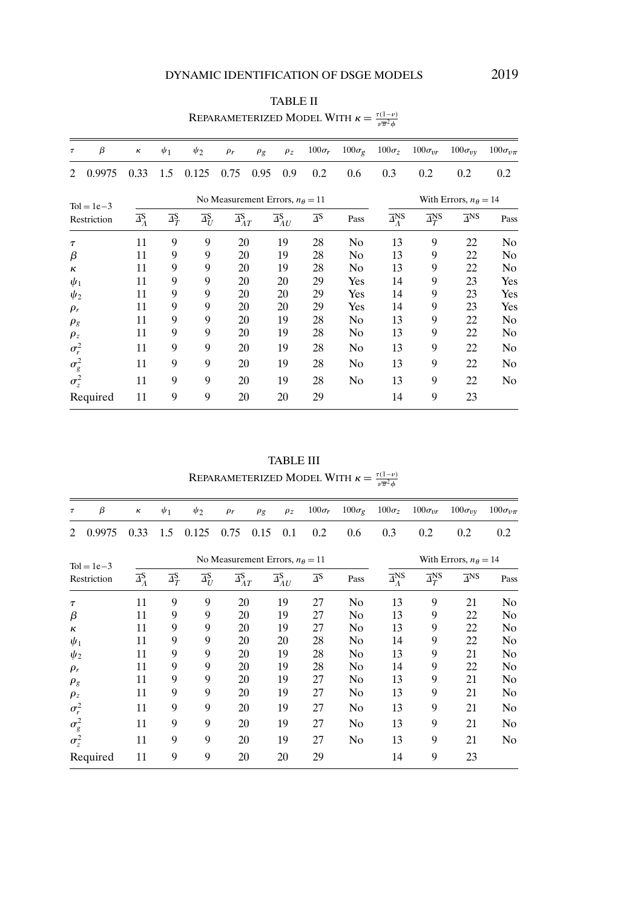TABLE II

REPARAMETERIZED MODEL WITH $\kappa = \frac{\tau(1-\nu)}{\nu\bar{\pi}^2\phi}$

| $\tau$ | $\beta$ | $\kappa$ | $\psi_1$ | $\psi_2$ | $\rho_r$ | $\rho_g$ | $\rho_z$ | $100\sigma_r$ | $100\sigma_g$ | $100\sigma_z$ | $100\sigma_{vr}$ | $100\sigma_{vy}$ | $100\sigma_{v\pi}$ |
|---|---|---|---|---|---|---|---|---|---|---|---|---|---|
| 2 | 0.9975 | 0.33 | 1.5 | 0.125 | 0.75 | 0.95 | 0.9 | 0.2 | 0.6 | 0.3 | 0.2 | 0.2 | 0.2 |

| Tol = 1e−3 | No Measurement Errors, $n_\theta = 11$ | | | | | | | With Errors, $n_\theta = 14$ | | | |
|---|---|---|---|---|---|---|---|---|---|---|---|
| Restriction | $\overline{\Delta}^{S}_{\Lambda}$ | $\overline{\Delta}^{S}_{T}$ | $\overline{\Delta}^{S}_{U}$ | $\overline{\Delta}^{S}_{\Lambda T}$ | $\overline{\Delta}^{S}_{\Lambda U}$ | $\overline{\Delta}^{S}$ | Pass | $\overline{\Delta}^{NS}_{\Lambda}$ | $\overline{\Delta}^{NS}_{T}$ | $\overline{\Delta}^{NS}$ | Pass |
| $\tau$ | 11 | 9 | 9 | 20 | 19 | 28 | No | 13 | 9 | 22 | No |
| $\beta$ | 11 | 9 | 9 | 20 | 19 | 28 | No | 13 | 9 | 22 | No |
| $\kappa$ | 11 | 9 | 9 | 20 | 19 | 28 | No | 13 | 9 | 22 | No |
| $\psi_1$ | 11 | 9 | 9 | 20 | 20 | 29 | Yes | 14 | 9 | 23 | Yes |
| $\psi_2$ | 11 | 9 | 9 | 20 | 20 | 29 | Yes | 14 | 9 | 23 | Yes |
| $\rho_r$ | 11 | 9 | 9 | 20 | 20 | 29 | Yes | 14 | 9 | 23 | Yes |
| $\rho_g$ | 11 | 9 | 9 | 20 | 19 | 28 | No | 13 | 9 | 22 | No |
| $\rho_z$ | 11 | 9 | 9 | 20 | 19 | 28 | No | 13 | 9 | 22 | No |
| $\sigma_r^2$ | 11 | 9 | 9 | 20 | 19 | 28 | No | 13 | 9 | 22 | No |
| $\sigma_g^2$ | 11 | 9 | 9 | 20 | 19 | 28 | No | 13 | 9 | 22 | No |
| $\sigma_z^2$ | 11 | 9 | 9 | 20 | 19 | 28 | No | 13 | 9 | 22 | No |
| Required | 11 | 9 | 9 | 20 | 20 | 29 | | 14 | 9 | 23 | |

TABLE III

REPARAMETERIZED MODEL WITH $\kappa = \frac{\tau(1-\nu)}{\nu\bar{\pi}^2\phi}$

| $\tau$ | $\beta$ | $\kappa$ | $\psi_1$ | $\psi_2$ | $\rho_r$ | $\rho_g$ | $\rho_z$ | $100\sigma_r$ | $100\sigma_g$ | $100\sigma_z$ | $100\sigma_{vr}$ | $100\sigma_{vy}$ | $100\sigma_{v\pi}$ |
|---|---|---|---|---|---|---|---|---|---|---|---|---|---|
| 2 | 0.9975 | 0.33 | 1.5 | 0.125 | 0.75 | 0.15 | 0.1 | 0.2 | 0.6 | 0.3 | 0.2 | 0.2 | 0.2 |

| Tol = 1e−3 | No Measurement Errors, $n_\theta = 11$ | | | | | | | With Errors, $n_\theta = 14$ | | | |
|---|---|---|---|---|---|---|---|---|---|---|---|
| Restriction | $\overline{\Delta}^{S}_{\Lambda}$ | $\overline{\Delta}^{S}_{T}$ | $\overline{\Delta}^{S}_{U}$ | $\overline{\Delta}^{S}_{\Lambda T}$ | $\overline{\Delta}^{S}_{\Lambda U}$ | $\overline{\Delta}^{S}$ | Pass | $\overline{\Delta}^{NS}_{\Lambda}$ | $\overline{\Delta}^{NS}_{T}$ | $\overline{\Delta}^{NS}$ | Pass |
| $\tau$ | 11 | 9 | 9 | 20 | 19 | 27 | No | 13 | 9 | 21 | No |
| $\beta$ | 11 | 9 | 9 | 20 | 19 | 27 | No | 13 | 9 | 22 | No |
| $\kappa$ | 11 | 9 | 9 | 20 | 19 | 27 | No | 13 | 9 | 22 | No |
| $\psi_1$ | 11 | 9 | 9 | 20 | 20 | 28 | No | 14 | 9 | 22 | No |
| $\psi_2$ | 11 | 9 | 9 | 20 | 19 | 28 | No | 13 | 9 | 21 | No |
| $\rho_r$ | 11 | 9 | 9 | 20 | 19 | 28 | No | 14 | 9 | 22 | No |
| $\rho_g$ | 11 | 9 | 9 | 20 | 19 | 27 | No | 13 | 9 | 21 | No |
| $\rho_z$ | 11 | 9 | 9 | 20 | 19 | 27 | No | 13 | 9 | 21 | No |
| $\sigma_r^2$ | 11 | 9 | 9 | 20 | 19 | 27 | No | 13 | 9 | 21 | No |
| $\sigma_g^2$ | 11 | 9 | 9 | 20 | 19 | 27 | No | 13 | 9 | 21 | No |
| $\sigma_z^2$ | 11 | 9 | 9 | 20 | 19 | 27 | No | 13 | 9 | 21 | No |
| Required | 11 | 9 | 9 | 20 | 20 | 29 | | 14 | 9 | 23 | |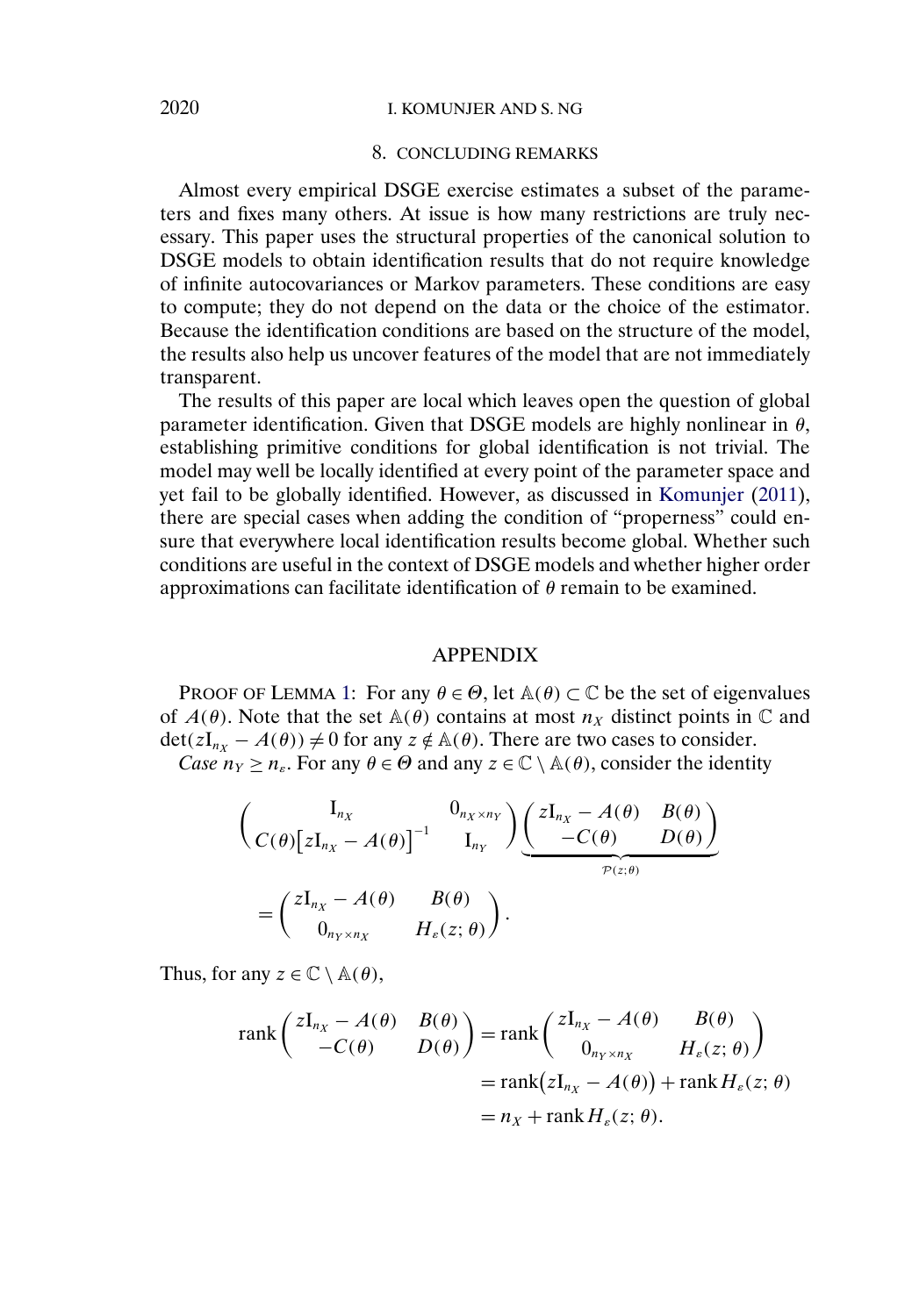## 8. CONCLUDING REMARKS

Almost every empirical DSGE exercise estimates a subset of the parameters and fixes many others. At issue is how many restrictions are truly necessary. This paper uses the structural properties of the canonical solution to DSGE models to obtain identification results that do not require knowledge of infinite autocovariances or Markov parameters. These conditions are easy to compute; they do not depend on the data or the choice of the estimator. Because the identification conditions are based on the structure of the model, the results also help us uncover features of the model that are not immediately transparent.

The results of this paper are local which leaves open the question of global parameter identification. Given that DSGE models are highly nonlinear in $\theta$, establishing primitive conditions for global identification is not trivial. The model may well be locally identified at every point of the parameter space and yet fail to be globally identified. However, as discussed in Komunjer (2011), there are special cases when adding the condition of "properness" could ensure that everywhere local identification results become global. Whether such conditions are useful in the context of DSGE models and whether higher order approximations can facilitate identification of $\theta$ remain to be examined.

## APPENDIX

PROOF OF LEMMA 1: For any $\theta \in \Theta$, let $\mathbb{A}(\theta) \subset \mathbb{C}$ be the set of eigenvalues of $A(\theta)$. Note that the set $\mathbb{A}(\theta)$ contains at most $n_X$ distinct points in $\mathbb{C}$ and $\det(z\mathrm{I}_{n_X} - A(\theta)) \neq 0$ for any $z \notin \mathbb{A}(\theta)$. There are two cases to consider.

*Case* $n_Y \geq n_\varepsilon$. For any $\theta \in \Theta$ and any $z \in \mathbb{C} \setminus \mathbb{A}(\theta)$, consider the identity

$$
\begin{pmatrix} \mathrm{I}_{n_X} & 0_{n_X \times n_Y} \\ C(\theta)\big[z\mathrm{I}_{n_X} - A(\theta)\big]^{-1} & \mathrm{I}_{n_Y} \end{pmatrix} \underbrace{\begin{pmatrix} z\mathrm{I}_{n_X} - A(\theta) & B(\theta) \\ -C(\theta) & D(\theta) \end{pmatrix}}_{\mathcal{P}(z;\theta)}
$$

$$
= \begin{pmatrix} z\mathrm{I}_{n_X} - A(\theta) & B(\theta) \\ 0_{n_Y \times n_X} & H_\varepsilon(z;\theta) \end{pmatrix}.
$$

Thus, for any $z \in \mathbb{C} \setminus \mathbb{A}(\theta)$,

$$
\begin{aligned}
\operatorname{rank}\begin{pmatrix} z\mathrm{I}_{n_X} - A(\theta) & B(\theta) \\ -C(\theta) & D(\theta) \end{pmatrix} &= \operatorname{rank}\begin{pmatrix} z\mathrm{I}_{n_X} - A(\theta) & B(\theta) \\ 0_{n_Y \times n_X} & H_\varepsilon(z;\theta) \end{pmatrix} \\
&= \operatorname{rank}\big(z\mathrm{I}_{n_X} - A(\theta)\big) + \operatorname{rank} H_\varepsilon(z;\theta) \\
&= n_X + \operatorname{rank} H_\varepsilon(z;\theta).
\end{aligned}
$$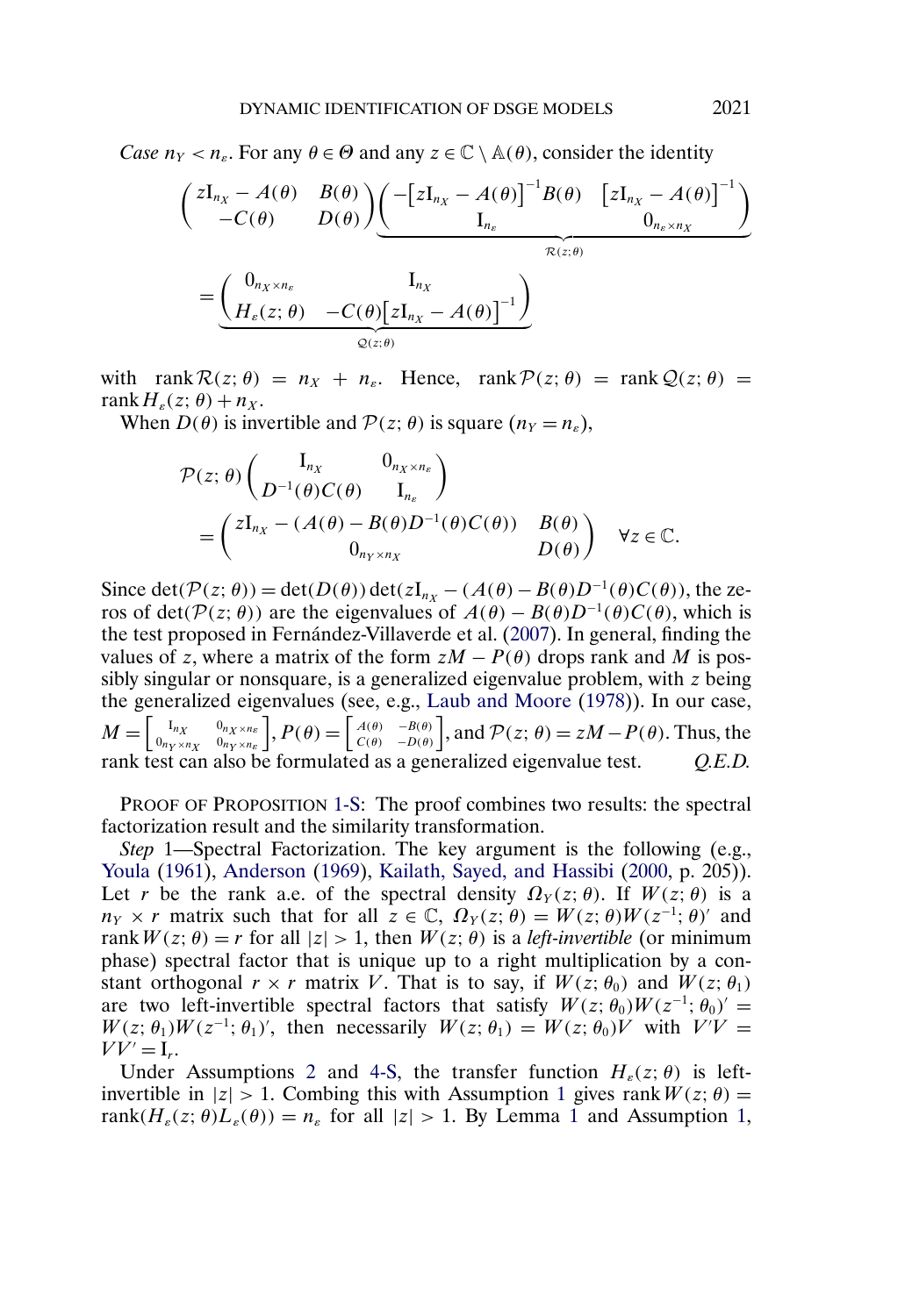*Case* $n_Y < n_\varepsilon$. For any $\theta \in \Theta$ and any $z \in \mathbb{C} \setminus \mathbb{A}(\theta)$, consider the identity

$$\begin{pmatrix} z\mathrm{I}_{n_X} - A(\theta) & B(\theta) \\ -C(\theta) & D(\theta) \end{pmatrix} \underbrace{\begin{pmatrix} -\left[z\mathrm{I}_{n_X} - A(\theta)\right]^{-1} B(\theta) & \left[z\mathrm{I}_{n_X} - A(\theta)\right]^{-1} \\ \mathrm{I}_{n_\varepsilon} & 0_{n_\varepsilon \times n_X} \end{pmatrix}}_{\mathcal{R}(z;\theta)}$$

$$= \underbrace{\begin{pmatrix} 0_{n_X \times n_\varepsilon} & \mathrm{I}_{n_X} \\ H_\varepsilon(z;\theta) & -C(\theta)\left[z\mathrm{I}_{n_X} - A(\theta)\right]^{-1} \end{pmatrix}}_{\mathcal{Q}(z;\theta)}$$

with $\operatorname{rank} \mathcal{R}(z;\theta) = n_X + n_\varepsilon$. Hence, $\operatorname{rank} \mathcal{P}(z;\theta) = \operatorname{rank} \mathcal{Q}(z;\theta) = \operatorname{rank} H_\varepsilon(z;\theta) + n_X$.

When $D(\theta)$ is invertible and $\mathcal{P}(z;\theta)$ is square ($n_Y = n_\varepsilon$),

$$\mathcal{P}(z;\theta) \begin{pmatrix} \mathrm{I}_{n_X} & 0_{n_X \times n_\varepsilon} \\ D^{-1}(\theta)C(\theta) & \mathrm{I}_{n_\varepsilon} \end{pmatrix}$$

$$= \begin{pmatrix} z\mathrm{I}_{n_X} - (A(\theta) - B(\theta)D^{-1}(\theta)C(\theta)) & B(\theta) \\ 0_{n_Y \times n_X} & D(\theta) \end{pmatrix} \quad \forall z \in \mathbb{C}.$$

Since $\det(\mathcal{P}(z;\theta)) = \det(D(\theta)) \det(z\mathrm{I}_{n_X} - (A(\theta) - B(\theta)D^{-1}(\theta)C(\theta)))$, the zeros of $\det(\mathcal{P}(z;\theta))$ are the eigenvalues of $A(\theta) - B(\theta)D^{-1}(\theta)C(\theta)$, which is the test proposed in Fernández-Villaverde et al. (2007). In general, finding the values of $z$, where a matrix of the form $zM - P(\theta)$ drops rank and $M$ is possibly singular or nonsquare, is a generalized eigenvalue problem, with $z$ being the generalized eigenvalues (see, e.g., Laub and Moore (1978)). In our case, $M = \begin{bmatrix} \mathrm{I}_{n_X} & 0_{n_X \times n_\varepsilon} \\ 0_{n_Y \times n_X} & 0_{n_Y \times n_\varepsilon} \end{bmatrix}$, $P(\theta) = \begin{bmatrix} A(\theta) & -B(\theta) \\ C(\theta) & -D(\theta) \end{bmatrix}$, and $\mathcal{P}(z;\theta) = zM - P(\theta)$. Thus, the rank test can also be formulated as a generalized eigenvalue test. *Q.E.D.*

PROOF OF PROPOSITION 1-S: The proof combines two results: the spectral factorization result and the similarity transformation.

*Step* 1—Spectral Factorization. The key argument is the following (e.g., Youla (1961), Anderson (1969), Kailath, Sayed, and Hassibi (2000, p. 205)). Let $r$ be the rank a.e. of the spectral density $\Omega_Y(z;\theta)$. If $W(z;\theta)$ is a $n_Y \times r$ matrix such that for all $z \in \mathbb{C}$, $\Omega_Y(z;\theta) = W(z;\theta)W(z^{-1};\theta)'$ and $\operatorname{rank} W(z;\theta) = r$ for all $|z| > 1$, then $W(z;\theta)$ is a *left-invertible* (or minimum phase) spectral factor that is unique up to a right multiplication by a constant orthogonal $r \times r$ matrix $V$. That is to say, if $W(z;\theta_0)$ and $W(z;\theta_1)$ are two left-invertible spectral factors that satisfy $W(z;\theta_0)W(z^{-1};\theta_0)' = W(z;\theta_1)W(z^{-1};\theta_1)'$, then necessarily $W(z;\theta_1) = W(z;\theta_0)V$ with $V'V = VV' = \mathrm{I}_r$.

Under Assumptions 2 and 4-S, the transfer function $H_\varepsilon(z;\theta)$ is left-invertible in $|z| > 1$. Combing this with Assumption 1 gives $\operatorname{rank} W(z;\theta) = \operatorname{rank}(H_\varepsilon(z;\theta)L_\varepsilon(\theta)) = n_\varepsilon$ for all $|z| > 1$. By Lemma 1 and Assumption 1,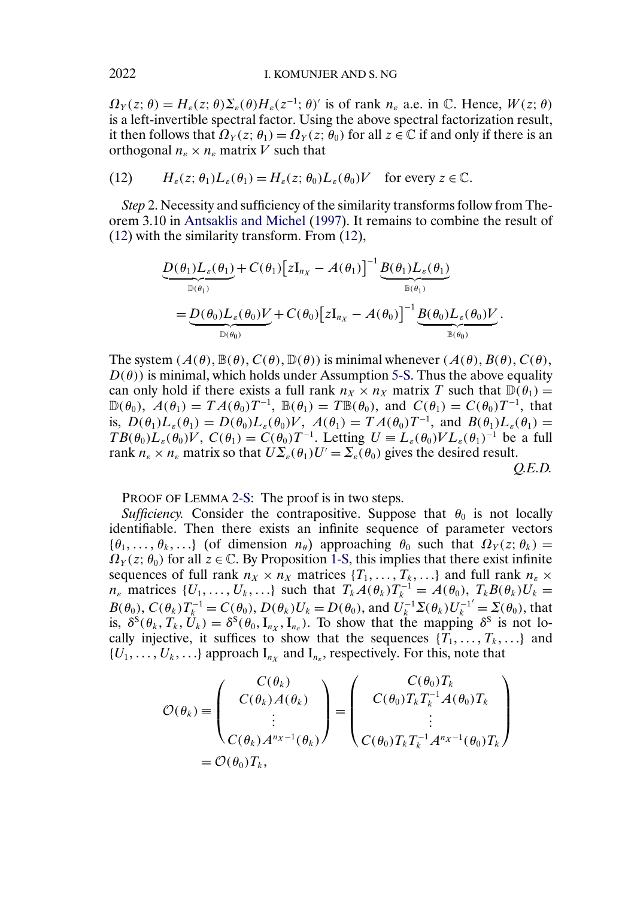$\Omega_Y(z;\theta) = H_\varepsilon(z;\theta)\Sigma_\varepsilon(\theta)H_\varepsilon(z^{-1};\theta)'$ is of rank $n_\varepsilon$ a.e. in $\mathbb{C}$. Hence, $W(z;\theta)$ is a left-invertible spectral factor. Using the above spectral factorization result, it then follows that $\Omega_Y(z;\theta_1) = \Omega_Y(z;\theta_0)$ for all $z \in \mathbb{C}$ if and only if there is an orthogonal $n_\varepsilon \times n_\varepsilon$ matrix $V$ such that

$$H_\varepsilon(z;\theta_1)L_\varepsilon(\theta_1) = H_\varepsilon(z;\theta_0)L_\varepsilon(\theta_0)V \quad \text{for every } z \in \mathbb{C}. \tag{12}$$

*Step* 2. Necessity and sufficiency of the similarity transforms follow from Theorem 3.10 in Antsaklis and Michel (1997). It remains to combine the result of (12) with the similarity transform. From (12),

$$\begin{aligned}
&\underbrace{D(\theta_1)L_\varepsilon(\theta_1)}_{\mathbb{D}(\theta_1)} + C(\theta_1)\big[z\mathrm{I}_{n_X} - A(\theta_1)\big]^{-1}\underbrace{B(\theta_1)L_\varepsilon(\theta_1)}_{\mathbb{B}(\theta_1)} \\
&\quad = \underbrace{D(\theta_0)L_\varepsilon(\theta_0)V}_{\mathbb{D}(\theta_0)} + C(\theta_0)\big[z\mathrm{I}_{n_X} - A(\theta_0)\big]^{-1}\underbrace{B(\theta_0)L_\varepsilon(\theta_0)V}_{\mathbb{B}(\theta_0)}.
\end{aligned}$$

The system $(A(\theta), \mathbb{B}(\theta), C(\theta), \mathbb{D}(\theta))$ is minimal whenever $(A(\theta), B(\theta), C(\theta), D(\theta))$ is minimal, which holds under Assumption 5-S. Thus the above equality can only hold if there exists a full rank $n_X \times n_X$ matrix $T$ such that $\mathbb{D}(\theta_1) = \mathbb{D}(\theta_0)$, $A(\theta_1) = TA(\theta_0)T^{-1}$, $\mathbb{B}(\theta_1) = T\mathbb{B}(\theta_0)$, and $C(\theta_1) = C(\theta_0)T^{-1}$, that is, $D(\theta_1)L_\varepsilon(\theta_1) = D(\theta_0)L_\varepsilon(\theta_0)V$, $A(\theta_1) = TA(\theta_0)T^{-1}$, and $B(\theta_1)L_\varepsilon(\theta_1) = TB(\theta_0)L_\varepsilon(\theta_0)V$, $C(\theta_1) = C(\theta_0)T^{-1}$. Letting $U \equiv L_\varepsilon(\theta_0)VL_\varepsilon(\theta_1)^{-1}$ be a full rank $n_\varepsilon \times n_\varepsilon$ matrix so that $U\Sigma_\varepsilon(\theta_1)U' = \Sigma_\varepsilon(\theta_0)$ gives the desired result.

*Q.E.D.*

PROOF OF LEMMA 2-S: The proof is in two steps.

*Sufficiency.* Consider the contrapositive. Suppose that $\theta_0$ is not locally identifiable. Then there exists an infinite sequence of parameter vectors $\{\theta_1, \ldots, \theta_k, \ldots\}$ (of dimension $n_\theta$) approaching $\theta_0$ such that $\Omega_Y(z;\theta_k) = \Omega_Y(z;\theta_0)$ for all $z \in \mathbb{C}$. By Proposition 1-S, this implies that there exist infinite sequences of full rank $n_X \times n_X$ matrices $\{T_1, \ldots, T_k, \ldots\}$ and full rank $n_\varepsilon \times n_\varepsilon$ matrices $\{U_1, \ldots, U_k, \ldots\}$ such that $T_kA(\theta_k)T_k^{-1} = A(\theta_0)$, $T_kB(\theta_k)U_k = B(\theta_0)$, $C(\theta_k)T_k^{-1} = C(\theta_0)$, $D(\theta_k)U_k = D(\theta_0)$, and $U_k^{-1}\Sigma(\theta_k)U_k^{-1'} = \Sigma(\theta_0)$, that is, $\delta^{\mathrm{S}}(\theta_k, T_k, U_k) = \delta^{\mathrm{S}}(\theta_0, \mathrm{I}_{n_X}, \mathrm{I}_{n_\varepsilon})$. To show that the mapping $\delta^{\mathrm{S}}$ is not locally injective, it suffices to show that the sequences $\{T_1, \ldots, T_k, \ldots\}$ and $\{U_1, \ldots, U_k, \ldots\}$ approach $\mathrm{I}_{n_X}$ and $\mathrm{I}_{n_\varepsilon}$, respectively. For this, note that

$$\begin{aligned}
\mathcal{O}(\theta_k) \equiv \begin{pmatrix} C(\theta_k) \\ C(\theta_k)A(\theta_k) \\ \vdots \\ C(\theta_k)A^{n_X-1}(\theta_k) \end{pmatrix} &= \begin{pmatrix} C(\theta_0)T_k \\ C(\theta_0)T_kT_k^{-1}A(\theta_0)T_k \\ \vdots \\ C(\theta_0)T_kT_k^{-1}A^{n_X-1}(\theta_0)T_k \end{pmatrix} \\
&= \mathcal{O}(\theta_0)T_k,
\end{aligned}$$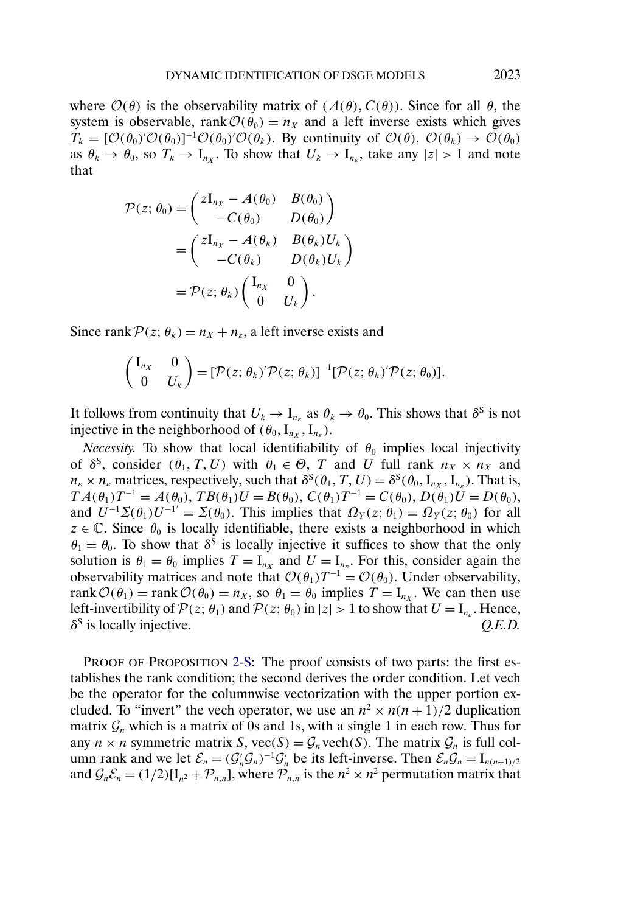where $\mathcal{O}(\theta)$ is the observability matrix of $(A(\theta), C(\theta))$. Since for all $\theta$, the system is observable, $\operatorname{rank} \mathcal{O}(\theta_0) = n_X$ and a left inverse exists which gives $T_k = [\mathcal{O}(\theta_0)'\mathcal{O}(\theta_0)]^{-1}\mathcal{O}(\theta_0)'\mathcal{O}(\theta_k)$. By continuity of $\mathcal{O}(\theta)$, $\mathcal{O}(\theta_k) \to \mathcal{O}(\theta_0)$ as $\theta_k \to \theta_0$, so $T_k \to \mathrm{I}_{n_X}$. To show that $U_k \to \mathrm{I}_{n_\varepsilon}$, take any $|z| > 1$ and note that

$$
\begin{aligned}
\mathcal{P}(z; \theta_0) &= \begin{pmatrix} z\mathrm{I}_{n_X} - A(\theta_0) & B(\theta_0) \\ -C(\theta_0) & D(\theta_0) \end{pmatrix} \\
&= \begin{pmatrix} z\mathrm{I}_{n_X} - A(\theta_k) & B(\theta_k)U_k \\ -C(\theta_k) & D(\theta_k)U_k \end{pmatrix} \\
&= \mathcal{P}(z; \theta_k) \begin{pmatrix} \mathrm{I}_{n_X} & 0 \\ 0 & U_k \end{pmatrix}.
\end{aligned}
$$

Since $\operatorname{rank} \mathcal{P}(z; \theta_k) = n_X + n_\varepsilon$, a left inverse exists and

$$
\begin{pmatrix} \mathrm{I}_{n_X} & 0 \\ 0 & U_k \end{pmatrix} = [\mathcal{P}(z; \theta_k)'\mathcal{P}(z; \theta_k)]^{-1}[\mathcal{P}(z; \theta_k)'\mathcal{P}(z; \theta_0)].
$$

It follows from continuity that $U_k \to \mathrm{I}_{n_\varepsilon}$ as $\theta_k \to \theta_0$. This shows that $\delta^{\mathrm{S}}$ is not injective in the neighborhood of $(\theta_0, \mathrm{I}_{n_X}, \mathrm{I}_{n_\varepsilon})$.

*Necessity.* To show that local identifiability of $\theta_0$ implies local injectivity of $\delta^{\mathrm{S}}$, consider $(\theta_1, T, U)$ with $\theta_1 \in \Theta$, $T$ and $U$ full rank $n_X \times n_X$ and $n_\varepsilon \times n_\varepsilon$ matrices, respectively, such that $\delta^{\mathrm{S}}(\theta_1, T, U) = \delta^{\mathrm{S}}(\theta_0, \mathrm{I}_{n_X}, \mathrm{I}_{n_\varepsilon})$. That is, $TA(\theta_1)T^{-1} = A(\theta_0)$, $TB(\theta_1)U = B(\theta_0)$, $C(\theta_1)T^{-1} = C(\theta_0)$, $D(\theta_1)U = D(\theta_0)$, and $U^{-1}\Sigma(\theta_1)U^{-1'} = \Sigma(\theta_0)$. This implies that $\Omega_Y(z; \theta_1) = \Omega_Y(z; \theta_0)$ for all $z \in \mathbb{C}$. Since $\theta_0$ is locally identifiable, there exists a neighborhood in which $\theta_1 = \theta_0$. To show that $\delta^{\mathrm{S}}$ is locally injective it suffices to show that the only solution is $\theta_1 = \theta_0$ implies $T = \mathrm{I}_{n_X}$ and $U = \mathrm{I}_{n_\varepsilon}$. For this, consider again the observability matrices and note that $\mathcal{O}(\theta_1)T^{-1} = \mathcal{O}(\theta_0)$. Under observability, $\operatorname{rank} \mathcal{O}(\theta_1) = \operatorname{rank} \mathcal{O}(\theta_0) = n_X$, so $\theta_1 = \theta_0$ implies $T = \mathrm{I}_{n_X}$. We can then use left-invertibility of $\mathcal{P}(z; \theta_1)$ and $\mathcal{P}(z; \theta_0)$ in $|z| > 1$ to show that $U = \mathrm{I}_{n_\varepsilon}$. Hence, $\delta^{\mathrm{S}}$ is locally injective. *Q.E.D.*

PROOF OF PROPOSITION 2-S: The proof consists of two parts: the first establishes the rank condition; the second derives the order condition. Let vech be the operator for the columnwise vectorization with the upper portion excluded. To "invert" the vech operator, we use an $n^2 \times n(n+1)/2$ duplication matrix $\mathcal{G}_n$ which is a matrix of 0s and 1s, with a single 1 in each row. Thus for any $n \times n$ symmetric matrix $S$, $\operatorname{vec}(S) = \mathcal{G}_n \operatorname{vech}(S)$. The matrix $\mathcal{G}_n$ is full column rank and we let $\mathcal{E}_n = (\mathcal{G}_n'\mathcal{G}_n)^{-1}\mathcal{G}_n'$ be its left-inverse. Then $\mathcal{E}_n\mathcal{G}_n = \mathrm{I}_{n(n+1)/2}$ and $\mathcal{G}_n\mathcal{E}_n = (1/2)[\mathrm{I}_{n^2} + \mathcal{P}_{n,n}]$, where $\mathcal{P}_{n,n}$ is the $n^2 \times n^2$ permutation matrix that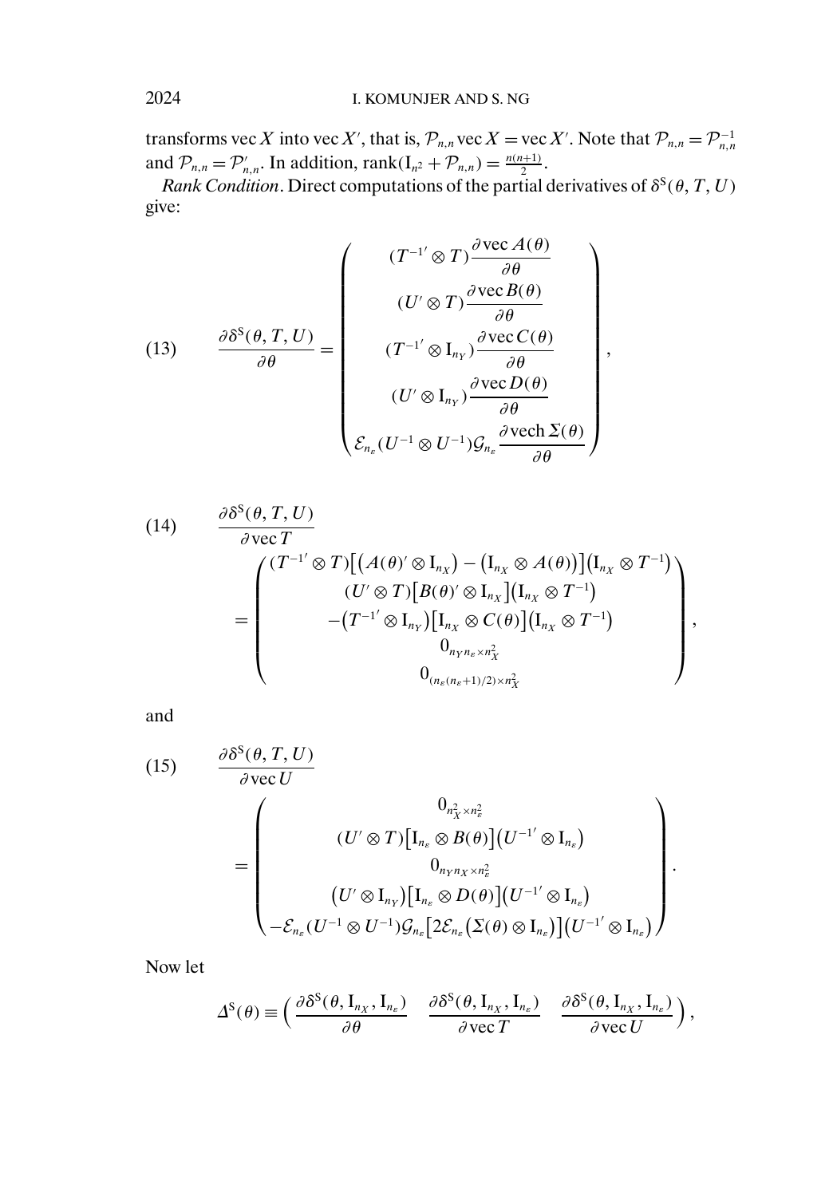transforms $\operatorname{vec} X$ into $\operatorname{vec} X'$, that is, $\mathcal{P}_{n,n} \operatorname{vec} X = \operatorname{vec} X'$. Note that $\mathcal{P}_{n,n} = \mathcal{P}_{n,n}^{-1}$ and $\mathcal{P}_{n,n} = \mathcal{P}_{n,n}'$. In addition, $\operatorname{rank}(\mathrm{I}_{n^2} + \mathcal{P}_{n,n}) = \frac{n(n+1)}{2}$.

*Rank Condition*. Direct computations of the partial derivatives of $\delta^{\mathrm{S}}(\theta, T, U)$ give:

$$\frac{\partial \delta^{\mathrm{S}}(\theta, T, U)}{\partial \theta} = \begin{pmatrix} (T^{-1'} \otimes T) \dfrac{\partial \operatorname{vec} A(\theta)}{\partial \theta} \\ (U' \otimes T) \dfrac{\partial \operatorname{vec} B(\theta)}{\partial \theta} \\ (T^{-1'} \otimes \mathrm{I}_{n_Y}) \dfrac{\partial \operatorname{vec} C(\theta)}{\partial \theta} \\ (U' \otimes \mathrm{I}_{n_Y}) \dfrac{\partial \operatorname{vec} D(\theta)}{\partial \theta} \\ \mathcal{E}_{n_\varepsilon} (U^{-1} \otimes U^{-1}) \mathcal{G}_{n_\varepsilon} \dfrac{\partial \operatorname{vech} \Sigma(\theta)}{\partial \theta} \end{pmatrix}, \tag{13}$$

$$\begin{aligned} &\frac{\partial \delta^{\mathrm{S}}(\theta, T, U)}{\partial \operatorname{vec} T} \\ &= \begin{pmatrix} (T^{-1'} \otimes T) \big[ \big( A(\theta)' \otimes \mathrm{I}_{n_X} \big) - \big( \mathrm{I}_{n_X} \otimes A(\theta) \big) \big] \big( \mathrm{I}_{n_X} \otimes T^{-1} \big) \\ (U' \otimes T) \big[ B(\theta)' \otimes \mathrm{I}_{n_X} \big] \big( \mathrm{I}_{n_X} \otimes T^{-1} \big) \\ -\big( T^{-1'} \otimes \mathrm{I}_{n_Y} \big) \big[ \mathrm{I}_{n_X} \otimes C(\theta) \big] \big( \mathrm{I}_{n_X} \otimes T^{-1} \big) \\ 0_{n_Y n_\varepsilon \times n_X^2} \\ 0_{(n_\varepsilon (n_\varepsilon + 1)/2) \times n_X^2} \end{pmatrix}, \end{aligned} \tag{14}$$

and

$$\begin{aligned} &\frac{\partial \delta^{\mathrm{S}}(\theta, T, U)}{\partial \operatorname{vec} U} \\ &= \begin{pmatrix} 0_{n_X^2 \times n_\varepsilon^2} \\ (U' \otimes T) \big[ \mathrm{I}_{n_\varepsilon} \otimes B(\theta) \big] \big( U^{-1'} \otimes \mathrm{I}_{n_\varepsilon} \big) \\ 0_{n_Y n_X \times n_\varepsilon^2} \\ \big( U' \otimes \mathrm{I}_{n_Y} \big) \big[ \mathrm{I}_{n_\varepsilon} \otimes D(\theta) \big] \big( U^{-1'} \otimes \mathrm{I}_{n_\varepsilon} \big) \\ -\mathcal{E}_{n_\varepsilon} (U^{-1} \otimes U^{-1}) \mathcal{G}_{n_\varepsilon} \big[ 2 \mathcal{E}_{n_\varepsilon} \big( \Sigma(\theta) \otimes \mathrm{I}_{n_\varepsilon} \big) \big] \big( U^{-1'} \otimes \mathrm{I}_{n_\varepsilon} \big) \end{pmatrix}. \end{aligned} \tag{15}$$

Now let

$$\Delta^{\mathrm{S}}(\theta) \equiv \left( \frac{\partial \delta^{\mathrm{S}}(\theta, \mathrm{I}_{n_X}, \mathrm{I}_{n_\varepsilon})}{\partial \theta} \quad \frac{\partial \delta^{\mathrm{S}}(\theta, \mathrm{I}_{n_X}, \mathrm{I}_{n_\varepsilon})}{\partial \operatorname{vec} T} \quad \frac{\partial \delta^{\mathrm{S}}(\theta, \mathrm{I}_{n_X}, \mathrm{I}_{n_\varepsilon})}{\partial \operatorname{vec} U} \right),$$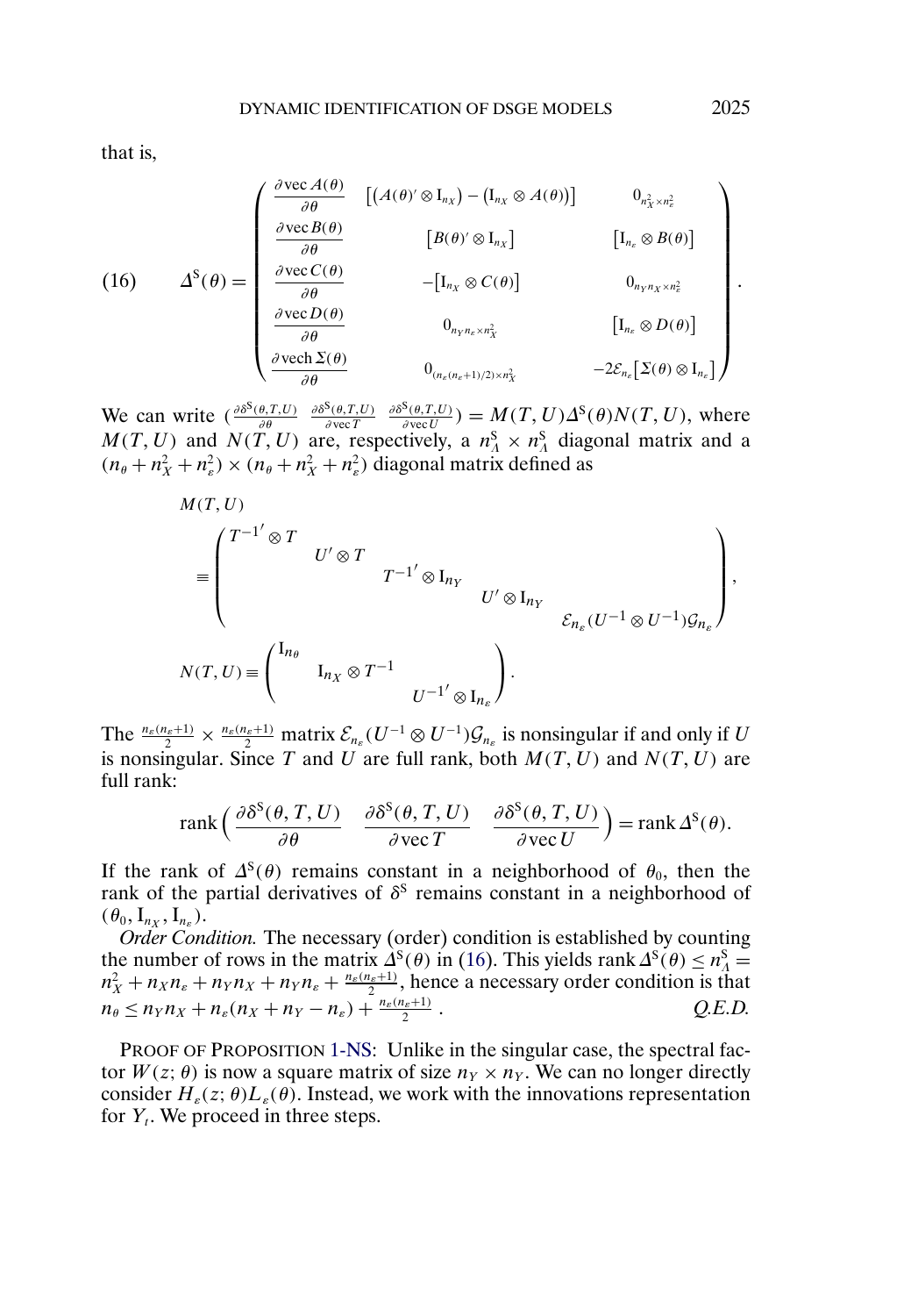that is,

$$
(16) \qquad \Delta^{\mathrm{S}}(\theta) = \begin{pmatrix} \dfrac{\partial \operatorname{vec} A(\theta)}{\partial \theta} & \left[(A(\theta)' \otimes \mathrm{I}_{n_X}) - (\mathrm{I}_{n_X} \otimes A(\theta))\right] & 0_{n_X^2 \times n_\varepsilon^2} \\ \dfrac{\partial \operatorname{vec} B(\theta)}{\partial \theta} & \left[B(\theta)' \otimes \mathrm{I}_{n_X}\right] & \left[\mathrm{I}_{n_\varepsilon} \otimes B(\theta)\right] \\ \dfrac{\partial \operatorname{vec} C(\theta)}{\partial \theta} & -\left[\mathrm{I}_{n_X} \otimes C(\theta)\right] & 0_{n_Y n_X \times n_\varepsilon^2} \\ \dfrac{\partial \operatorname{vec} D(\theta)}{\partial \theta} & 0_{n_Y n_\varepsilon \times n_X^2} & \left[\mathrm{I}_{n_\varepsilon} \otimes D(\theta)\right] \\ \dfrac{\partial \operatorname{vech} \Sigma(\theta)}{\partial \theta} & 0_{(n_\varepsilon(n_\varepsilon+1)/2) \times n_X^2} & -2\mathcal{E}_{n_\varepsilon}\left[\Sigma(\theta) \otimes \mathrm{I}_{n_\varepsilon}\right] \end{pmatrix}.
$$

We can write $\left(\frac{\partial \delta^{\mathrm{S}}(\theta,T,U)}{\partial \theta} \ \frac{\partial \delta^{\mathrm{S}}(\theta,T,U)}{\partial \operatorname{vec} T} \ \frac{\partial \delta^{\mathrm{S}}(\theta,T,U)}{\partial \operatorname{vec} U}\right) = M(T,U)\Delta^{\mathrm{S}}(\theta)N(T,U)$, where $M(T,U)$ and $N(T,U)$ are, respectively, a $n_\Lambda^{\mathrm{S}} \times n_\Lambda^{\mathrm{S}}$ diagonal matrix and a $(n_\theta + n_X^2 + n_\varepsilon^2) \times (n_\theta + n_X^2 + n_\varepsilon^2)$ diagonal matrix defined as

$$
M(T,U) \equiv \begin{pmatrix} T^{-1'} \otimes T & & & & \\ & U' \otimes T & & & \\ & & T^{-1'} \otimes \mathrm{I}_{n_Y} & & \\ & & & U' \otimes \mathrm{I}_{n_Y} & \\ & & & & \mathcal{E}_{n_\varepsilon}(U^{-1} \otimes U^{-1})\mathcal{G}_{n_\varepsilon} \end{pmatrix},
$$

$$
N(T,U) \equiv \begin{pmatrix} \mathrm{I}_{n_\theta} & & \\ & \mathrm{I}_{n_X} \otimes T^{-1} & \\ & & U^{-1'} \otimes \mathrm{I}_{n_\varepsilon} \end{pmatrix}.
$$

The $\frac{n_\varepsilon(n_\varepsilon+1)}{2} \times \frac{n_\varepsilon(n_\varepsilon+1)}{2}$ matrix $\mathcal{E}_{n_\varepsilon}(U^{-1} \otimes U^{-1})\mathcal{G}_{n_\varepsilon}$ is nonsingular if and only if $U$ is nonsingular. Since $T$ and $U$ are full rank, both $M(T,U)$ and $N(T,U)$ are full rank:

$$
\operatorname{rank}\left(\frac{\partial \delta^{\mathrm{S}}(\theta,T,U)}{\partial \theta} \quad \frac{\partial \delta^{\mathrm{S}}(\theta,T,U)}{\partial \operatorname{vec} T} \quad \frac{\partial \delta^{\mathrm{S}}(\theta,T,U)}{\partial \operatorname{vec} U}\right) = \operatorname{rank} \Delta^{\mathrm{S}}(\theta).
$$

If the rank of $\Delta^{\mathrm{S}}(\theta)$ remains constant in a neighborhood of $\theta_0$, then the rank of the partial derivatives of $\delta^{\mathrm{S}}$ remains constant in a neighborhood of $(\theta_0, \mathrm{I}_{n_X}, \mathrm{I}_{n_\varepsilon})$.

*Order Condition.* The necessary (order) condition is established by counting the number of rows in the matrix $\Delta^{\mathrm{S}}(\theta)$ in (16). This yields $\operatorname{rank} \Delta^{\mathrm{S}}(\theta) \le n_\Lambda^{\mathrm{S}} = n_X^2 + n_X n_\varepsilon + n_Y n_X + n_Y n_\varepsilon + \frac{n_\varepsilon(n_\varepsilon+1)}{2}$, hence a necessary order condition is that $n_\theta \le n_Y n_X + n_\varepsilon(n_X + n_Y - n_\varepsilon) + \frac{n_\varepsilon(n_\varepsilon+1)}{2}$. *Q.E.D.*

PROOF OF PROPOSITION 1-NS: Unlike in the singular case, the spectral factor $W(z;\theta)$ is now a square matrix of size $n_Y \times n_Y$. We can no longer directly consider $H_\varepsilon(z;\theta)L_\varepsilon(\theta)$. Instead, we work with the innovations representation for $Y_t$. We proceed in three steps.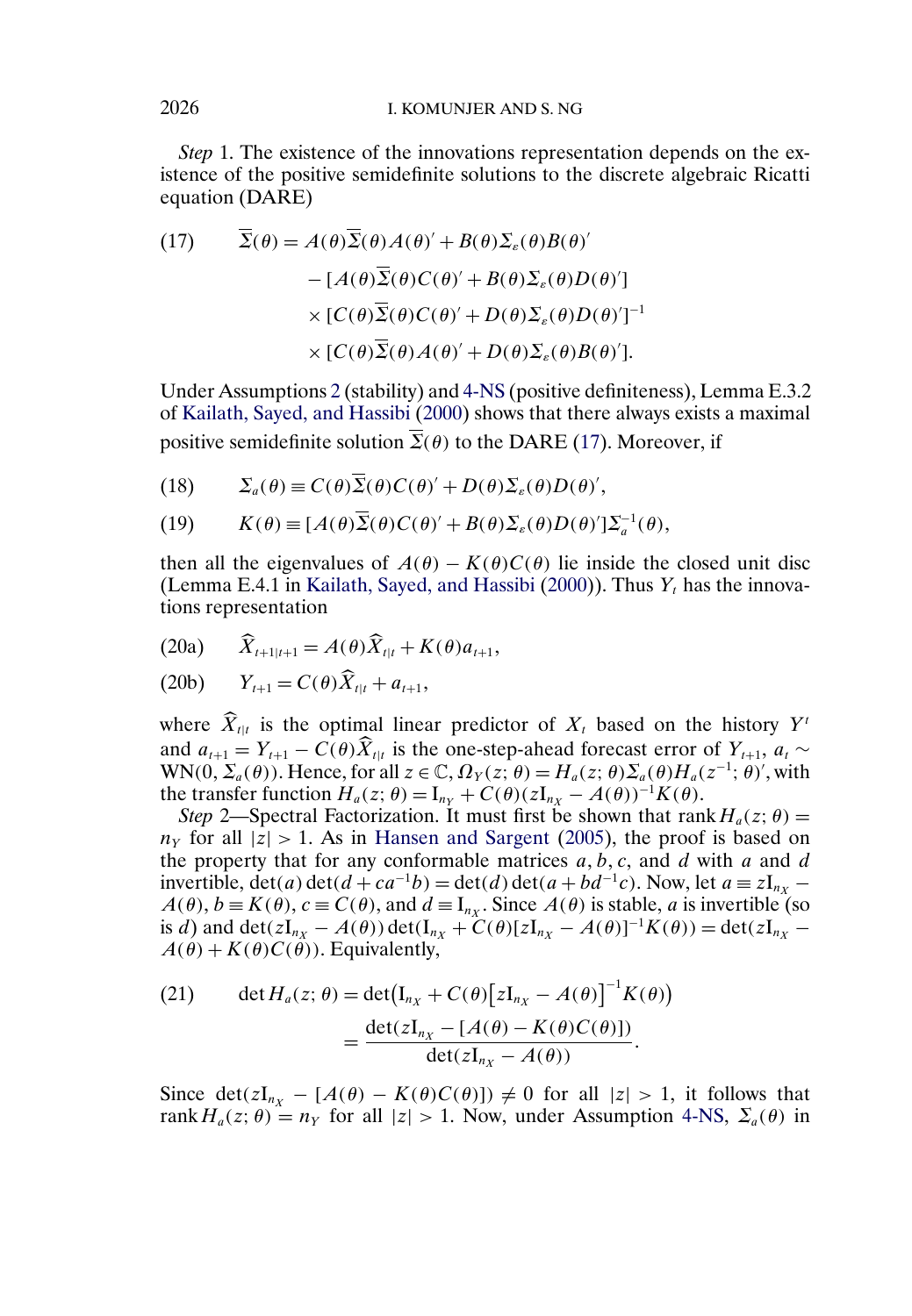*Step* 1. The existence of the innovations representation depends on the existence of the positive semidefinite solutions to the discrete algebraic Ricatti equation (DARE)

$$
\begin{aligned}
(17) \qquad \overline{\Sigma}(\theta) = {} & A(\theta)\overline{\Sigma}(\theta)A(\theta)' + B(\theta)\Sigma_\varepsilon(\theta)B(\theta)' \\
& - [A(\theta)\overline{\Sigma}(\theta)C(\theta)' + B(\theta)\Sigma_\varepsilon(\theta)D(\theta)'] \\
& \times [C(\theta)\overline{\Sigma}(\theta)C(\theta)' + D(\theta)\Sigma_\varepsilon(\theta)D(\theta)']^{-1} \\
& \times [C(\theta)\overline{\Sigma}(\theta)A(\theta)' + D(\theta)\Sigma_\varepsilon(\theta)B(\theta)'].
\end{aligned}
$$

Under Assumptions 2 (stability) and 4-NS (positive definiteness), Lemma E.3.2 of Kailath, Sayed, and Hassibi (2000) shows that there always exists a maximal positive semidefinite solution $\overline{\Sigma}(\theta)$ to the DARE (17). Moreover, if

$$
(18) \qquad \Sigma_a(\theta) \equiv C(\theta)\overline{\Sigma}(\theta)C(\theta)' + D(\theta)\Sigma_\varepsilon(\theta)D(\theta)',
$$

$$
(19) \qquad K(\theta) \equiv [A(\theta)\overline{\Sigma}(\theta)C(\theta)' + B(\theta)\Sigma_\varepsilon(\theta)D(\theta)']\Sigma_a^{-1}(\theta),
$$

then all the eigenvalues of $A(\theta) - K(\theta)C(\theta)$ lie inside the closed unit disc (Lemma E.4.1 in Kailath, Sayed, and Hassibi (2000)). Thus $Y_t$ has the innovations representation

$$
(20\text{a}) \qquad \widehat{X}_{t+1|t+1} = A(\theta)\widehat{X}_{t|t} + K(\theta)a_{t+1},
$$

$$
(20\text{b}) \qquad Y_{t+1} = C(\theta)\widehat{X}_{t|t} + a_{t+1},
$$

where $\widehat{X}_{t|t}$ is the optimal linear predictor of $X_t$ based on the history $Y^t$ and $a_{t+1} = Y_{t+1} - C(\theta)\widehat{X}_{t|t}$ is the one-step-ahead forecast error of $Y_{t+1}$, $a_t \sim \text{WN}(0, \Sigma_a(\theta))$. Hence, for all $z \in \mathbb{C}$, $\Omega_Y(z;\theta) = H_a(z;\theta)\Sigma_a(\theta)H_a(z^{-1};\theta)'$, with the transfer function $H_a(z;\theta) = \text{I}_{n_Y} + C(\theta)(z\text{I}_{n_X} - A(\theta))^{-1}K(\theta)$.

*Step* 2—Spectral Factorization. It must first be shown that $\operatorname{rank} H_a(z;\theta) = n_Y$ for all $|z| > 1$. As in Hansen and Sargent (2005), the proof is based on the property that for any conformable matrices $a, b, c$, and $d$ with $a$ and $d$ invertible, $\det(a)\det(d + ca^{-1}b) = \det(d)\det(a + bd^{-1}c)$. Now, let $a \equiv z\text{I}_{n_X} - A(\theta)$, $b \equiv K(\theta)$, $c \equiv C(\theta)$, and $d \equiv \text{I}_{n_X}$. Since $A(\theta)$ is stable, $a$ is invertible (so is $d$) and $\det(z\text{I}_{n_X} - A(\theta))\det(\text{I}_{n_X} + C(\theta)[z\text{I}_{n_X} - A(\theta)]^{-1}K(\theta)) = \det(z\text{I}_{n_X} - A(\theta) + K(\theta)C(\theta))$. Equivalently,

$$
\begin{aligned}
(21) \qquad \det H_a(z;\theta) &= \det\bigl(\text{I}_{n_X} + C(\theta)\bigl[z\text{I}_{n_X} - A(\theta)\bigr]^{-1}K(\theta)\bigr) \\
&= \frac{\det(z\text{I}_{n_X} - [A(\theta) - K(\theta)C(\theta)])}{\det(z\text{I}_{n_X} - A(\theta))}.
\end{aligned}
$$

Since $\det(z\text{I}_{n_X} - [A(\theta) - K(\theta)C(\theta)]) \neq 0$ for all $|z| > 1$, it follows that $\operatorname{rank} H_a(z;\theta) = n_Y$ for all $|z| > 1$. Now, under Assumption 4-NS, $\Sigma_a(\theta)$ in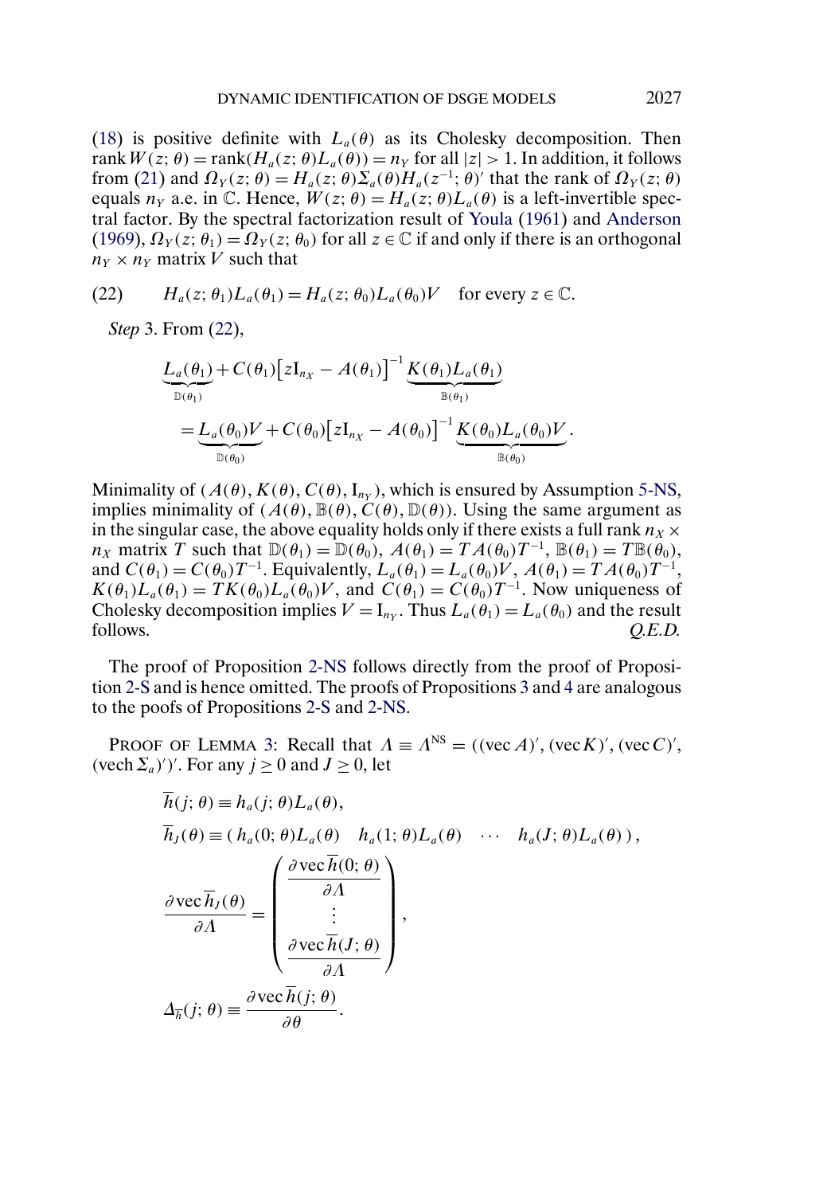(18) is positive definite with $L_a(\theta)$ as its Cholesky decomposition. Then $\operatorname{rank} W(z;\theta) = \operatorname{rank}(H_a(z;\theta)L_a(\theta)) = n_Y$ for all $|z| > 1$. In addition, it follows from (21) and $\Omega_Y(z;\theta) = H_a(z;\theta)\Sigma_a(\theta)H_a(z^{-1};\theta)'$ that the rank of $\Omega_Y(z;\theta)$ equals $n_Y$ a.e. in $\mathbb{C}$. Hence, $W(z;\theta) = H_a(z;\theta)L_a(\theta)$ is a left-invertible spectral factor. By the spectral factorization result of Youla (1961) and Anderson (1969), $\Omega_Y(z;\theta_1) = \Omega_Y(z;\theta_0)$ for all $z \in \mathbb{C}$ if and only if there is an orthogonal $n_Y \times n_Y$ matrix $V$ such that

$$
H_a(z;\theta_1)L_a(\theta_1) = H_a(z;\theta_0)L_a(\theta_0)V \quad \text{for every } z \in \mathbb{C}. \tag{22}
$$

*Step* 3. From (22),

$$
\begin{aligned}
&\underbrace{L_a(\theta_1)}_{\mathbb{D}(\theta_1)} + C(\theta_1)\left[z\mathrm{I}_{n_X} - A(\theta_1)\right]^{-1}\underbrace{K(\theta_1)L_a(\theta_1)}_{\mathbb{B}(\theta_1)} \\
&\quad = \underbrace{L_a(\theta_0)V}_{\mathbb{D}(\theta_0)} + C(\theta_0)\left[z\mathrm{I}_{n_X} - A(\theta_0)\right]^{-1}\underbrace{K(\theta_0)L_a(\theta_0)V}_{\mathbb{B}(\theta_0)}.
\end{aligned}
$$

Minimality of $(A(\theta), K(\theta), C(\theta), \mathrm{I}_{n_Y})$, which is ensured by Assumption 5-NS, implies minimality of $(A(\theta), \mathbb{B}(\theta), C(\theta), \mathbb{D}(\theta))$. Using the same argument as in the singular case, the above equality holds only if there exists a full rank $n_X \times n_X$ matrix $T$ such that $\mathbb{D}(\theta_1) = \mathbb{D}(\theta_0)$, $A(\theta_1) = TA(\theta_0)T^{-1}$, $\mathbb{B}(\theta_1) = T\mathbb{B}(\theta_0)$, and $C(\theta_1) = C(\theta_0)T^{-1}$. Equivalently, $L_a(\theta_1) = L_a(\theta_0)V$, $A(\theta_1) = TA(\theta_0)T^{-1}$, $K(\theta_1)L_a(\theta_1) = TK(\theta_0)L_a(\theta_0)V$, and $C(\theta_1) = C(\theta_0)T^{-1}$. Now uniqueness of Cholesky decomposition implies $V = \mathrm{I}_{n_Y}$. Thus $L_a(\theta_1) = L_a(\theta_0)$ and the result follows. *Q.E.D.*

The proof of Proposition 2-NS follows directly from the proof of Proposition 2-S and is hence omitted. The proofs of Propositions 3 and 4 are analogous to the poofs of Propositions 2-S and 2-NS.

PROOF OF LEMMA 3: Recall that $\Lambda \equiv \Lambda^{\mathrm{NS}} = ((\operatorname{vec} A)', (\operatorname{vec} K)', (\operatorname{vec} C)', (\operatorname{vech} \Sigma_a)')'$. For any $j \geq 0$ and $J \geq 0$, let

$$
\begin{aligned}
\overline{h}(j;\theta) &\equiv h_a(j;\theta)L_a(\theta), \\
\overline{h}_J(\theta) &\equiv (\, h_a(0;\theta)L_a(\theta) \quad h_a(1;\theta)L_a(\theta) \quad \cdots \quad h_a(J;\theta)L_a(\theta)\,), \\
\frac{\partial \operatorname{vec} \overline{h}_J(\theta)}{\partial \Lambda} &= \begin{pmatrix} \dfrac{\partial \operatorname{vec} \overline{h}(0;\theta)}{\partial \Lambda} \\ \vdots \\ \dfrac{\partial \operatorname{vec} \overline{h}(J;\theta)}{\partial \Lambda} \end{pmatrix}, \\
\Delta_{\overline{h}}(j;\theta) &\equiv \frac{\partial \operatorname{vec} \overline{h}(j;\theta)}{\partial \theta}.
\end{aligned}
$$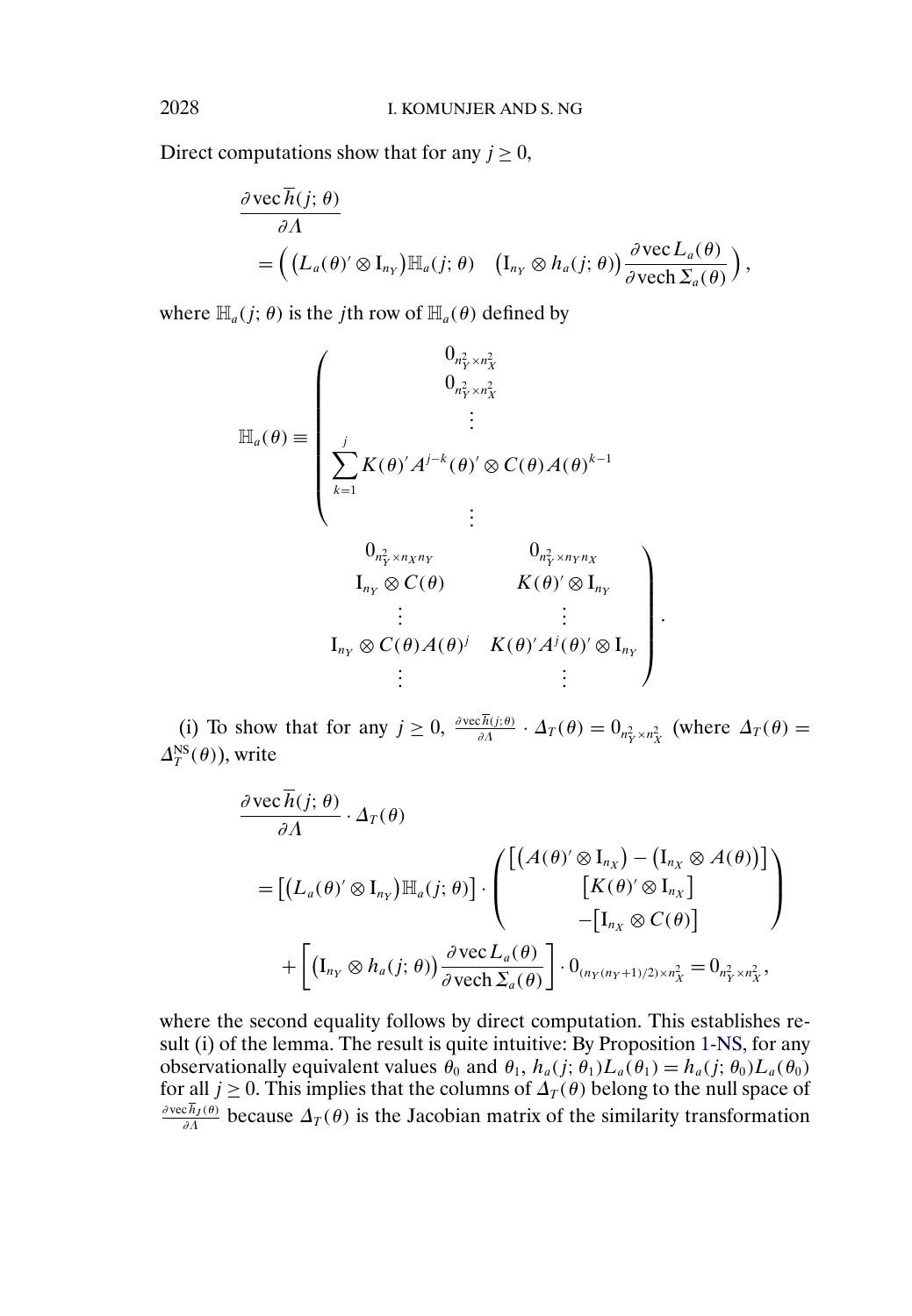Direct computations show that for any $j \geq 0$,

$$
\begin{aligned}
&\frac{\partial \operatorname{vec} \overline{h}(j;\theta)}{\partial \Lambda} \\
&= \Big( \big(L_a(\theta)' \otimes \mathrm{I}_{n_Y}\big) \mathbb{H}_a(j;\theta) \quad \big(\mathrm{I}_{n_Y} \otimes h_a(j;\theta)\big) \frac{\partial \operatorname{vec} L_a(\theta)}{\partial \operatorname{vech} \Sigma_a(\theta)} \Big),
\end{aligned}
$$

where $\mathbb{H}_a(j;\theta)$ is the $j$th row of $\mathbb{H}_a(\theta)$ defined by

$$
\mathbb{H}_a(\theta) \equiv \left( \begin{array}{ccc}
0_{n_Y^2 \times n_X^2} & 0_{n_Y^2 \times n_X n_Y} & 0_{n_Y^2 \times n_Y n_X} \\
0_{n_Y^2 \times n_X^2} & \mathrm{I}_{n_Y} \otimes C(\theta) & K(\theta)' \otimes \mathrm{I}_{n_Y} \\
\vdots & \vdots & \vdots \\
\displaystyle\sum_{k=1}^{j} K(\theta)' A^{j-k}(\theta)' \otimes C(\theta) A(\theta)^{k-1} & \mathrm{I}_{n_Y} \otimes C(\theta) A(\theta)^j & K(\theta)' A^j(\theta)' \otimes \mathrm{I}_{n_Y} \\
\vdots & \vdots & \vdots
\end{array} \right).
$$

(i) To show that for any $j \geq 0$, $\frac{\partial \operatorname{vec} \overline{h}(j;\theta)}{\partial \Lambda} \cdot \Delta_T(\theta) = 0_{n_Y^2 \times n_X^2}$ (where $\Delta_T(\theta) = \Delta_T^{\mathrm{NS}}(\theta)$), write

$$
\begin{aligned}
&\frac{\partial \operatorname{vec} \overline{h}(j;\theta)}{\partial \Lambda} \cdot \Delta_T(\theta) \\
&= \big[ \big(L_a(\theta)' \otimes \mathrm{I}_{n_Y}\big) \mathbb{H}_a(j;\theta) \big] \cdot \begin{pmatrix} \big[ \big(A(\theta)' \otimes \mathrm{I}_{n_X}\big) - \big(\mathrm{I}_{n_X} \otimes A(\theta)\big) \big] \\ \big[ K(\theta)' \otimes \mathrm{I}_{n_X} \big] \\ -\big[ \mathrm{I}_{n_X} \otimes C(\theta) \big] \end{pmatrix} \\
&\quad + \left[ \big(\mathrm{I}_{n_Y} \otimes h_a(j;\theta)\big) \frac{\partial \operatorname{vec} L_a(\theta)}{\partial \operatorname{vech} \Sigma_a(\theta)} \right] \cdot 0_{(n_Y(n_Y+1)/2) \times n_X^2} = 0_{n_Y^2 \times n_X^2},
\end{aligned}
$$

where the second equality follows by direct computation. This establishes result (i) of the lemma. The result is quite intuitive: By Proposition 1-NS, for any observationally equivalent values $\theta_0$ and $\theta_1$, $h_a(j;\theta_1) L_a(\theta_1) = h_a(j;\theta_0) L_a(\theta_0)$ for all $j \geq 0$. This implies that the columns of $\Delta_T(\theta)$ belong to the null space of $\frac{\partial \operatorname{vec} \overline{h}_J(\theta)}{\partial \Lambda}$ because $\Delta_T(\theta)$ is the Jacobian matrix of the similarity transformation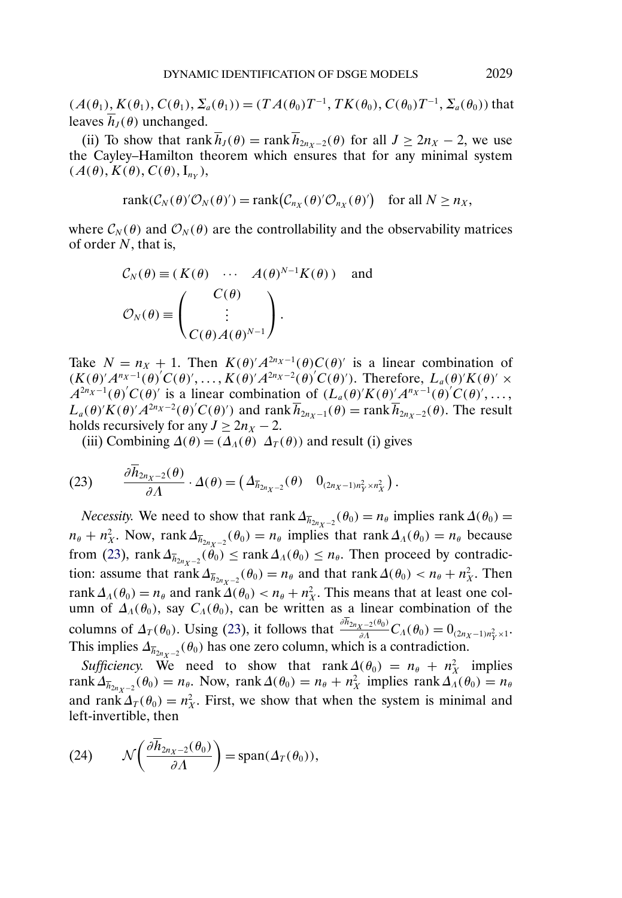$(A(\theta_1), K(\theta_1), C(\theta_1), \Sigma_a(\theta_1)) = (TA(\theta_0)T^{-1}, TK(\theta_0), C(\theta_0)T^{-1}, \Sigma_a(\theta_0))$ that leaves $\overline{h}_J(\theta)$ unchanged.

(ii) To show that $\operatorname{rank} \overline{h}_J(\theta) = \operatorname{rank} \overline{h}_{2n_X-2}(\theta)$ for all $J \geq 2n_X - 2$, we use the Cayley–Hamilton theorem which ensures that for any minimal system $(A(\theta), K(\theta), C(\theta), \mathrm{I}_{n_Y})$,

$$\operatorname{rank}(\mathcal{C}_N(\theta)'\mathcal{O}_N(\theta)') = \operatorname{rank}(\mathcal{C}_{n_X}(\theta)'\mathcal{O}_{n_X}(\theta)') \quad \text{for all } N \geq n_X,$$

where $\mathcal{C}_N(\theta)$ and $\mathcal{O}_N(\theta)$ are the controllability and the observability matrices of order $N$, that is,

$$\mathcal{C}_N(\theta) \equiv (K(\theta) \quad \cdots \quad A(\theta)^{N-1}K(\theta)) \quad \text{and}$$

$$\mathcal{O}_N(\theta) \equiv \begin{pmatrix} C(\theta) \\ \vdots \\ C(\theta)A(\theta)^{N-1} \end{pmatrix}.$$

Take $N = n_X + 1$. Then $K(\theta)'A^{2n_X-1}(\theta)C(\theta)'$ is a linear combination of $(K(\theta)'A^{n_X-1}(\theta)'C(\theta)', \ldots, K(\theta)'A^{2n_X-2}(\theta)'C(\theta)')$. Therefore, $L_a(\theta)'K(\theta)' \times A^{2n_X-1}(\theta)'C(\theta)'$ is a linear combination of $(L_a(\theta)'K(\theta)'A^{n_X-1}(\theta)'C(\theta)', \ldots, L_a(\theta)'K(\theta)'A^{2n_X-2}(\theta)'C(\theta)')$ and $\operatorname{rank} \overline{h}_{2n_X-1}(\theta) = \operatorname{rank} \overline{h}_{2n_X-2}(\theta)$. The result holds recursively for any $J \geq 2n_X - 2$.

(iii) Combining $\Delta(\theta) = (\Delta_\Lambda(\theta) \ \ \Delta_T(\theta))$ and result (i) gives

$$\frac{\partial \overline{h}_{2n_X-2}(\theta)}{\partial \Lambda} \cdot \Delta(\theta) = \left(\Delta_{\overline{h}_{2n_X-2}}(\theta) \quad 0_{(2n_X-1)n_Y^2 \times n_X^2}\right). \tag{23}$$

*Necessity.* We need to show that $\operatorname{rank} \Delta_{\overline{h}_{2n_X-2}}(\theta_0) = n_\theta$ implies $\operatorname{rank} \Delta(\theta_0) = n_\theta + n_X^2$. Now, $\operatorname{rank} \Delta_{\overline{h}_{2n_X-2}}(\theta_0) = n_\theta$ implies that $\operatorname{rank} \Delta_\Lambda(\theta_0) = n_\theta$ because from (23), $\operatorname{rank} \Delta_{\overline{h}_{2n_X-2}}(\theta_0) \leq \operatorname{rank} \Delta_\Lambda(\theta_0) \leq n_\theta$. Then proceed by contradiction: assume that $\operatorname{rank} \Delta_{\overline{h}_{2n_X-2}}(\theta_0) = n_\theta$ and that $\operatorname{rank} \Delta(\theta_0) < n_\theta + n_X^2$. Then $\operatorname{rank} \Delta_\Lambda(\theta_0) = n_\theta$ and $\operatorname{rank} \Delta(\theta_0) < n_\theta + n_X^2$. This means that at least one column of $\Delta_\Lambda(\theta_0)$, say $C_\Lambda(\theta_0)$, can be written as a linear combination of the columns of $\Delta_T(\theta_0)$. Using (23), it follows that $\frac{\partial \overline{h}_{2n_X-2}(\theta_0)}{\partial \Lambda} C_\Lambda(\theta_0) = 0_{(2n_X-1)n_Y^2 \times 1}$. This implies $\Delta_{\overline{h}_{2n_X-2}}(\theta_0)$ has one zero column, which is a contradiction.

*Sufficiency.* We need to show that $\operatorname{rank} \Delta(\theta_0) = n_\theta + n_X^2$ implies $\operatorname{rank} \Delta_{\overline{h}_{2n_X-2}}(\theta_0) = n_\theta$. Now, $\operatorname{rank} \Delta(\theta_0) = n_\theta + n_X^2$ implies $\operatorname{rank} \Delta_\Lambda(\theta_0) = n_\theta$ and $\operatorname{rank} \Delta_T(\theta_0) = n_X^2$. First, we show that when the system is minimal and left-invertible, then

$$\mathcal{N}\left(\frac{\partial \overline{h}_{2n_X-2}(\theta_0)}{\partial \Lambda}\right) = \operatorname{span}(\Delta_T(\theta_0)), \tag{24}$$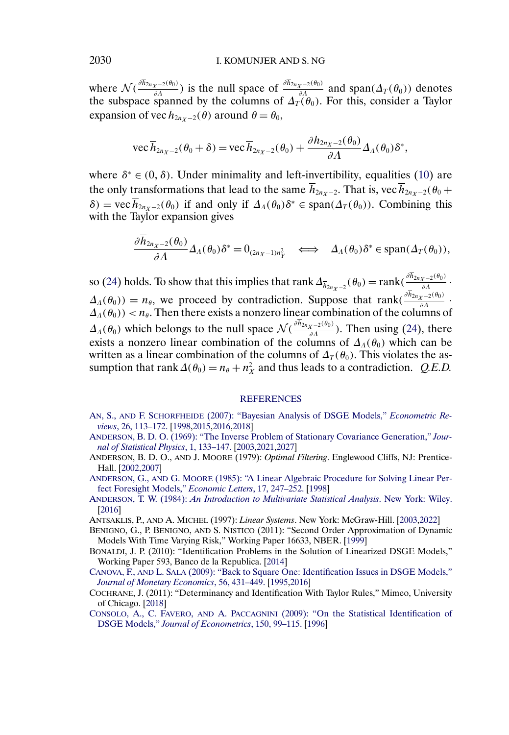where $\mathcal{N}(\frac{\partial \overline{h}_{2n_X-2}(\theta_0)}{\partial \Lambda})$ is the null space of $\frac{\partial \overline{h}_{2n_X-2}(\theta_0)}{\partial \Lambda}$ and $\text{span}(\Delta_T(\theta_0))$ denotes the subspace spanned by the columns of $\Delta_T(\theta_0)$. For this, consider a Taylor expansion of $\text{vec}\,\overline{h}_{2n_X-2}(\theta)$ around $\theta = \theta_0$,

$$\text{vec}\,\overline{h}_{2n_X-2}(\theta_0 + \delta) = \text{vec}\,\overline{h}_{2n_X-2}(\theta_0) + \frac{\partial \overline{h}_{2n_X-2}(\theta_0)}{\partial \Lambda} \Delta_\Lambda(\theta_0)\delta^*,$$

where $\delta^* \in (0, \delta)$. Under minimality and left-invertibility, equalities (10) are the only transformations that lead to the same $\overline{h}_{2n_X-2}$. That is, $\text{vec}\,\overline{h}_{2n_X-2}(\theta_0 + \delta) = \text{vec}\,\overline{h}_{2n_X-2}(\theta_0)$ if and only if $\Delta_\Lambda(\theta_0)\delta^* \in \text{span}(\Delta_T(\theta_0))$. Combining this with the Taylor expansion gives

$$\frac{\partial \overline{h}_{2n_X-2}(\theta_0)}{\partial \Lambda} \Delta_\Lambda(\theta_0)\delta^* = 0_{(2n_X-1)n_Y^2} \iff \Delta_\Lambda(\theta_0)\delta^* \in \text{span}(\Delta_T(\theta_0)),$$

so (24) holds. To show that this implies that $\text{rank}\,\Delta_{\overline{h}_{2n_X-2}}(\theta_0) = \text{rank}(\frac{\partial \overline{h}_{2n_X-2}(\theta_0)}{\partial \Lambda} \cdot \Delta_\Lambda(\theta_0)) = n_\theta$, we proceed by contradiction. Suppose that $\text{rank}(\frac{\partial \overline{h}_{2n_X-2}(\theta_0)}{\partial \Lambda} \cdot \Delta_\Lambda(\theta_0)) < n_\theta$. Then there exists a nonzero linear combination of the columns of $\Delta_\Lambda(\theta_0)$ which belongs to the null space $\mathcal{N}(\frac{\partial \overline{h}_{2n_X-2}(\theta_0)}{\partial \Lambda})$. Then using (24), there exists a nonzero linear combination of the columns of $\Delta_\Lambda(\theta_0)$ which can be written as a linear combination of the columns of $\Delta_T(\theta_0)$. This violates the assumption that $\text{rank}\,\Delta(\theta_0) = n_\theta + n_X^2$ and thus leads to a contradiction. *Q.E.D.*

## REFERENCES

AN, S., AND F. SCHORFHEIDE (2007): "Bayesian Analysis of DSGE Models," *Econometric Reviews*, 26, 113–172. [1998,2015,2016,2018]

ANDERSON, B. D. O. (1969): "The Inverse Problem of Stationary Covariance Generation," *Journal of Statistical Physics*, 1, 133–147. [2003,2021,2027]

ANDERSON, B. D. O., AND J. MOORE (1979): *Optimal Filtering*. Englewood Cliffs, NJ: Prentice-Hall. [2002,2007]

ANDERSON, G., AND G. MOORE (1985): "A Linear Algebraic Procedure for Solving Linear Perfect Foresight Models," *Economic Letters*, 17, 247–252. [1998]

ANDERSON, T. W. (1984): *An Introduction to Multivariate Statistical Analysis*. New York: Wiley. [2016]

ANTSAKLIS, P., AND A. MICHEL (1997): *Linear Systems*. New York: McGraw-Hill. [2003,2022]

BENIGNO, G., P. BENIGNO, AND S. NISTICO (2011): "Second Order Approximation of Dynamic Models With Time Varying Risk," Working Paper 16633, NBER. [1999]

BONALDI, J. P. (2010): "Identification Problems in the Solution of Linearized DSGE Models," Working Paper 593, Banco de la Republica. [2014]

CANOVA, F., AND L. SALA (2009): "Back to Square One: Identification Issues in DSGE Models," *Journal of Monetary Economics*, 56, 431–449. [1995,2016]

COCHRANE, J. (2011): "Determinancy and Identification With Taylor Rules," Mimeo, University of Chicago. [2018]

CONSOLO, A., C. FAVERO, AND A. PACCAGNINI (2009): "On the Statistical Identification of DSGE Models," *Journal of Econometrics*, 150, 99–115. [1996]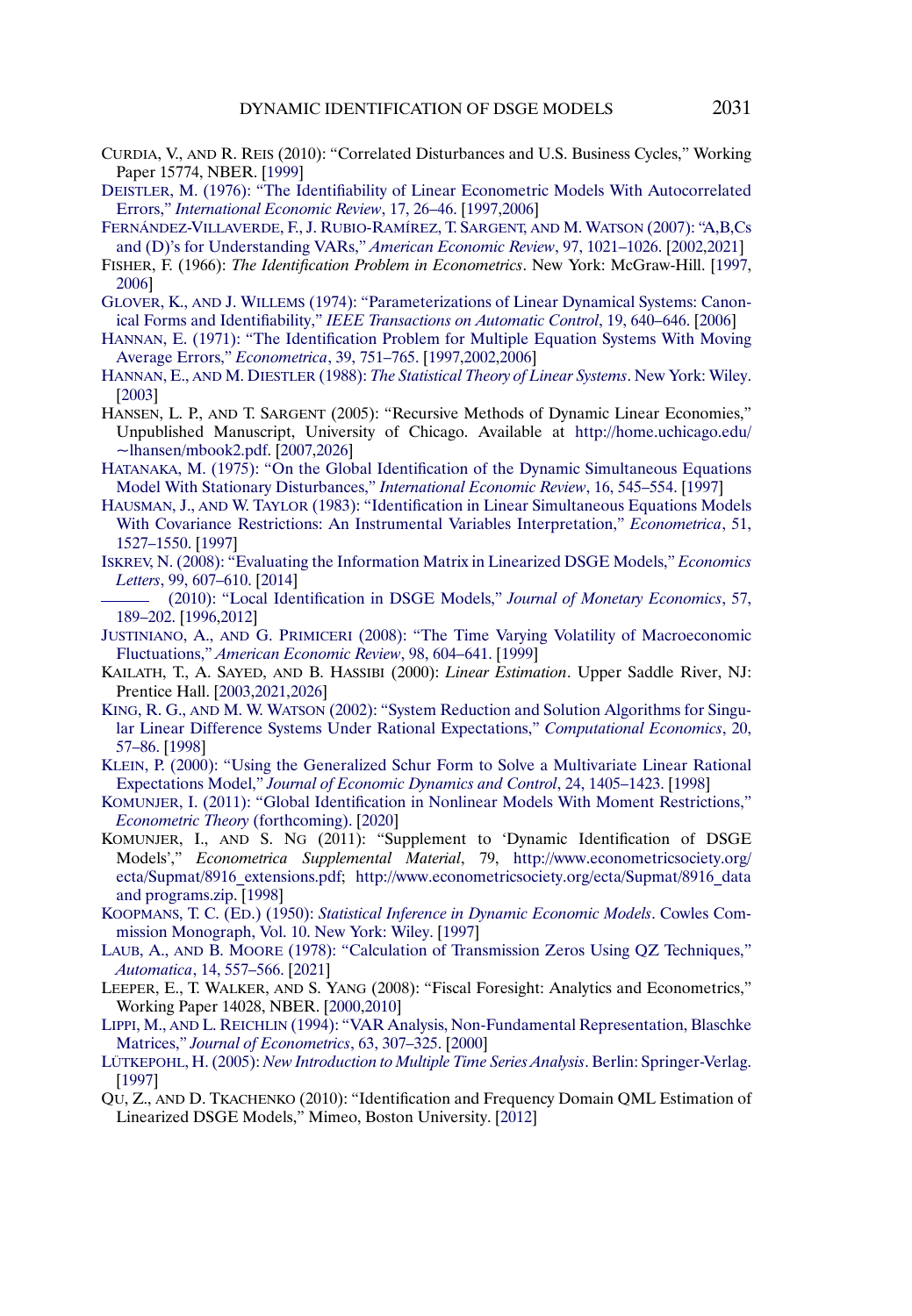CURDIA, V., AND R. REIS (2010): "Correlated Disturbances and U.S. Business Cycles," Working Paper 15774, NBER. [1999]

DEISTLER, M. (1976): "The Identifiability of Linear Econometric Models With Autocorrelated Errors," *International Economic Review*, 17, 26–46. [1997,2006]

FERNÁNDEZ-VILLAVERDE, F., J. RUBIO-RAMÍREZ, T. SARGENT, AND M. WATSON (2007): "A,B,Cs and (D)'s for Understanding VARs," *American Economic Review*, 97, 1021–1026. [2002,2021]

FISHER, F. (1966): *The Identification Problem in Econometrics*. New York: McGraw-Hill. [1997, 2006]

GLOVER, K., AND J. WILLEMS (1974): "Parameterizations of Linear Dynamical Systems: Canonical Forms and Identifiability," *IEEE Transactions on Automatic Control*, 19, 640–646. [2006]

HANNAN, E. (1971): "The Identification Problem for Multiple Equation Systems With Moving Average Errors," *Econometrica*, 39, 751–765. [1997,2002,2006]

HANNAN, E., AND M. DIESTLER (1988): *The Statistical Theory of Linear Systems*. New York: Wiley. [2003]

HANSEN, L. P., AND T. SARGENT (2005): "Recursive Methods of Dynamic Linear Economies," Unpublished Manuscript, University of Chicago. Available at http://home.uchicago.edu/~lhansen/mbook2.pdf. [2007,2026]

HATANAKA, M. (1975): "On the Global Identification of the Dynamic Simultaneous Equations Model With Stationary Disturbances," *International Economic Review*, 16, 545–554. [1997]

HAUSMAN, J., AND W. TAYLOR (1983): "Identification in Linear Simultaneous Equations Models With Covariance Restrictions: An Instrumental Variables Interpretation," *Econometrica*, 51, 1527–1550. [1997]

ISKREV, N. (2008): "Evaluating the Information Matrix in Linearized DSGE Models," *Economics Letters*, 99, 607–610. [2014]

——— (2010): "Local Identification in DSGE Models," *Journal of Monetary Economics*, 57, 189–202. [1996,2012]

JUSTINIANO, A., AND G. PRIMICERI (2008): "The Time Varying Volatility of Macroeconomic Fluctuations," *American Economic Review*, 98, 604–641. [1999]

KAILATH, T., A. SAYED, AND B. HASSIBI (2000): *Linear Estimation*. Upper Saddle River, NJ: Prentice Hall. [2003,2021,2026]

KING, R. G., AND M. W. WATSON (2002): "System Reduction and Solution Algorithms for Singular Linear Difference Systems Under Rational Expectations," *Computational Economics*, 20, 57–86. [1998]

KLEIN, P. (2000): "Using the Generalized Schur Form to Solve a Multivariate Linear Rational Expectations Model," *Journal of Economic Dynamics and Control*, 24, 1405–1423. [1998]

KOMUNJER, I. (2011): "Global Identification in Nonlinear Models With Moment Restrictions," *Econometric Theory* (forthcoming). [2020]

KOMUNJER, I., AND S. NG (2011): "Supplement to 'Dynamic Identification of DSGE Models'," *Econometrica Supplemental Material*, 79, http://www.econometricsociety.org/ecta/Supmat/8916_extensions.pdf; http://www.econometricsociety.org/ecta/Supmat/8916_data and programs.zip. [1998]

KOOPMANS, T. C. (ED.) (1950): *Statistical Inference in Dynamic Economic Models*. Cowles Commission Monograph, Vol. 10. New York: Wiley. [1997]

LAUB, A., AND B. MOORE (1978): "Calculation of Transmission Zeros Using QZ Techniques," *Automatica*, 14, 557–566. [2021]

LEEPER, E., T. WALKER, AND S. YANG (2008): "Fiscal Foresight: Analytics and Econometrics," Working Paper 14028, NBER. [2000,2010]

LIPPI, M., AND L. REICHLIN (1994): "VAR Analysis, Non-Fundamental Representation, Blaschke Matrices," *Journal of Econometrics*, 63, 307–325. [2000]

LÜTKEPOHL, H. (2005): *New Introduction to Multiple Time Series Analysis*. Berlin: Springer-Verlag. [1997]

QU, Z., AND D. TKACHENKO (2010): "Identification and Frequency Domain QML Estimation of Linearized DSGE Models," Mimeo, Boston University. [2012]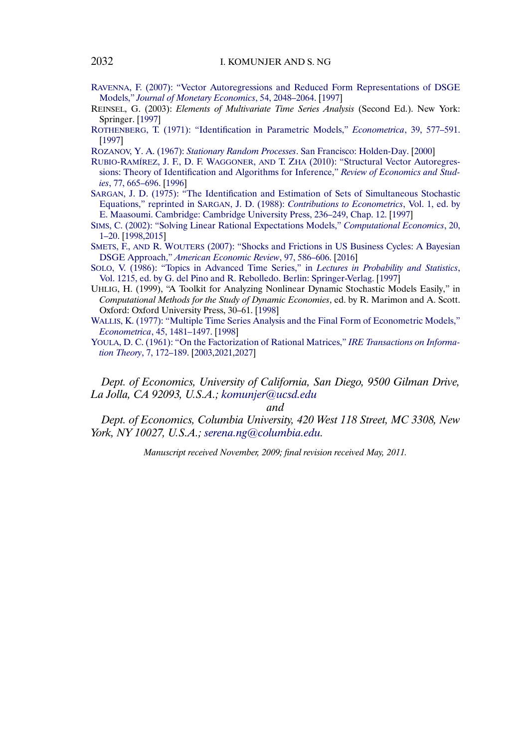RAVENNA, F. (2007): "Vector Autoregressions and Reduced Form Representations of DSGE Models," *Journal of Monetary Economics*, 54, 2048–2064. [1997]

REINSEL, G. (2003): *Elements of Multivariate Time Series Analysis* (Second Ed.). New York: Springer. [1997]

ROTHENBERG, T. (1971): "Identification in Parametric Models," *Econometrica*, 39, 577–591. [1997]

ROZANOV, Y. A. (1967): *Stationary Random Processes*. San Francisco: Holden-Day. [2000]

RUBIO-RAMÍREZ, J. F., D. F. WAGGONER, AND T. ZHA (2010): "Structural Vector Autoregressions: Theory of Identification and Algorithms for Inference," *Review of Economics and Studies*, 77, 665–696. [1996]

SARGAN, J. D. (1975): "The Identification and Estimation of Sets of Simultaneous Stochastic Equations," reprinted in SARGAN, J. D. (1988): *Contributions to Econometrics*, Vol. 1, ed. by E. Maasoumi. Cambridge: Cambridge University Press, 236–249, Chap. 12. [1997]

SIMS, C. (2002): "Solving Linear Rational Expectations Models," *Computational Economics*, 20, 1–20. [1998,2015]

SMETS, F., AND R. WOUTERS (2007): "Shocks and Frictions in US Business Cycles: A Bayesian DSGE Approach," *American Economic Review*, 97, 586–606. [2016]

SOLO, V. (1986): "Topics in Advanced Time Series," in *Lectures in Probability and Statistics*, Vol. 1215, ed. by G. del Pino and R. Rebolledo. Berlin: Springer-Verlag. [1997]

UHLIG, H. (1999), "A Toolkit for Analyzing Nonlinear Dynamic Stochastic Models Easily," in *Computational Methods for the Study of Dynamic Economies*, ed. by R. Marimon and A. Scott. Oxford: Oxford University Press, 30–61. [1998]

WALLIS, K. (1977): "Multiple Time Series Analysis and the Final Form of Econometric Models," *Econometrica*, 45, 1481–1497. [1998]

YOULA, D. C. (1961): "On the Factorization of Rational Matrices," *IRE Transactions on Information Theory*, 7, 172–189. [2003,2021,2027]

*Dept. of Economics, University of California, San Diego, 9500 Gilman Drive, La Jolla, CA 92093, U.S.A.; komunjer@ucsd.edu*

*and*

*Dept. of Economics, Columbia University, 420 West 118 Street, MC 3308, New York, NY 10027, U.S.A.; serena.ng@columbia.edu.*

*Manuscript received November, 2009; final revision received May, 2011.*